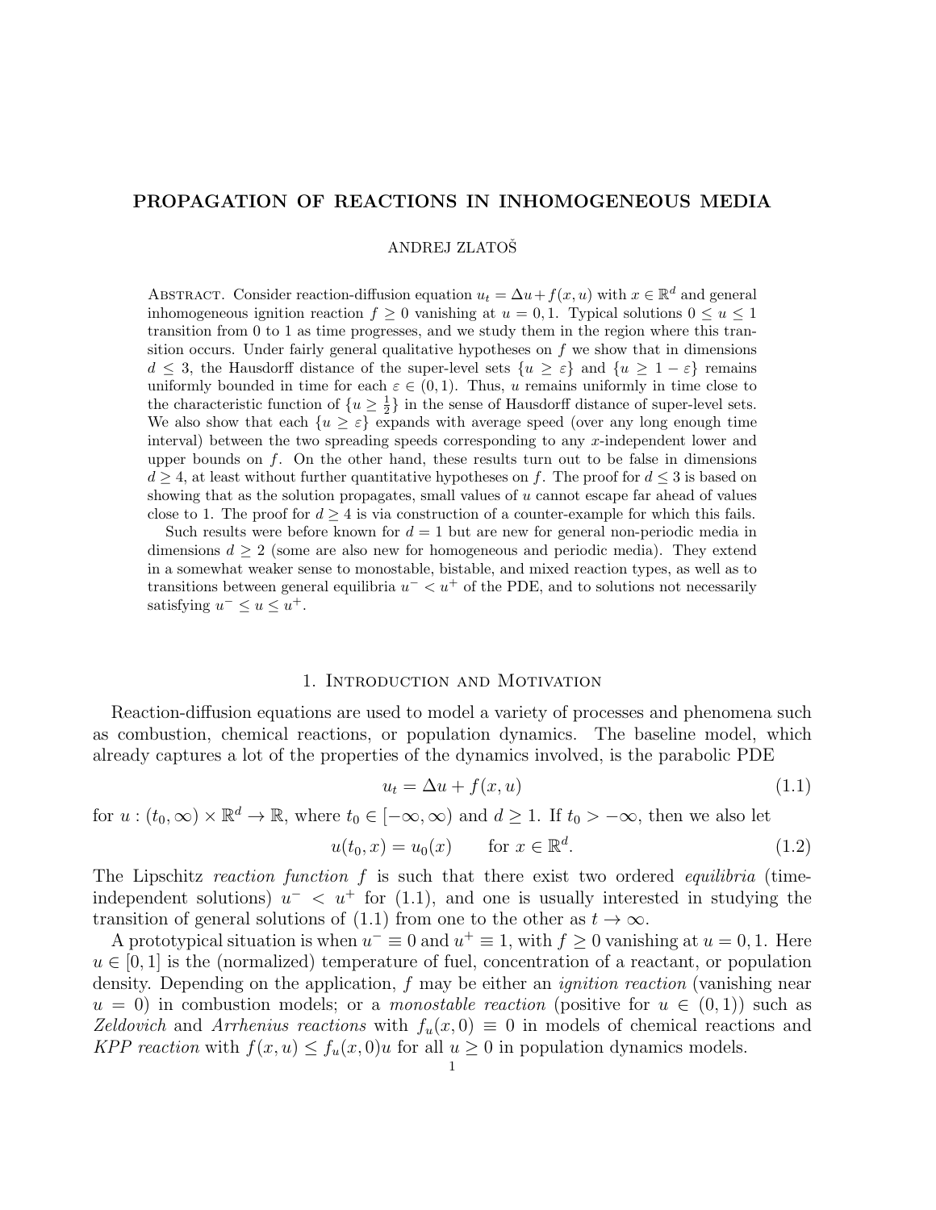# PROPAGATION OF REACTIONS IN INHOMOGENEOUS MEDIA

ANDREJ ZLATOŠ

**Abstract.** Consider reaction-diffusion equation $u_t = \Delta u + f(x,u)$ with $x \in \mathbb{R}^d$ and general inhomogeneous ignition reaction $f \geq 0$ vanishing at $u = 0, 1$. Typical solutions $0 \leq u \leq 1$ transition from 0 to 1 as time progresses, and we study them in the region where this transition occurs. Under fairly general qualitative hypotheses on $f$ we show that in dimensions $d \leq 3$, the Hausdorff distance of the super-level sets $\{u \geq \varepsilon\}$ and $\{u \geq 1 - \varepsilon\}$ remains uniformly bounded in time for each $\varepsilon \in (0,1)$. Thus, $u$ remains uniformly in time close to the characteristic function of $\{u \geq \frac{1}{2}\}$ in the sense of Hausdorff distance of super-level sets. We also show that each $\{u \geq \varepsilon\}$ expands with average speed (over any long enough time interval) between the two spreading speeds corresponding to any $x$-independent lower and upper bounds on $f$. On the other hand, these results turn out to be false in dimensions $d \geq 4$, at least without further quantitative hypotheses on $f$. The proof for $d \leq 3$ is based on showing that as the solution propagates, small values of $u$ cannot escape far ahead of values close to 1. The proof for $d \geq 4$ is via construction of a counter-example for which this fails.

Such results were before known for $d = 1$ but are new for general non-periodic media in dimensions $d \geq 2$ (some are also new for homogeneous and periodic media). They extend in a somewhat weaker sense to monostable, bistable, and mixed reaction types, as well as to transitions between general equilibria $u^- < u^+$ of the PDE, and to solutions not necessarily satisfying $u^- \leq u \leq u^+$.

## 1. Introduction and Motivation

Reaction-diffusion equations are used to model a variety of processes and phenomena such as combustion, chemical reactions, or population dynamics. The baseline model, which already captures a lot of the properties of the dynamics involved, is the parabolic PDE

$$u_t = \Delta u + f(x,u) \tag{1.1}$$

for $u : (t_0, \infty) \times \mathbb{R}^d \to \mathbb{R}$, where $t_0 \in [-\infty, \infty)$ and $d \geq 1$. If $t_0 > -\infty$, then we also let

$$u(t_0, x) = u_0(x) \qquad \text{for } x \in \mathbb{R}^d. \tag{1.2}$$

The Lipschitz *reaction function* $f$ is such that there exist two ordered *equilibria* (time-independent solutions) $u^- < u^+$ for (1.1), and one is usually interested in studying the transition of general solutions of (1.1) from one to the other as $t \to \infty$.

A prototypical situation is when $u^- \equiv 0$ and $u^+ \equiv 1$, with $f \geq 0$ vanishing at $u = 0, 1$. Here $u \in [0,1]$ is the (normalized) temperature of fuel, concentration of a reactant, or population density. Depending on the application, $f$ may be either an *ignition reaction* (vanishing near $u = 0$) in combustion models; or a *monostable reaction* (positive for $u \in (0,1)$) such as *Zeldovich* and *Arrhenius reactions* with $f_u(x,0) \equiv 0$ in models of chemical reactions and *KPP reaction* with $f(x,u) \leq f_u(x,0)u$ for all $u \geq 0$ in population dynamics models.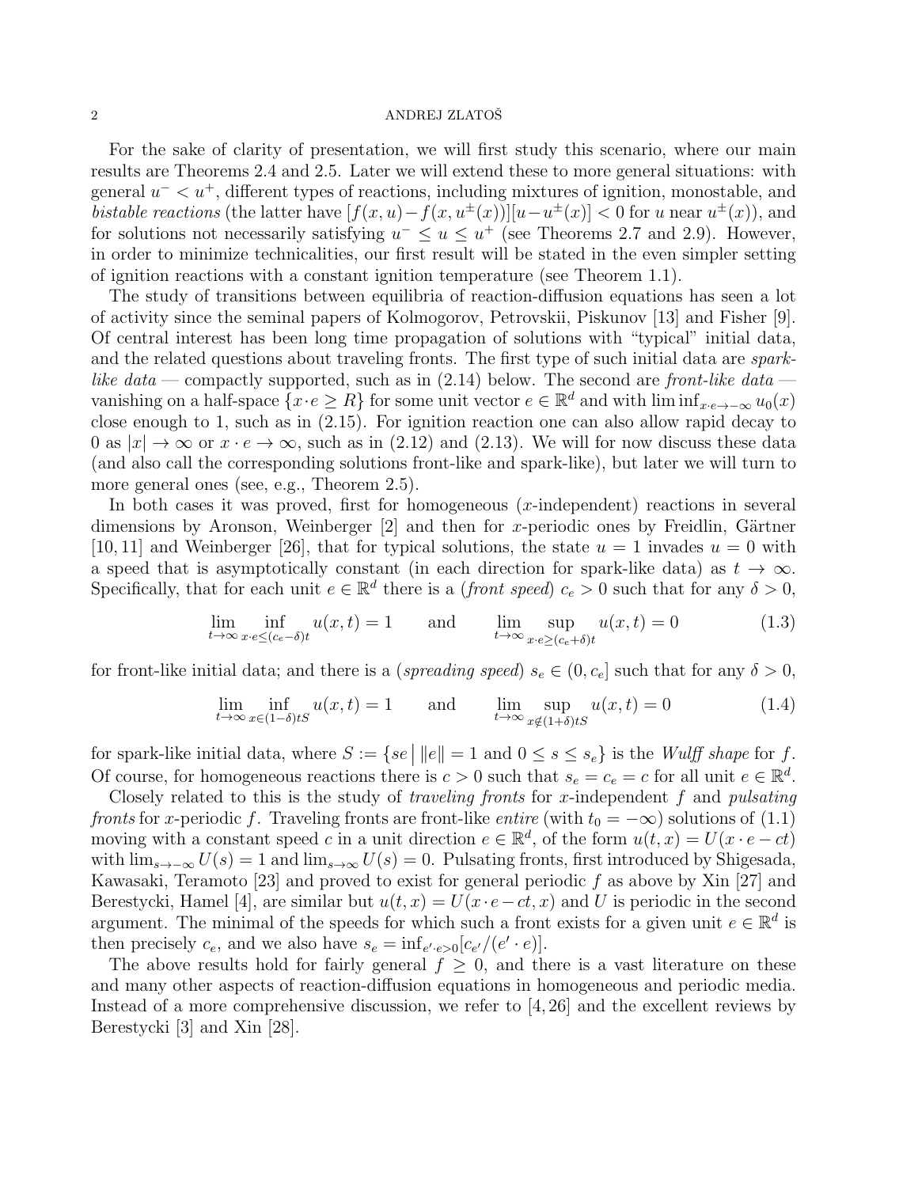For the sake of clarity of presentation, we will first study this scenario, where our main results are Theorems 2.4 and 2.5. Later we will extend these to more general situations: with general $u^- < u^+$, different types of reactions, including mixtures of ignition, monostable, and *bistable reactions* (the latter have $[f(x,u)-f(x,u^\pm(x))][u-u^\pm(x)] < 0$ for $u$ near $u^\pm(x)$), and for solutions not necessarily satisfying $u^- \le u \le u^+$ (see Theorems 2.7 and 2.9). However, in order to minimize technicalities, our first result will be stated in the even simpler setting of ignition reactions with a constant ignition temperature (see Theorem 1.1).

The study of transitions between equilibria of reaction-diffusion equations has seen a lot of activity since the seminal papers of Kolmogorov, Petrovskii, Piskunov [13] and Fisher [9]. Of central interest has been long time propagation of solutions with "typical" initial data, and the related questions about traveling fronts. The first type of such initial data are *spark-like data* — compactly supported, such as in (2.14) below. The second are *front-like data* — vanishing on a half-space $\{x \cdot e \ge R\}$ for some unit vector $e \in \mathbb{R}^d$ and with $\liminf_{x\cdot e \to -\infty} u_0(x)$ close enough to 1, such as in (2.15). For ignition reaction one can also allow rapid decay to 0 as $|x| \to \infty$ or $x \cdot e \to \infty$, such as in (2.12) and (2.13). We will for now discuss these data (and also call the corresponding solutions front-like and spark-like), but later we will turn to more general ones (see, e.g., Theorem 2.5).

In both cases it was proved, first for homogeneous ($x$-independent) reactions in several dimensions by Aronson, Weinberger [2] and then for $x$-periodic ones by Freidlin, Gärtner [10, 11] and Weinberger [26], that for typical solutions, the state $u = 1$ invades $u = 0$ with a speed that is asymptotically constant (in each direction for spark-like data) as $t \to \infty$. Specifically, that for each unit $e \in \mathbb{R}^d$ there is a (*front speed*) $c_e > 0$ such that for any $\delta > 0$,

$$\lim_{t\to\infty} \inf_{x\cdot e \le (c_e - \delta)t} u(x,t) = 1 \qquad \text{and} \qquad \lim_{t\to\infty} \sup_{x\cdot e \ge (c_e+\delta)t} u(x,t) = 0 \tag{1.3}$$

for front-like initial data; and there is a (*spreading speed*) $s_e \in (0, c_e]$ such that for any $\delta > 0$,

$$\lim_{t\to\infty} \inf_{x\in(1-\delta)tS} u(x,t) = 1 \qquad \text{and} \qquad \lim_{t\to\infty} \sup_{x\notin(1+\delta)tS} u(x,t) = 0 \tag{1.4}$$

for spark-like initial data, where $S := \{se \,\big|\, \|e\| = 1 \text{ and } 0 \le s \le s_e\}$ is the *Wulff shape* for $f$. Of course, for homogeneous reactions there is $c > 0$ such that $s_e = c_e = c$ for all unit $e \in \mathbb{R}^d$.

Closely related to this is the study of *traveling fronts* for $x$-independent $f$ and *pulsating fronts* for $x$-periodic $f$. Traveling fronts are front-like *entire* (with $t_0 = -\infty$) solutions of (1.1) moving with a constant speed $c$ in a unit direction $e \in \mathbb{R}^d$, of the form $u(t,x) = U(x \cdot e - ct)$ with $\lim_{s\to-\infty} U(s) = 1$ and $\lim_{s\to\infty} U(s) = 0$. Pulsating fronts, first introduced by Shigesada, Kawasaki, Teramoto [23] and proved to exist for general periodic $f$ as above by Xin [27] and Berestycki, Hamel [4], are similar but $u(t,x) = U(x\cdot e - ct, x)$ and $U$ is periodic in the second argument. The minimal of the speeds for which such a front exists for a given unit $e \in \mathbb{R}^d$ is then precisely $c_e$, and we also have $s_e = \inf_{e'\cdot e>0}[c_{e'}/(e'\cdot e)]$.

The above results hold for fairly general $f \ge 0$, and there is a vast literature on these and many other aspects of reaction-diffusion equations in homogeneous and periodic media. Instead of a more comprehensive discussion, we refer to [4, 26] and the excellent reviews by Berestycki [3] and Xin [28].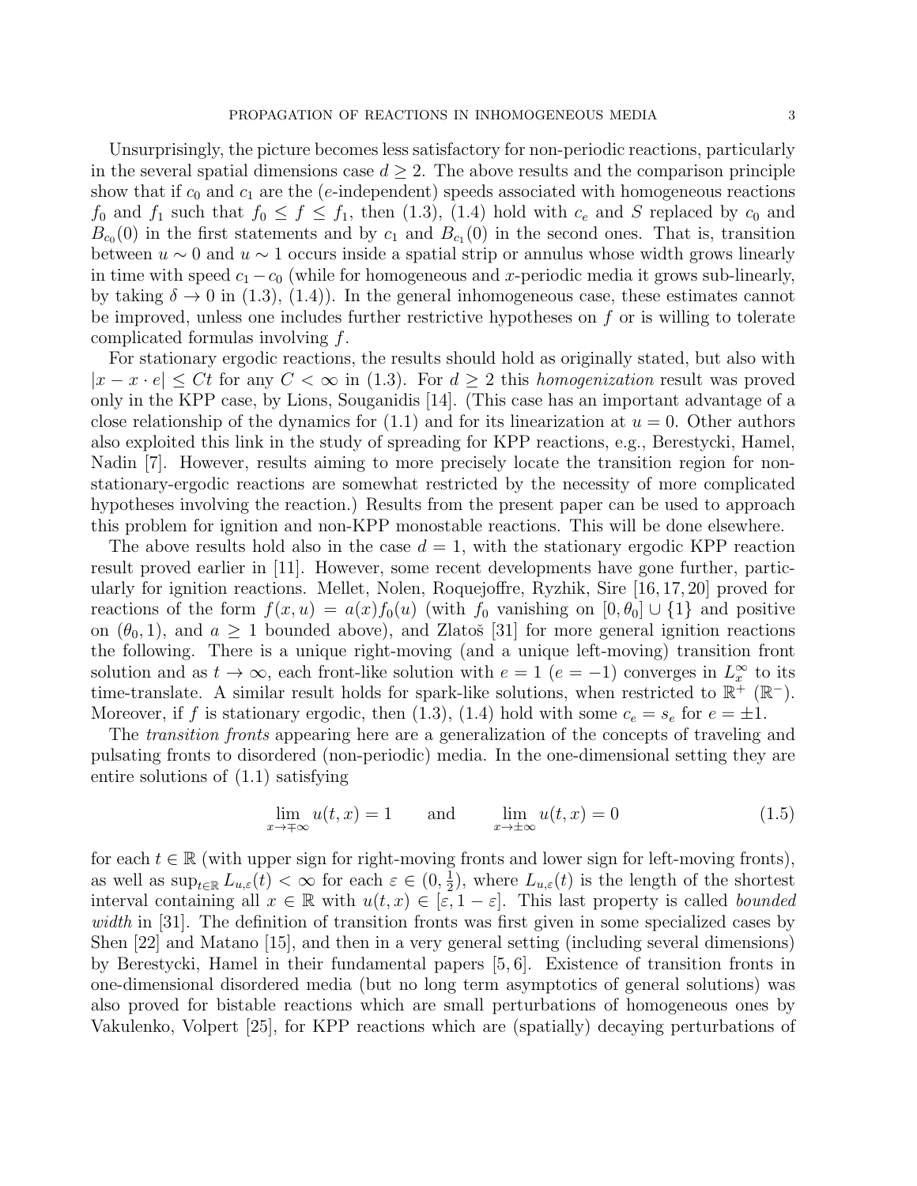Unsurprisingly, the picture becomes less satisfactory for non-periodic reactions, particularly in the several spatial dimensions case $d \geq 2$. The above results and the comparison principle show that if $c_0$ and $c_1$ are the ($e$-independent) speeds associated with homogeneous reactions $f_0$ and $f_1$ such that $f_0 \leq f \leq f_1$, then (1.3), (1.4) hold with $c_e$ and $S$ replaced by $c_0$ and $B_{c_0}(0)$ in the first statements and by $c_1$ and $B_{c_1}(0)$ in the second ones. That is, transition between $u \sim 0$ and $u \sim 1$ occurs inside a spatial strip or annulus whose width grows linearly in time with speed $c_1 - c_0$ (while for homogeneous and $x$-periodic media it grows sub-linearly, by taking $\delta \to 0$ in (1.3), (1.4)). In the general inhomogeneous case, these estimates cannot be improved, unless one includes further restrictive hypotheses on $f$ or is willing to tolerate complicated formulas involving $f$.

For stationary ergodic reactions, the results should hold as originally stated, but also with $|x - x \cdot e| \leq Ct$ for any $C < \infty$ in (1.3). For $d \geq 2$ this *homogenization* result was proved only in the KPP case, by Lions, Souganidis [14]. (This case has an important advantage of a close relationship of the dynamics for (1.1) and for its linearization at $u = 0$. Other authors also exploited this link in the study of spreading for KPP reactions, e.g., Berestycki, Hamel, Nadin [7]. However, results aiming to more precisely locate the transition region for non-stationary-ergodic reactions are somewhat restricted by the necessity of more complicated hypotheses involving the reaction.) Results from the present paper can be used to approach this problem for ignition and non-KPP monostable reactions. This will be done elsewhere.

The above results hold also in the case $d = 1$, with the stationary ergodic KPP reaction result proved earlier in [11]. However, some recent developments have gone further, particularly for ignition reactions. Mellet, Nolen, Roquejoffre, Ryzhik, Sire [16, 17, 20] proved for reactions of the form $f(x, u) = a(x)f_0(u)$ (with $f_0$ vanishing on $[0, \theta_0] \cup \{1\}$ and positive on $(\theta_0, 1)$, and $a \geq 1$ bounded above), and Zlatoš [31] for more general ignition reactions the following. There is a unique right-moving (and a unique left-moving) transition front solution and as $t \to \infty$, each front-like solution with $e = 1$ ($e = -1$) converges in $L^\infty_x$ to its time-translate. A similar result holds for spark-like solutions, when restricted to $\mathbb{R}^+$ ($\mathbb{R}^-$). Moreover, if $f$ is stationary ergodic, then (1.3), (1.4) hold with some $c_e = s_e$ for $e = \pm 1$.

The *transition fronts* appearing here are a generalization of the concepts of traveling and pulsating fronts to disordered (non-periodic) media. In the one-dimensional setting they are entire solutions of (1.1) satisfying

$$\lim_{x \to \mp\infty} u(t, x) = 1 \qquad \text{and} \qquad \lim_{x \to \pm\infty} u(t, x) = 0 \tag{1.5}$$

for each $t \in \mathbb{R}$ (with upper sign for right-moving fronts and lower sign for left-moving fronts), as well as $\sup_{t \in \mathbb{R}} L_{u,\varepsilon}(t) < \infty$ for each $\varepsilon \in (0, \frac{1}{2})$, where $L_{u,\varepsilon}(t)$ is the length of the shortest interval containing all $x \in \mathbb{R}$ with $u(t, x) \in [\varepsilon, 1 - \varepsilon]$. This last property is called *bounded width* in [31]. The definition of transition fronts was first given in some specialized cases by Shen [22] and Matano [15], and then in a very general setting (including several dimensions) by Berestycki, Hamel in their fundamental papers [5, 6]. Existence of transition fronts in one-dimensional disordered media (but no long term asymptotics of general solutions) was also proved for bistable reactions which are small perturbations of homogeneous ones by Vakulenko, Volpert [25], for KPP reactions which are (spatially) decaying perturbations of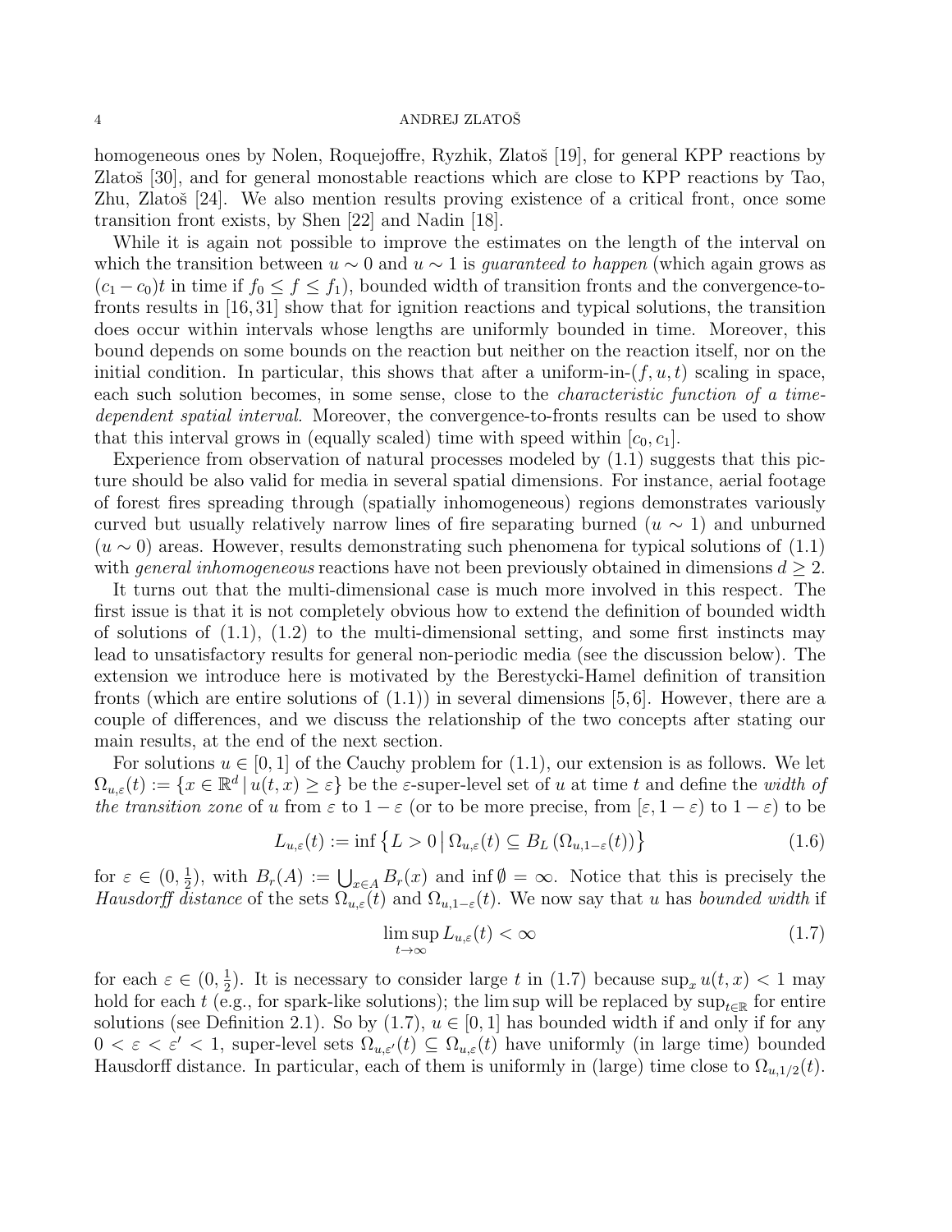homogeneous ones by Nolen, Roquejoffre, Ryzhik, Zlatoš [19], for general KPP reactions by Zlatoš [30], and for general monostable reactions which are close to KPP reactions by Tao, Zhu, Zlatoš [24]. We also mention results proving existence of a critical front, once some transition front exists, by Shen [22] and Nadin [18].

While it is again not possible to improve the estimates on the length of the interval on which the transition between $u \sim 0$ and $u \sim 1$ is *guaranteed to happen* (which again grows as $(c_1 - c_0)t$ in time if $f_0 \le f \le f_1$), bounded width of transition fronts and the convergence-to-fronts results in [16, 31] show that for ignition reactions and typical solutions, the transition does occur within intervals whose lengths are uniformly bounded in time. Moreover, this bound depends on some bounds on the reaction but neither on the reaction itself, nor on the initial condition. In particular, this shows that after a uniform-in-$(f, u, t)$ scaling in space, each such solution becomes, in some sense, close to the *characteristic function of a time-dependent spatial interval.* Moreover, the convergence-to-fronts results can be used to show that this interval grows in (equally scaled) time with speed within $[c_0, c_1]$.

Experience from observation of natural processes modeled by (1.1) suggests that this picture should be also valid for media in several spatial dimensions. For instance, aerial footage of forest fires spreading through (spatially inhomogeneous) regions demonstrates variously curved but usually relatively narrow lines of fire separating burned ($u \sim 1$) and unburned ($u \sim 0$) areas. However, results demonstrating such phenomena for typical solutions of (1.1) with *general inhomogeneous* reactions have not been previously obtained in dimensions $d \ge 2$.

It turns out that the multi-dimensional case is much more involved in this respect. The first issue is that it is not completely obvious how to extend the definition of bounded width of solutions of (1.1), (1.2) to the multi-dimensional setting, and some first instincts may lead to unsatisfactory results for general non-periodic media (see the discussion below). The extension we introduce here is motivated by the Berestycki-Hamel definition of transition fronts (which are entire solutions of (1.1)) in several dimensions [5, 6]. However, there are a couple of differences, and we discuss the relationship of the two concepts after stating our main results, at the end of the next section.

For solutions $u \in [0, 1]$ of the Cauchy problem for (1.1), our extension is as follows. We let $\Omega_{u,\varepsilon}(t) := \{x \in \mathbb{R}^d \,|\, u(t, x) \ge \varepsilon\}$ be the $\varepsilon$-super-level set of $u$ at time $t$ and define the *width of the transition zone* of $u$ from $\varepsilon$ to $1 - \varepsilon$ (or to be more precise, from $[\varepsilon, 1 - \varepsilon)$ to $1 - \varepsilon$) to be

$$L_{u,\varepsilon}(t) := \inf \left\{ L > 0 \,\middle|\, \Omega_{u,\varepsilon}(t) \subseteq B_L\left(\Omega_{u,1-\varepsilon}(t)\right) \right\} \tag{1.6}$$

for $\varepsilon \in (0, \frac{1}{2})$, with $B_r(A) := \bigcup_{x \in A} B_r(x)$ and $\inf \emptyset = \infty$. Notice that this is precisely the *Hausdorff distance* of the sets $\Omega_{u,\varepsilon}(t)$ and $\Omega_{u,1-\varepsilon}(t)$. We now say that $u$ has *bounded width* if

$$\limsup_{t \to \infty} L_{u,\varepsilon}(t) < \infty \tag{1.7}$$

for each $\varepsilon \in (0, \frac{1}{2})$. It is necessary to consider large $t$ in (1.7) because $\sup_x u(t, x) < 1$ may hold for each $t$ (e.g., for spark-like solutions); the lim sup will be replaced by $\sup_{t \in \mathbb{R}}$ for entire solutions (see Definition 2.1). So by (1.7), $u \in [0, 1]$ has bounded width if and only if for any $0 < \varepsilon < \varepsilon' < 1$, super-level sets $\Omega_{u,\varepsilon'}(t) \subseteq \Omega_{u,\varepsilon}(t)$ have uniformly (in large time) bounded Hausdorff distance. In particular, each of them is uniformly in (large) time close to $\Omega_{u,1/2}(t)$.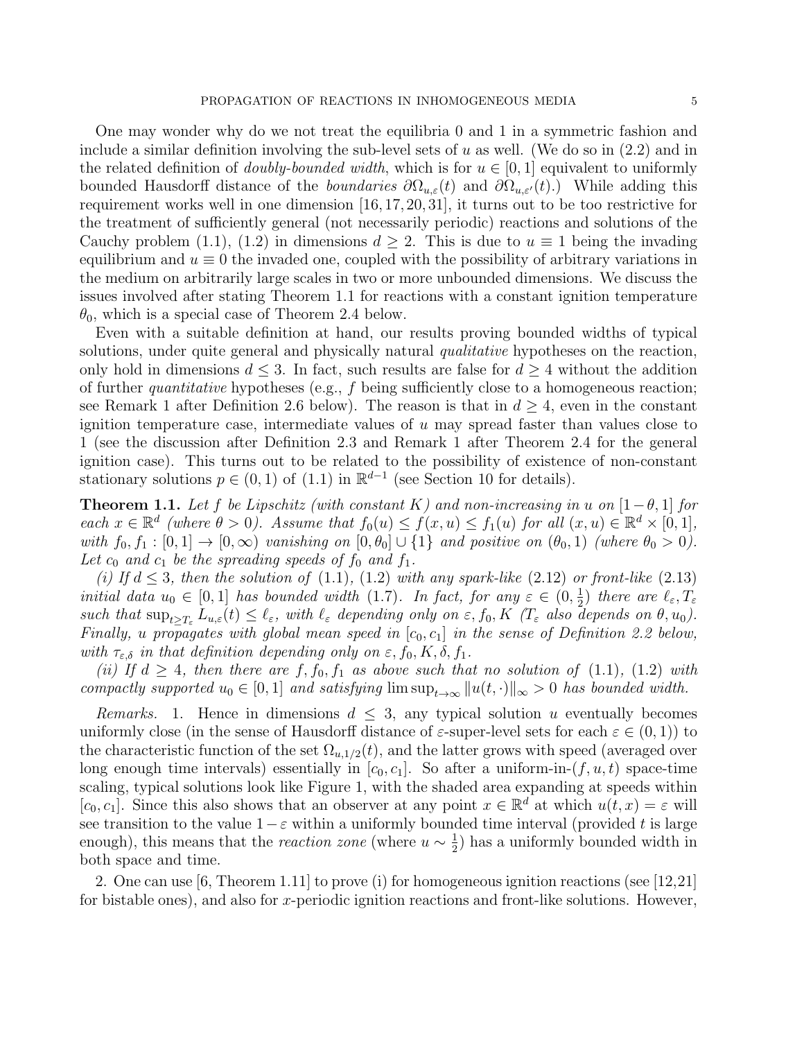One may wonder why do we not treat the equilibria 0 and 1 in a symmetric fashion and include a similar definition involving the sub-level sets of $u$ as well. (We do so in (2.2) and in the related definition of *doubly-bounded width*, which is for $u \in [0,1]$ equivalent to uniformly bounded Hausdorff distance of the *boundaries* $\partial\Omega_{u,\varepsilon}(t)$ and $\partial\Omega_{u,\varepsilon'}(t)$.) While adding this requirement works well in one dimension [16, 17, 20, 31], it turns out to be too restrictive for the treatment of sufficiently general (not necessarily periodic) reactions and solutions of the Cauchy problem (1.1), (1.2) in dimensions $d \geq 2$. This is due to $u \equiv 1$ being the invading equilibrium and $u \equiv 0$ the invaded one, coupled with the possibility of arbitrary variations in the medium on arbitrarily large scales in two or more unbounded dimensions. We discuss the issues involved after stating Theorem 1.1 for reactions with a constant ignition temperature $\theta_0$, which is a special case of Theorem 2.4 below.

Even with a suitable definition at hand, our results proving bounded widths of typical solutions, under quite general and physically natural *qualitative* hypotheses on the reaction, only hold in dimensions $d \leq 3$. In fact, such results are false for $d \geq 4$ without the addition of further *quantitative* hypotheses (e.g., $f$ being sufficiently close to a homogeneous reaction; see Remark 1 after Definition 2.6 below). The reason is that in $d \geq 4$, even in the constant ignition temperature case, intermediate values of $u$ may spread faster than values close to 1 (see the discussion after Definition 2.3 and Remark 1 after Theorem 2.4 for the general ignition case). This turns out to be related to the possibility of existence of non-constant stationary solutions $p \in (0,1)$ of (1.1) in $\mathbb{R}^{d-1}$ (see Section 10 for details).

**Theorem 1.1.** *Let $f$ be Lipschitz (with constant $K$) and non-increasing in $u$ on $[1-\theta, 1]$ for each $x \in \mathbb{R}^d$ (where $\theta > 0$). Assume that $f_0(u) \leq f(x,u) \leq f_1(u)$ for all $(x,u) \in \mathbb{R}^d \times [0,1]$, with $f_0, f_1 : [0,1] \to [0,\infty)$ vanishing on $[0,\theta_0] \cup \{1\}$ and positive on $(\theta_0, 1)$ (where $\theta_0 > 0$). Let $c_0$ and $c_1$ be the spreading speeds of $f_0$ and $f_1$.*

*(i) If $d \leq 3$, then the solution of (1.1), (1.2) with any spark-like (2.12) or front-like (2.13) initial data $u_0 \in [0,1]$ has bounded width (1.7). In fact, for any $\varepsilon \in (0, \frac{1}{2})$ there are $\ell_\varepsilon, T_\varepsilon$ such that $\sup_{t \geq T_\varepsilon} L_{u,\varepsilon}(t) \leq \ell_\varepsilon$, with $\ell_\varepsilon$ depending only on $\varepsilon, f_0, K$ ($T_\varepsilon$ also depends on $\theta, u_0$). Finally, $u$ propagates with global mean speed in $[c_0, c_1]$ in the sense of Definition 2.2 below, with $\tau_{\varepsilon,\delta}$ in that definition depending only on $\varepsilon, f_0, K, \delta, f_1$.*

*(ii) If $d \geq 4$, then there are $f, f_0, f_1$ as above such that no solution of (1.1), (1.2) with compactly supported $u_0 \in [0,1]$ and satisfying $\limsup_{t\to\infty} \|u(t,\cdot)\|_\infty > 0$ has bounded width.*

*Remarks.* 1. Hence in dimensions $d \leq 3$, any typical solution $u$ eventually becomes uniformly close (in the sense of Hausdorff distance of $\varepsilon$-super-level sets for each $\varepsilon \in (0,1)$) to the characteristic function of the set $\Omega_{u,1/2}(t)$, and the latter grows with speed (averaged over long enough time intervals) essentially in $[c_0, c_1]$. So after a uniform-in-$(f, u, t)$ space-time scaling, typical solutions look like Figure 1, with the shaded area expanding at speeds within $[c_0, c_1]$. Since this also shows that an observer at any point $x \in \mathbb{R}^d$ at which $u(t,x) = \varepsilon$ will see transition to the value $1-\varepsilon$ within a uniformly bounded time interval (provided $t$ is large enough), this means that the *reaction zone* (where $u \sim \frac{1}{2}$) has a uniformly bounded width in both space and time.

2. One can use [6, Theorem 1.11] to prove (i) for homogeneous ignition reactions (see [12, 21] for bistable ones), and also for $x$-periodic ignition reactions and front-like solutions. However,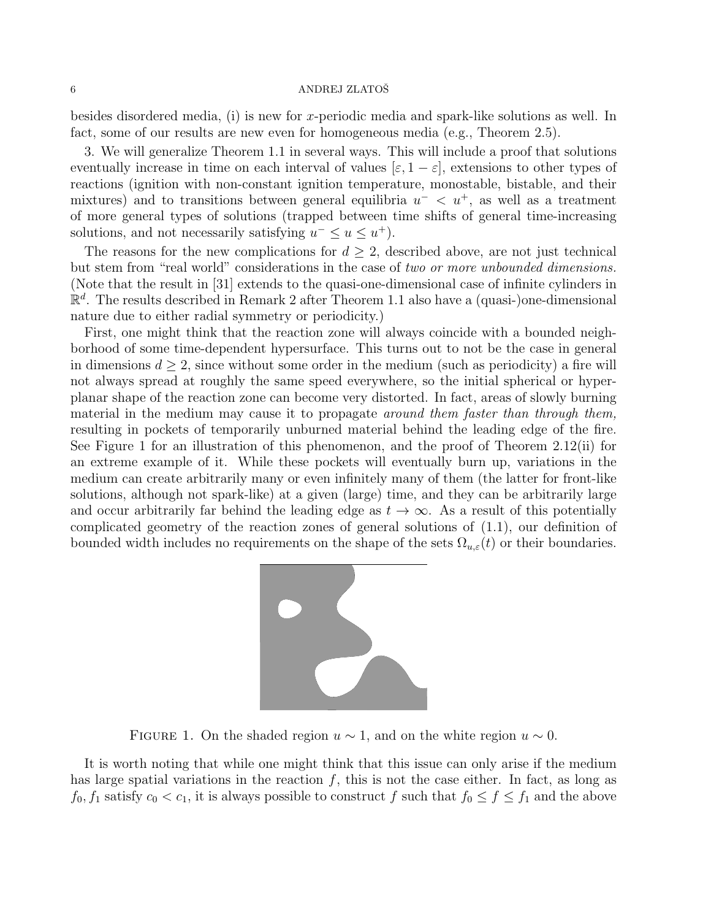besides disordered media, (i) is new for $x$-periodic media and spark-like solutions as well. In fact, some of our results are new even for homogeneous media (e.g., Theorem 2.5).

3. We will generalize Theorem 1.1 in several ways. This will include a proof that solutions eventually increase in time on each interval of values $[\varepsilon, 1-\varepsilon]$, extensions to other types of reactions (ignition with non-constant ignition temperature, monostable, bistable, and their mixtures) and to transitions between general equilibria $u^- < u^+$, as well as a treatment of more general types of solutions (trapped between time shifts of general time-increasing solutions, and not necessarily satisfying $u^- \le u \le u^+$).

The reasons for the new complications for $d \ge 2$, described above, are not just technical but stem from "real world" considerations in the case of *two or more unbounded dimensions.* (Note that the result in [31] extends to the quasi-one-dimensional case of infinite cylinders in $\mathbb{R}^d$. The results described in Remark 2 after Theorem 1.1 also have a (quasi-)one-dimensional nature due to either radial symmetry or periodicity.)

First, one might think that the reaction zone will always coincide with a bounded neighborhood of some time-dependent hypersurface. This turns out to not be the case in general in dimensions $d \ge 2$, since without some order in the medium (such as periodicity) a fire will not always spread at roughly the same speed everywhere, so the initial spherical or hyperplanar shape of the reaction zone can become very distorted. In fact, areas of slowly burning material in the medium may cause it to propagate *around them faster than through them,* resulting in pockets of temporarily unburned material behind the leading edge of the fire. See Figure 1 for an illustration of this phenomenon, and the proof of Theorem 2.12(ii) for an extreme example of it. While these pockets will eventually burn up, variations in the medium can create arbitrarily many or even infinitely many of them (the latter for front-like solutions, although not spark-like) at a given (large) time, and they can be arbitrarily large and occur arbitrarily far behind the leading edge as $t \to \infty$. As a result of this potentially complicated geometry of the reaction zones of general solutions of (1.1), our definition of bounded width includes no requirements on the shape of the sets $\Omega_{u,\varepsilon}(t)$ or their boundaries.

FIGURE 1. On the shaded region $u \sim 1$, and on the white region $u \sim 0$.

It is worth noting that while one might think that this issue can only arise if the medium has large spatial variations in the reaction $f$, this is not the case either. In fact, as long as $f_0, f_1$ satisfy $c_0 < c_1$, it is always possible to construct $f$ such that $f_0 \le f \le f_1$ and the above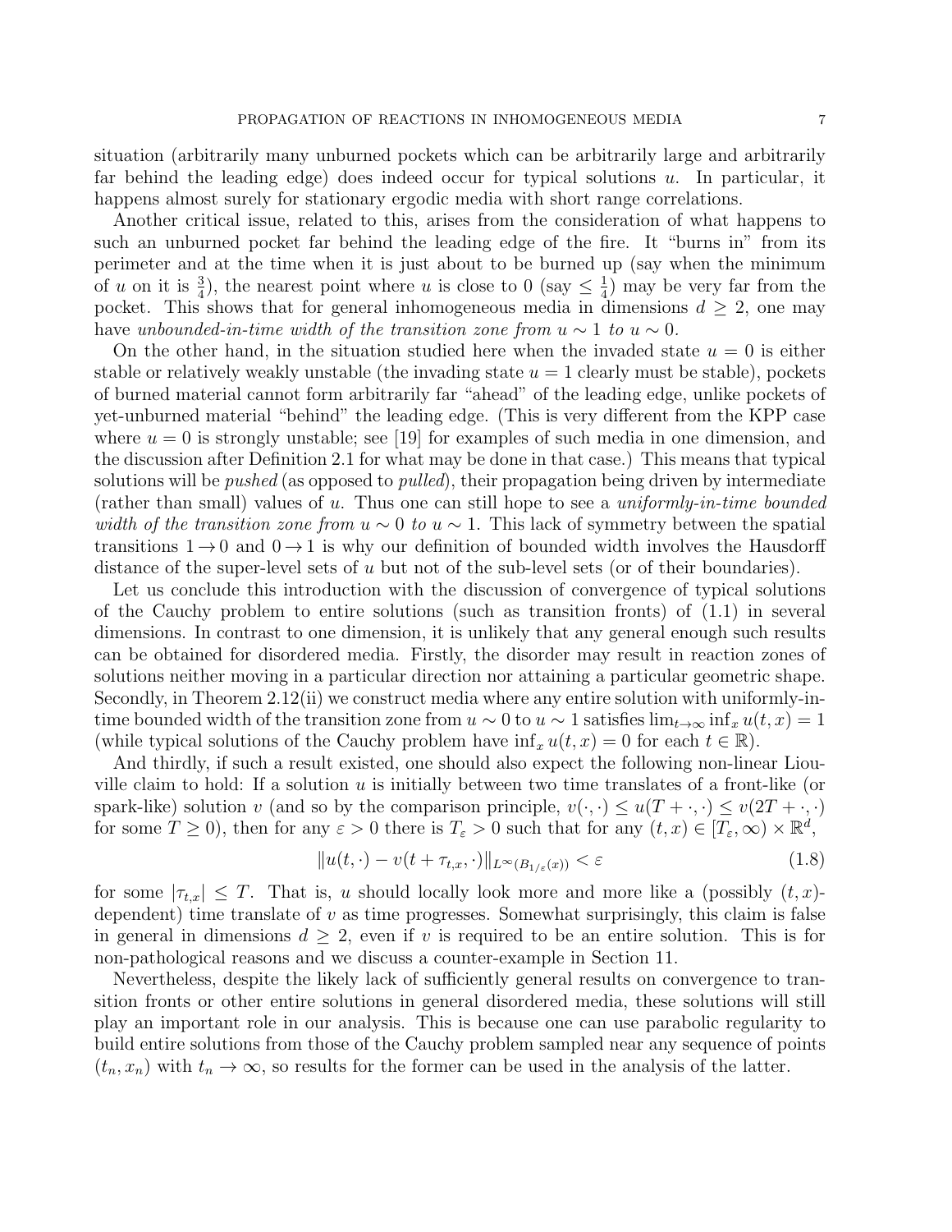situation (arbitrarily many unburned pockets which can be arbitrarily large and arbitrarily far behind the leading edge) does indeed occur for typical solutions $u$. In particular, it happens almost surely for stationary ergodic media with short range correlations.

Another critical issue, related to this, arises from the consideration of what happens to such an unburned pocket far behind the leading edge of the fire. It "burns in" from its perimeter and at the time when it is just about to be burned up (say when the minimum of $u$ on it is $\frac{3}{4}$), the nearest point where $u$ is close to 0 (say $\leq \frac{1}{4}$) may be very far from the pocket. This shows that for general inhomogeneous media in dimensions $d \geq 2$, one may have *unbounded-in-time width of the transition zone from $u \sim 1$ to $u \sim 0$.*

On the other hand, in the situation studied here when the invaded state $u = 0$ is either stable or relatively weakly unstable (the invading state $u = 1$ clearly must be stable), pockets of burned material cannot form arbitrarily far "ahead" of the leading edge, unlike pockets of yet-unburned material "behind" the leading edge. (This is very different from the KPP case where $u = 0$ is strongly unstable; see [19] for examples of such media in one dimension, and the discussion after Definition 2.1 for what may be done in that case.) This means that typical solutions will be *pushed* (as opposed to *pulled*), their propagation being driven by intermediate (rather than small) values of $u$. Thus one can still hope to see a *uniformly-in-time bounded width of the transition zone from $u \sim 0$ to $u \sim 1$.* This lack of symmetry between the spatial transitions $1 \to 0$ and $0 \to 1$ is why our definition of bounded width involves the Hausdorff distance of the super-level sets of $u$ but not of the sub-level sets (or of their boundaries).

Let us conclude this introduction with the discussion of convergence of typical solutions of the Cauchy problem to entire solutions (such as transition fronts) of (1.1) in several dimensions. In contrast to one dimension, it is unlikely that any general enough such results can be obtained for disordered media. Firstly, the disorder may result in reaction zones of solutions neither moving in a particular direction nor attaining a particular geometric shape. Secondly, in Theorem 2.12(ii) we construct media where any entire solution with uniformly-in-time bounded width of the transition zone from $u \sim 0$ to $u \sim 1$ satisfies $\lim_{t\to\infty} \inf_x u(t, x) = 1$ (while typical solutions of the Cauchy problem have $\inf_x u(t, x) = 0$ for each $t \in \mathbb{R}$).

And thirdly, if such a result existed, one should also expect the following non-linear Liouville claim to hold: If a solution $u$ is initially between two time translates of a front-like (or spark-like) solution $v$ (and so by the comparison principle, $v(\cdot, \cdot) \leq u(T + \cdot, \cdot) \leq v(2T + \cdot, \cdot)$ for some $T \geq 0$), then for any $\varepsilon > 0$ there is $T_\varepsilon > 0$ such that for any $(t, x) \in [T_\varepsilon, \infty) \times \mathbb{R}^d$,

$$\|u(t, \cdot) - v(t + \tau_{t,x}, \cdot)\|_{L^\infty(B_{1/\varepsilon}(x))} < \varepsilon \tag{1.8}$$

for some $|\tau_{t,x}| \leq T$. That is, $u$ should locally look more and more like a (possibly $(t, x)$-dependent) time translate of $v$ as time progresses. Somewhat surprisingly, this claim is false in general in dimensions $d \geq 2$, even if $v$ is required to be an entire solution. This is for non-pathological reasons and we discuss a counter-example in Section 11.

Nevertheless, despite the likely lack of sufficiently general results on convergence to transition fronts or other entire solutions in general disordered media, these solutions will still play an important role in our analysis. This is because one can use parabolic regularity to build entire solutions from those of the Cauchy problem sampled near any sequence of points $(t_n, x_n)$ with $t_n \to \infty$, so results for the former can be used in the analysis of the latter.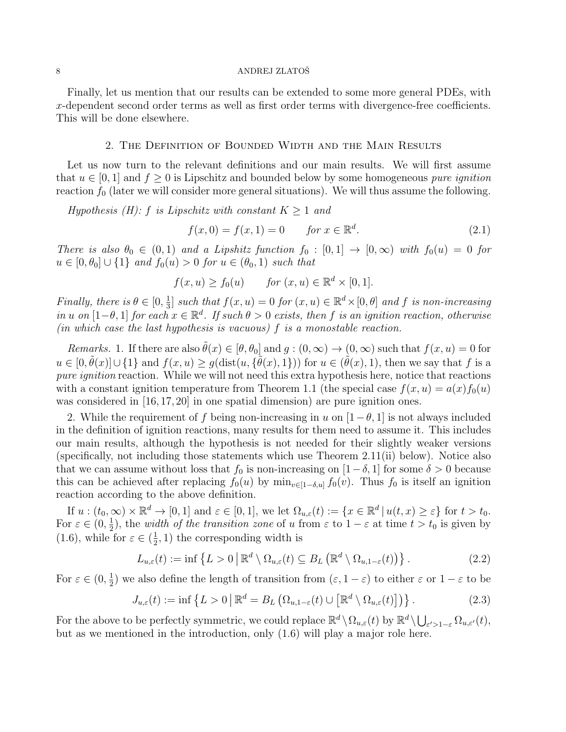Finally, let us mention that our results can be extended to some more general PDEs, with $x$-dependent second order terms as well as first order terms with divergence-free coefficients. This will be done elsewhere.

## 2. The Definition of Bounded Width and the Main Results

Let us now turn to the relevant definitions and our main results. We will first assume that $u \in [0,1]$ and $f \geq 0$ is Lipschitz and bounded below by some homogeneous *pure ignition* reaction $f_0$ (later we will consider more general situations). We will thus assume the following.

*Hypothesis (H): $f$ is Lipschitz with constant $K \geq 1$ and*

$$f(x,0) = f(x,1) = 0 \qquad \text{for } x \in \mathbb{R}^d. \tag{2.1}$$

*There is also $\theta_0 \in (0,1)$ and a Lipshitz function $f_0 : [0,1] \to [0,\infty)$ with $f_0(u) = 0$ for $u \in [0,\theta_0] \cup \{1\}$ and $f_0(u) > 0$ for $u \in (\theta_0, 1)$ such that*

$$f(x,u) \geq f_0(u) \qquad \text{for } (x,u) \in \mathbb{R}^d \times [0,1].$$

*Finally, there is $\theta \in [0, \frac{1}{3}]$ such that $f(x,u) = 0$ for $(x,u) \in \mathbb{R}^d \times [0,\theta]$ and $f$ is non-increasing in $u$ on $[1-\theta, 1]$ for each $x \in \mathbb{R}^d$. If such $\theta > 0$ exists, then $f$ is an ignition reaction, otherwise (in which case the last hypothesis is vacuous) $f$ is a monostable reaction.*

*Remarks.* 1. If there are also $\tilde{\theta}(x) \in [\theta, \theta_0]$ and $g : (0,\infty) \to (0,\infty)$ such that $f(x,u) = 0$ for $u \in [0, \tilde{\theta}(x)] \cup \{1\}$ and $f(x,u) \geq g(\mathrm{dist}(u, \{\tilde{\theta}(x), 1\}))$ for $u \in (\tilde{\theta}(x), 1)$, then we say that $f$ is a *pure ignition* reaction. While we will not need this extra hypothesis here, notice that reactions with a constant ignition temperature from Theorem 1.1 (the special case $f(x,u) = a(x) f_0(u)$ was considered in [16, 17, 20] in one spatial dimension) are pure ignition ones.

2. While the requirement of $f$ being non-increasing in $u$ on $[1-\theta, 1]$ is not always included in the definition of ignition reactions, many results for them need to assume it. This includes our main results, although the hypothesis is not needed for their slightly weaker versions (specifically, not including those statements which use Theorem 2.11(ii) below). Notice also that we can assume without loss that $f_0$ is non-increasing on $[1-\delta, 1]$ for some $\delta > 0$ because this can be achieved after replacing $f_0(u)$ by $\min_{v \in [1-\delta, u]} f_0(v)$. Thus $f_0$ is itself an ignition reaction according to the above definition.

If $u : (t_0, \infty) \times \mathbb{R}^d \to [0,1]$ and $\varepsilon \in [0,1]$, we let $\Omega_{u,\varepsilon}(t) := \{x \in \mathbb{R}^d \,|\, u(t,x) \geq \varepsilon\}$ for $t > t_0$. For $\varepsilon \in (0, \frac{1}{2})$, the *width of the transition zone* of $u$ from $\varepsilon$ to $1-\varepsilon$ at time $t > t_0$ is given by (1.6), while for $\varepsilon \in (\frac{1}{2}, 1)$ the corresponding width is

$$L_{u,\varepsilon}(t) := \inf \left\{ L > 0 \,\middle|\, \mathbb{R}^d \setminus \Omega_{u,\varepsilon}(t) \subseteq B_L\left(\mathbb{R}^d \setminus \Omega_{u,1-\varepsilon}(t)\right) \right\}. \tag{2.2}$$

For $\varepsilon \in (0, \frac{1}{2})$ we also define the length of transition from $(\varepsilon, 1-\varepsilon)$ to either $\varepsilon$ or $1-\varepsilon$ to be

$$J_{u,\varepsilon}(t) := \inf \left\{ L > 0 \,\middle|\, \mathbb{R}^d = B_L\left(\Omega_{u,1-\varepsilon}(t) \cup \left[\mathbb{R}^d \setminus \Omega_{u,\varepsilon}(t)\right]\right) \right\}. \tag{2.3}$$

For the above to be perfectly symmetric, we could replace $\mathbb{R}^d \setminus \Omega_{u,\varepsilon}(t)$ by $\mathbb{R}^d \setminus \bigcup_{\varepsilon' > 1-\varepsilon} \Omega_{u,\varepsilon'}(t)$, but as we mentioned in the introduction, only (1.6) will play a major role here.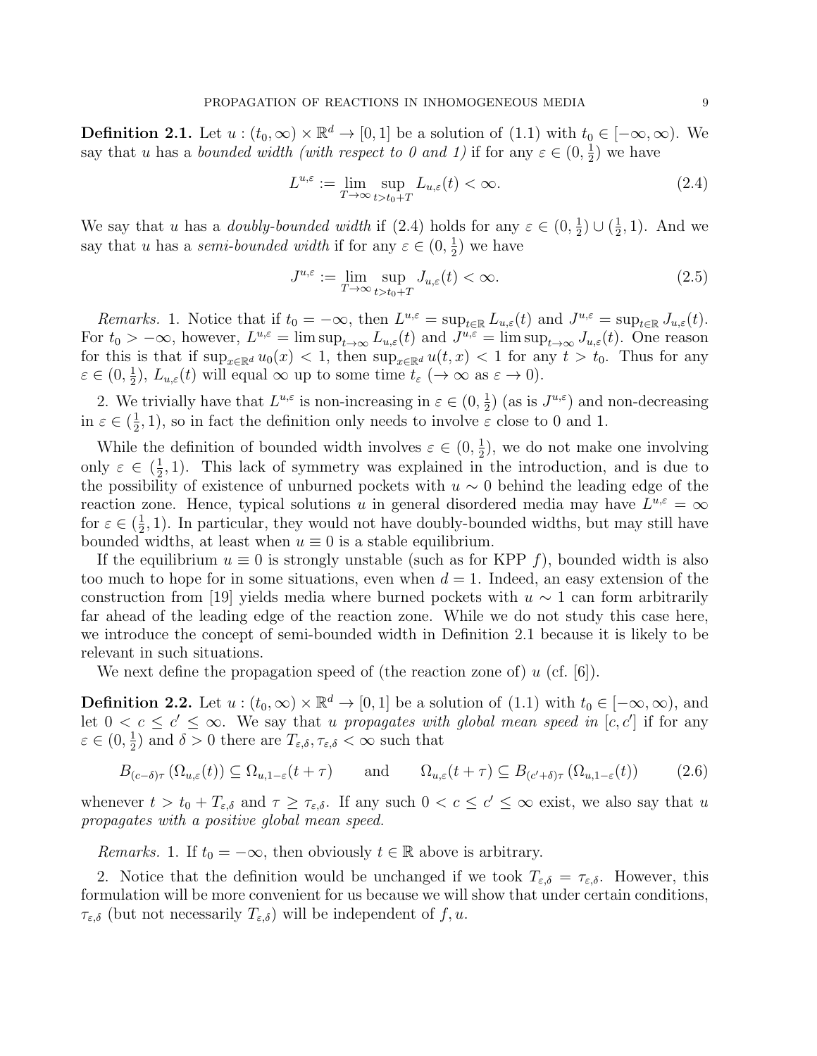**Definition 2.1.** Let $u : (t_0, \infty) \times \mathbb{R}^d \to [0, 1]$ be a solution of (1.1) with $t_0 \in [-\infty, \infty)$. We say that $u$ has a *bounded width (with respect to 0 and 1)* if for any $\varepsilon \in (0, \frac{1}{2})$ we have

$$L^{u,\varepsilon} := \lim_{T\to\infty} \sup_{t>t_0+T} L_{u,\varepsilon}(t) < \infty. \tag{2.4}$$

We say that $u$ has a *doubly-bounded width* if (2.4) holds for any $\varepsilon \in (0, \frac{1}{2}) \cup (\frac{1}{2}, 1)$. And we say that $u$ has a *semi-bounded width* if for any $\varepsilon \in (0, \frac{1}{2})$ we have

$$J^{u,\varepsilon} := \lim_{T\to\infty} \sup_{t>t_0+T} J_{u,\varepsilon}(t) < \infty. \tag{2.5}$$

*Remarks.* 1. Notice that if $t_0 = -\infty$, then $L^{u,\varepsilon} = \sup_{t\in\mathbb{R}} L_{u,\varepsilon}(t)$ and $J^{u,\varepsilon} = \sup_{t\in\mathbb{R}} J_{u,\varepsilon}(t)$. For $t_0 > -\infty$, however, $L^{u,\varepsilon} = \limsup_{t\to\infty} L_{u,\varepsilon}(t)$ and $J^{u,\varepsilon} = \limsup_{t\to\infty} J_{u,\varepsilon}(t)$. One reason for this is that if $\sup_{x\in\mathbb{R}^d} u_0(x) < 1$, then $\sup_{x\in\mathbb{R}^d} u(t,x) < 1$ for any $t > t_0$. Thus for any $\varepsilon \in (0, \frac{1}{2})$, $L_{u,\varepsilon}(t)$ will equal $\infty$ up to some time $t_\varepsilon$ ($\to \infty$ as $\varepsilon \to 0$).

2. We trivially have that $L^{u,\varepsilon}$ is non-increasing in $\varepsilon \in (0, \frac{1}{2})$ (as is $J^{u,\varepsilon}$) and non-decreasing in $\varepsilon \in (\frac{1}{2}, 1)$, so in fact the definition only needs to involve $\varepsilon$ close to 0 and 1.

While the definition of bounded width involves $\varepsilon \in (0, \frac{1}{2})$, we do not make one involving only $\varepsilon \in (\frac{1}{2}, 1)$. This lack of symmetry was explained in the introduction, and is due to the possibility of existence of unburned pockets with $u \sim 0$ behind the leading edge of the reaction zone. Hence, typical solutions $u$ in general disordered media may have $L^{u,\varepsilon} = \infty$ for $\varepsilon \in (\frac{1}{2}, 1)$. In particular, they would not have doubly-bounded widths, but may still have bounded widths, at least when $u \equiv 0$ is a stable equilibrium.

If the equilibrium $u \equiv 0$ is strongly unstable (such as for KPP $f$), bounded width is also too much to hope for in some situations, even when $d = 1$. Indeed, an easy extension of the construction from [19] yields media where burned pockets with $u \sim 1$ can form arbitrarily far ahead of the leading edge of the reaction zone. While we do not study this case here, we introduce the concept of semi-bounded width in Definition 2.1 because it is likely to be relevant in such situations.

We next define the propagation speed of (the reaction zone of) $u$ (cf. [6]).

**Definition 2.2.** Let $u : (t_0, \infty) \times \mathbb{R}^d \to [0, 1]$ be a solution of (1.1) with $t_0 \in [-\infty, \infty)$, and let $0 < c \le c' \le \infty$. We say that $u$ *propagates with global mean speed in* $[c, c']$ if for any $\varepsilon \in (0, \frac{1}{2})$ and $\delta > 0$ there are $T_{\varepsilon,\delta}, \tau_{\varepsilon,\delta} < \infty$ such that

$$B_{(c-\delta)\tau}\left(\Omega_{u,\varepsilon}(t)\right) \subseteq \Omega_{u,1-\varepsilon}(t+\tau) \qquad \text{and} \qquad \Omega_{u,\varepsilon}(t+\tau) \subseteq B_{(c'+\delta)\tau}\left(\Omega_{u,1-\varepsilon}(t)\right) \tag{2.6}$$

whenever $t > t_0 + T_{\varepsilon,\delta}$ and $\tau \ge \tau_{\varepsilon,\delta}$. If any such $0 < c \le c' \le \infty$ exist, we also say that $u$ *propagates with a positive global mean speed.*

*Remarks.* 1. If $t_0 = -\infty$, then obviously $t \in \mathbb{R}$ above is arbitrary.

2. Notice that the definition would be unchanged if we took $T_{\varepsilon,\delta} = \tau_{\varepsilon,\delta}$. However, this formulation will be more convenient for us because we will show that under certain conditions, $\tau_{\varepsilon,\delta}$ (but not necessarily $T_{\varepsilon,\delta}$) will be independent of $f, u$.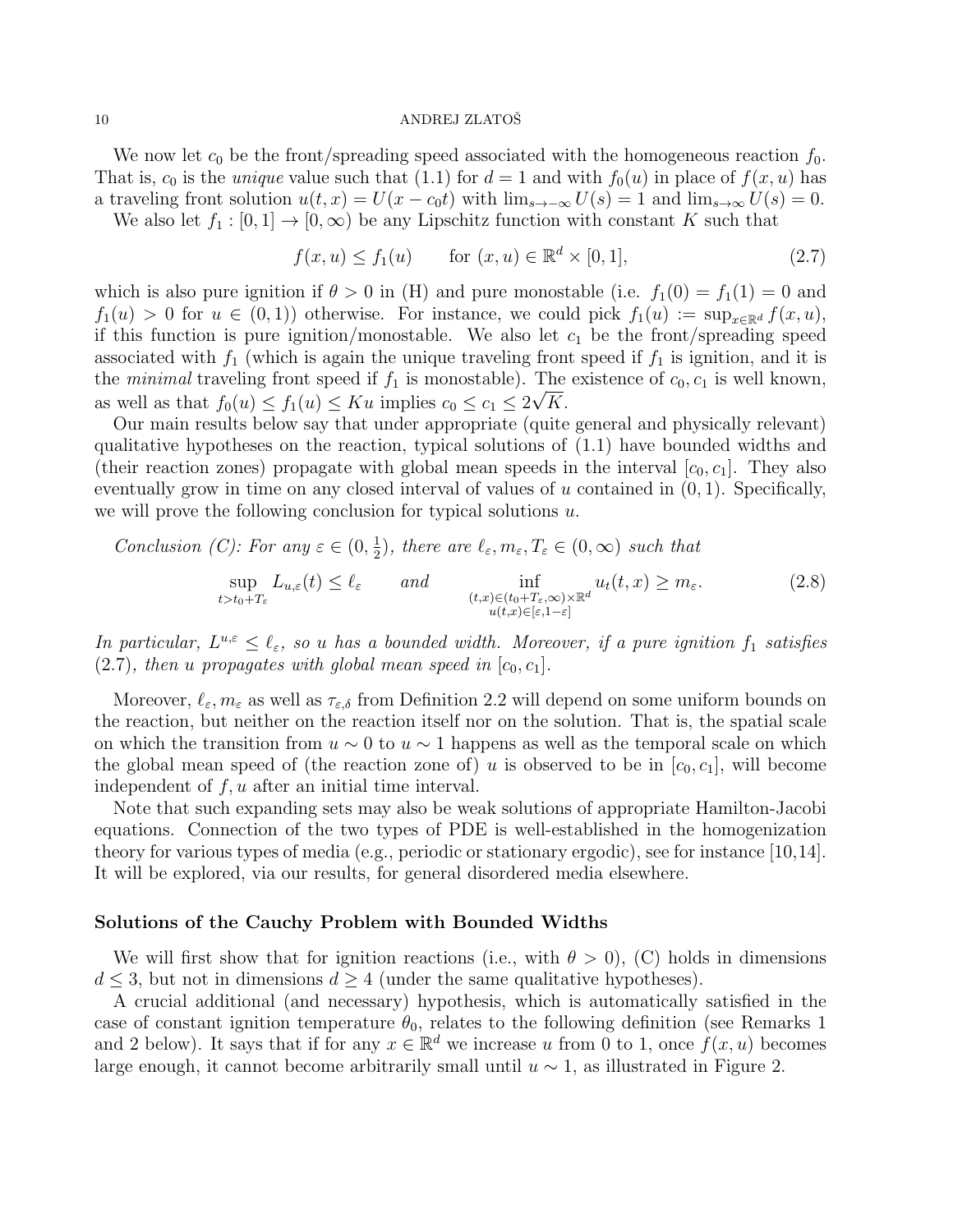We now let $c_0$ be the front/spreading speed associated with the homogeneous reaction $f_0$. That is, $c_0$ is the *unique* value such that (1.1) for $d = 1$ and with $f_0(u)$ in place of $f(x, u)$ has a traveling front solution $u(t, x) = U(x - c_0 t)$ with $\lim_{s\to-\infty} U(s) = 1$ and $\lim_{s\to\infty} U(s) = 0$.

We also let $f_1 : [0, 1] \to [0, \infty)$ be any Lipschitz function with constant $K$ such that

$$f(x, u) \leq f_1(u) \qquad \text{for } (x, u) \in \mathbb{R}^d \times [0, 1], \tag{2.7}$$

which is also pure ignition if $\theta > 0$ in (H) and pure monostable (i.e. $f_1(0) = f_1(1) = 0$ and $f_1(u) > 0$ for $u \in (0, 1)$) otherwise. For instance, we could pick $f_1(u) := \sup_{x\in\mathbb{R}^d} f(x, u)$, if this function is pure ignition/monostable. We also let $c_1$ be the front/spreading speed associated with $f_1$ (which is again the unique traveling front speed if $f_1$ is ignition, and it is the *minimal* traveling front speed if $f_1$ is monostable). The existence of $c_0, c_1$ is well known, as well as that $f_0(u) \leq f_1(u) \leq Ku$ implies $c_0 \leq c_1 \leq 2\sqrt{K}$.

Our main results below say that under appropriate (quite general and physically relevant) qualitative hypotheses on the reaction, typical solutions of (1.1) have bounded widths and (their reaction zones) propagate with global mean speeds in the interval $[c_0, c_1]$. They also eventually grow in time on any closed interval of values of $u$ contained in $(0, 1)$. Specifically, we will prove the following conclusion for typical solutions $u$.

*Conclusion (C): For any $\varepsilon \in (0, \frac{1}{2})$, there are $\ell_\varepsilon, m_\varepsilon, T_\varepsilon \in (0, \infty)$ such that*

$$\sup_{t>t_0+T_\varepsilon} L_{u,\varepsilon}(t) \leq \ell_\varepsilon \qquad \text{and} \qquad \inf_{\substack{(t,x)\in(t_0+T_\varepsilon,\infty)\times\mathbb{R}^d \\ u(t,x)\in[\varepsilon,1-\varepsilon]}} u_t(t, x) \geq m_\varepsilon. \tag{2.8}$$

*In particular, $L^{u,\varepsilon} \leq \ell_\varepsilon$, so $u$ has a bounded width. Moreover, if a pure ignition $f_1$ satisfies (2.7), then $u$ propagates with global mean speed in $[c_0, c_1]$.*

Moreover, $\ell_\varepsilon, m_\varepsilon$ as well as $\tau_{\varepsilon,\delta}$ from Definition 2.2 will depend on some uniform bounds on the reaction, but neither on the reaction itself nor on the solution. That is, the spatial scale on which the transition from $u \sim 0$ to $u \sim 1$ happens as well as the temporal scale on which the global mean speed of (the reaction zone of) $u$ is observed to be in $[c_0, c_1]$, will become independent of $f, u$ after an initial time interval.

Note that such expanding sets may also be weak solutions of appropriate Hamilton-Jacobi equations. Connection of the two types of PDE is well-established in the homogenization theory for various types of media (e.g., periodic or stationary ergodic), see for instance [10,14]. It will be explored, via our results, for general disordered media elsewhere.

**Solutions of the Cauchy Problem with Bounded Widths**

We will first show that for ignition reactions (i.e., with $\theta > 0$), (C) holds in dimensions $d \leq 3$, but not in dimensions $d \geq 4$ (under the same qualitative hypotheses).

A crucial additional (and necessary) hypothesis, which is automatically satisfied in the case of constant ignition temperature $\theta_0$, relates to the following definition (see Remarks 1 and 2 below). It says that if for any $x \in \mathbb{R}^d$ we increase $u$ from 0 to 1, once $f(x, u)$ becomes large enough, it cannot become arbitrarily small until $u \sim 1$, as illustrated in Figure 2.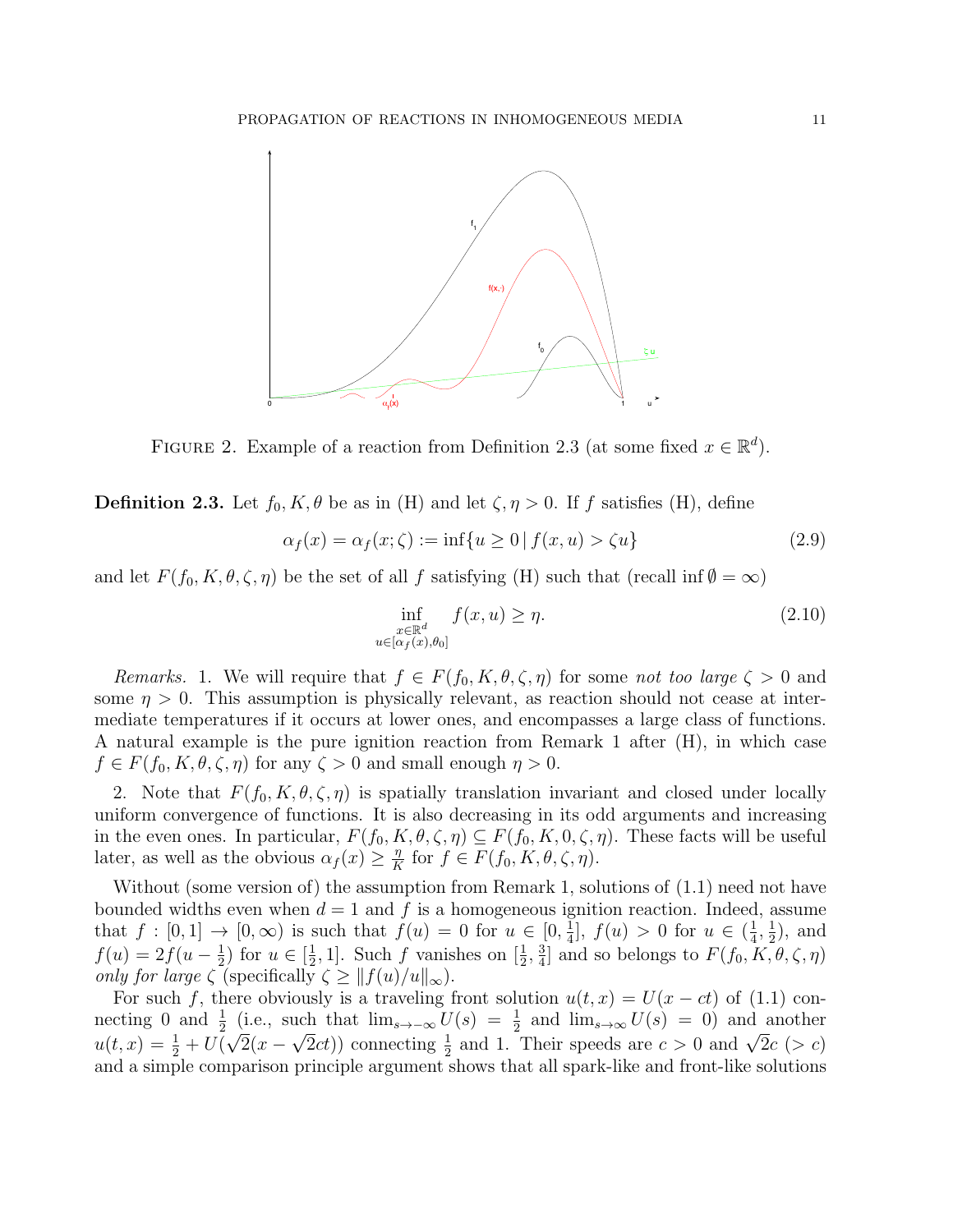FIGURE 2. Example of a reaction from Definition 2.3 (at some fixed $x \in \mathbb{R}^d$).

**Definition 2.3.** Let $f_0, K, \theta$ be as in (H) and let $\zeta, \eta > 0$. If $f$ satisfies (H), define

$$\alpha_f(x) = \alpha_f(x;\zeta) := \inf\{u \geq 0 \,|\, f(x,u) > \zeta u\} \tag{2.9}$$

and let $F(f_0, K, \theta, \zeta, \eta)$ be the set of all $f$ satisfying (H) such that (recall $\inf \emptyset = \infty$)

$$\inf_{\substack{x\in\mathbb{R}^d \\ u\in[\alpha_f(x),\theta_0]}} f(x,u) \geq \eta. \tag{2.10}$$

*Remarks.* 1. We will require that $f \in F(f_0, K, \theta, \zeta, \eta)$ for some *not too large* $\zeta > 0$ and some $\eta > 0$. This assumption is physically relevant, as reaction should not cease at intermediate temperatures if it occurs at lower ones, and encompasses a large class of functions. A natural example is the pure ignition reaction from Remark 1 after (H), in which case $f \in F(f_0, K, \theta, \zeta, \eta)$ for any $\zeta > 0$ and small enough $\eta > 0$.

2. Note that $F(f_0, K, \theta, \zeta, \eta)$ is spatially translation invariant and closed under locally uniform convergence of functions. It is also decreasing in its odd arguments and increasing in the even ones. In particular, $F(f_0, K, \theta, \zeta, \eta) \subseteq F(f_0, K, 0, \zeta, \eta)$. These facts will be useful later, as well as the obvious $\alpha_f(x) \geq \frac{\eta}{K}$ for $f \in F(f_0, K, \theta, \zeta, \eta)$.

Without (some version of) the assumption from Remark 1, solutions of (1.1) need not have bounded widths even when $d = 1$ and $f$ is a homogeneous ignition reaction. Indeed, assume that $f : [0,1] \to [0,\infty)$ is such that $f(u) = 0$ for $u \in [0, \frac{1}{4}]$, $f(u) > 0$ for $u \in (\frac{1}{4}, \frac{1}{2})$, and $f(u) = 2f(u - \frac{1}{2})$ for $u \in [\frac{1}{2}, 1]$. Such $f$ vanishes on $[\frac{1}{2}, \frac{3}{4}]$ and so belongs to $F(f_0, K, \theta, \zeta, \eta)$ *only for large* $\zeta$ (specifically $\zeta \geq \|f(u)/u\|_\infty$).

For such $f$, there obviously is a traveling front solution $u(t,x) = U(x - ct)$ of (1.1) connecting 0 and $\frac{1}{2}$ (i.e., such that $\lim_{s\to-\infty} U(s) = \frac{1}{2}$ and $\lim_{s\to\infty} U(s) = 0$) and another $u(t,x) = \frac{1}{2} + U(\sqrt{2}(x - \sqrt{2}ct))$ connecting $\frac{1}{2}$ and 1. Their speeds are $c > 0$ and $\sqrt{2}c$ $(> c)$ and a simple comparison principle argument shows that all spark-like and front-like solutions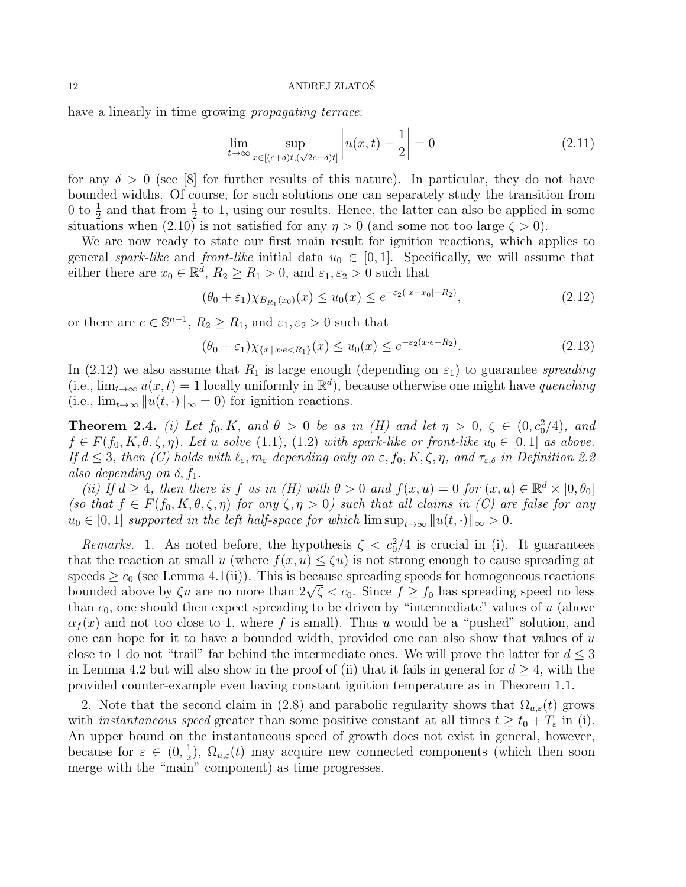have a linearly in time growing *propagating terrace*:

$$\lim_{t\to\infty} \sup_{x\in[(c+\delta)t,(\sqrt{2}c-\delta)t]} \left| u(x,t) - \frac{1}{2} \right| = 0 \tag{2.11}$$

for any $\delta > 0$ (see [8] for further results of this nature). In particular, they do not have bounded widths. Of course, for such solutions one can separately study the transition from 0 to $\frac{1}{2}$ and that from $\frac{1}{2}$ to 1, using our results. Hence, the latter can also be applied in some situations when (2.10) is not satisfied for any $\eta > 0$ (and some not too large $\zeta > 0$).

We are now ready to state our first main result for ignition reactions, which applies to general *spark-like* and *front-like* initial data $u_0 \in [0,1]$. Specifically, we will assume that either there are $x_0 \in \mathbb{R}^d$, $R_2 \geq R_1 > 0$, and $\varepsilon_1, \varepsilon_2 > 0$ such that

$$(\theta_0 + \varepsilon_1)\chi_{B_{R_1}(x_0)}(x) \leq u_0(x) \leq e^{-\varepsilon_2(|x-x_0|-R_2)}, \tag{2.12}$$

or there are $e \in \mathbb{S}^{n-1}$, $R_2 \geq R_1$, and $\varepsilon_1, \varepsilon_2 > 0$ such that

$$(\theta_0 + \varepsilon_1)\chi_{\{x\,|\,x\cdot e<R_1\}}(x) \leq u_0(x) \leq e^{-\varepsilon_2(x\cdot e-R_2)}. \tag{2.13}$$

In (2.12) we also assume that $R_1$ is large enough (depending on $\varepsilon_1$) to guarantee *spreading* (i.e., $\lim_{t\to\infty} u(x,t) = 1$ locally uniformly in $\mathbb{R}^d$), because otherwise one might have *quenching* (i.e., $\lim_{t\to\infty} \|u(t,\cdot)\|_\infty = 0$) for ignition reactions.

**Theorem 2.4.** *(i) Let $f_0, K$, and $\theta > 0$ be as in (H) and let $\eta > 0$, $\zeta \in (0, c_0^2/4)$, and $f \in F(f_0, K, \theta, \zeta, \eta)$. Let $u$ solve (1.1), (1.2) with spark-like or front-like $u_0 \in [0,1]$ as above. If $d \leq 3$, then (C) holds with $\ell_\varepsilon, m_\varepsilon$ depending only on $\varepsilon, f_0, K, \zeta, \eta$, and $\tau_{\varepsilon,\delta}$ in Definition 2.2 also depending on $\delta, f_1$.*

*(ii) If $d \geq 4$, then there is $f$ as in (H) with $\theta > 0$ and $f(x,u) = 0$ for $(x,u) \in \mathbb{R}^d \times [0, \theta_0]$ (so that $f \in F(f_0, K, \theta, \zeta, \eta)$ for any $\zeta, \eta > 0$) such that all claims in (C) are false for any $u_0 \in [0,1]$ supported in the left half-space for which $\limsup_{t\to\infty} \|u(t,\cdot)\|_\infty > 0$.*

*Remarks.* 1. As noted before, the hypothesis $\zeta < c_0^2/4$ is crucial in (i). It guarantees that the reaction at small $u$ (where $f(x,u) \leq \zeta u$) is not strong enough to cause spreading at speeds $\geq c_0$ (see Lemma 4.1(ii)). This is because spreading speeds for homogeneous reactions bounded above by $\zeta u$ are no more than $2\sqrt{\zeta} < c_0$. Since $f \geq f_0$ has spreading speed no less than $c_0$, one should then expect spreading to be driven by "intermediate" values of $u$ (above $\alpha_f(x)$ and not too close to 1, where $f$ is small). Thus $u$ would be a "pushed" solution, and one can hope for it to have a bounded width, provided one can also show that values of $u$ close to 1 do not "trail" far behind the intermediate ones. We will prove the latter for $d \leq 3$ in Lemma 4.2 but will also show in the proof of (ii) that it fails in general for $d \geq 4$, with the provided counter-example even having constant ignition temperature as in Theorem 1.1.

2. Note that the second claim in (2.8) and parabolic regularity shows that $\Omega_{u,\varepsilon}(t)$ grows with *instantaneous speed* greater than some positive constant at all times $t \geq t_0 + T_\varepsilon$ in (i). An upper bound on the instantaneous speed of growth does not exist in general, however, because for $\varepsilon \in (0, \frac{1}{2})$, $\Omega_{u,\varepsilon}(t)$ may acquire new connected components (which then soon merge with the "main" component) as time progresses.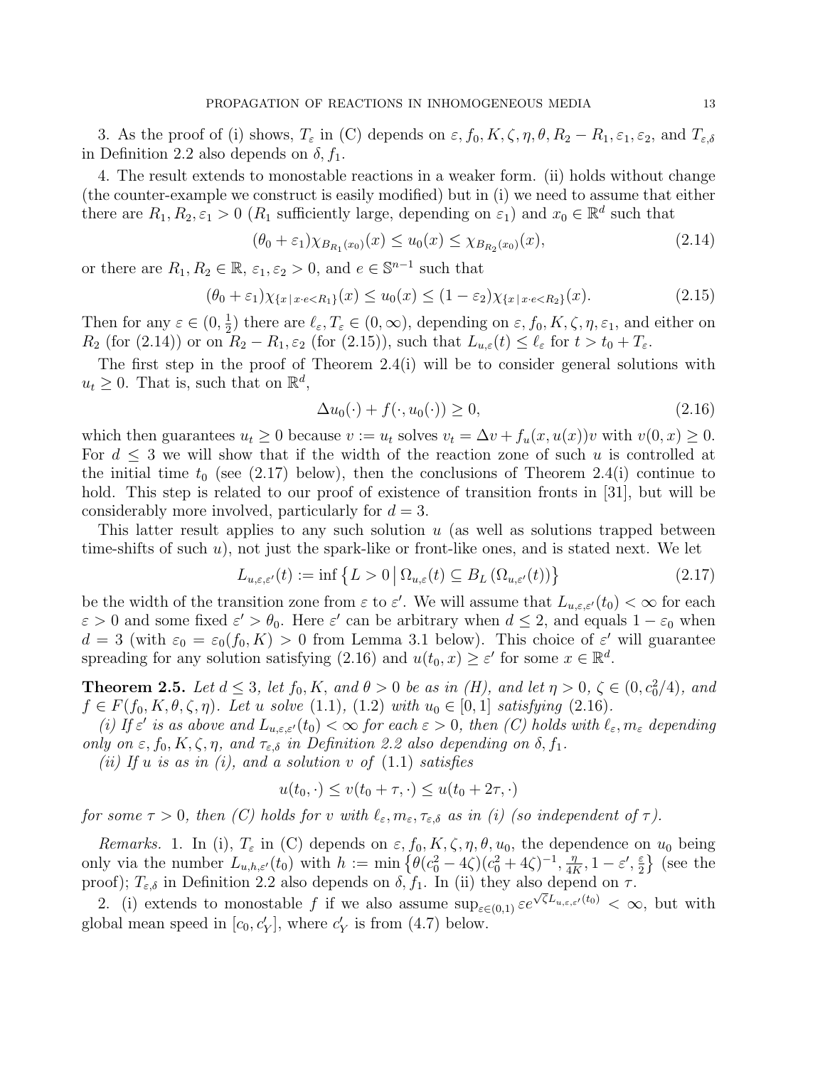3. As the proof of (i) shows, $T_\varepsilon$ in (C) depends on $\varepsilon, f_0, K, \zeta, \eta, \theta, R_2 - R_1, \varepsilon_1, \varepsilon_2$, and $T_{\varepsilon,\delta}$ in Definition 2.2 also depends on $\delta, f_1$.

4. The result extends to monostable reactions in a weaker form. (ii) holds without change (the counter-example we construct is easily modified) but in (i) we need to assume that either there are $R_1, R_2, \varepsilon_1 > 0$ ($R_1$ sufficiently large, depending on $\varepsilon_1$) and $x_0 \in \mathbb{R}^d$ such that

$$(\theta_0 + \varepsilon_1)\chi_{B_{R_1}(x_0)}(x) \le u_0(x) \le \chi_{B_{R_2}(x_0)}(x), \tag{2.14}$$

or there are $R_1, R_2 \in \mathbb{R}$, $\varepsilon_1, \varepsilon_2 > 0$, and $e \in \mathbb{S}^{n-1}$ such that

$$(\theta_0 + \varepsilon_1)\chi_{\{x \,|\, x\cdot e < R_1\}}(x) \le u_0(x) \le (1-\varepsilon_2)\chi_{\{x \,|\, x\cdot e < R_2\}}(x). \tag{2.15}$$

Then for any $\varepsilon \in (0, \frac{1}{2})$ there are $\ell_\varepsilon, T_\varepsilon \in (0,\infty)$, depending on $\varepsilon, f_0, K, \zeta, \eta, \varepsilon_1$, and either on $R_2$ (for (2.14)) or on $R_2 - R_1, \varepsilon_2$ (for (2.15)), such that $L_{u,\varepsilon}(t) \le \ell_\varepsilon$ for $t > t_0 + T_\varepsilon$.

The first step in the proof of Theorem 2.4(i) will be to consider general solutions with $u_t \ge 0$. That is, such that on $\mathbb{R}^d$,

$$\Delta u_0(\cdot) + f(\cdot, u_0(\cdot)) \ge 0, \tag{2.16}$$

which then guarantees $u_t \ge 0$ because $v := u_t$ solves $v_t = \Delta v + f_u(x, u(x))v$ with $v(0,x) \ge 0$. For $d \le 3$ we will show that if the width of the reaction zone of such $u$ is controlled at the initial time $t_0$ (see (2.17) below), then the conclusions of Theorem 2.4(i) continue to hold. This step is related to our proof of existence of transition fronts in [31], but will be considerably more involved, particularly for $d = 3$.

This latter result applies to any such solution $u$ (as well as solutions trapped between time-shifts of such $u$), not just the spark-like or front-like ones, and is stated next. We let

$$L_{u,\varepsilon,\varepsilon'}(t) := \inf\left\{L > 0 \,\middle|\, \Omega_{u,\varepsilon}(t) \subseteq B_L\left(\Omega_{u,\varepsilon'}(t)\right)\right\} \tag{2.17}$$

be the width of the transition zone from $\varepsilon$ to $\varepsilon'$. We will assume that $L_{u,\varepsilon,\varepsilon'}(t_0) < \infty$ for each $\varepsilon > 0$ and some fixed $\varepsilon' > \theta_0$. Here $\varepsilon'$ can be arbitrary when $d \le 2$, and equals $1 - \varepsilon_0$ when $d = 3$ (with $\varepsilon_0 = \varepsilon_0(f_0, K) > 0$ from Lemma 3.1 below). This choice of $\varepsilon'$ will guarantee spreading for any solution satisfying (2.16) and $u(t_0, x) \ge \varepsilon'$ for some $x \in \mathbb{R}^d$.

**Theorem 2.5.** *Let $d \le 3$, let $f_0, K$, and $\theta > 0$ be as in (H), and let $\eta > 0$, $\zeta \in (0, c_0^2/4)$, and $f \in F(f_0, K, \theta, \zeta, \eta)$. Let $u$ solve (1.1), (1.2) with $u_0 \in [0,1]$ satisfying (2.16).*

*(i) If $\varepsilon'$ is as above and $L_{u,\varepsilon,\varepsilon'}(t_0) < \infty$ for each $\varepsilon > 0$, then (C) holds with $\ell_\varepsilon, m_\varepsilon$ depending only on $\varepsilon, f_0, K, \zeta, \eta$, and $\tau_{\varepsilon,\delta}$ in Definition 2.2 also depending on $\delta, f_1$.*

*(ii) If $u$ is as in (i), and a solution $v$ of (1.1) satisfies*

$$u(t_0, \cdot) \le v(t_0 + \tau, \cdot) \le u(t_0 + 2\tau, \cdot)$$

*for some $\tau > 0$, then (C) holds for $v$ with $\ell_\varepsilon, m_\varepsilon, \tau_{\varepsilon,\delta}$ as in (i) (so independent of $\tau$).*

*Remarks.* 1. In (i), $T_\varepsilon$ in (C) depends on $\varepsilon, f_0, K, \zeta, \eta, \theta, u_0$, the dependence on $u_0$ being only via the number $L_{u,h,\varepsilon'}(t_0)$ with $h := \min\left\{\theta(c_0^2 - 4\zeta)(c_0^2 + 4\zeta)^{-1}, \frac{\eta}{4K}, 1 - \varepsilon', \frac{\varepsilon}{2}\right\}$ (see the proof); $T_{\varepsilon,\delta}$ in Definition 2.2 also depends on $\delta, f_1$. In (ii) they also depend on $\tau$.

2. (i) extends to monostable $f$ if we also assume $\sup_{\varepsilon\in(0,1)} \varepsilon e^{\sqrt{\zeta}L_{u,\varepsilon,\varepsilon'}(t_0)} < \infty$, but with global mean speed in $[c_0, c'_Y]$, where $c'_Y$ is from (4.7) below.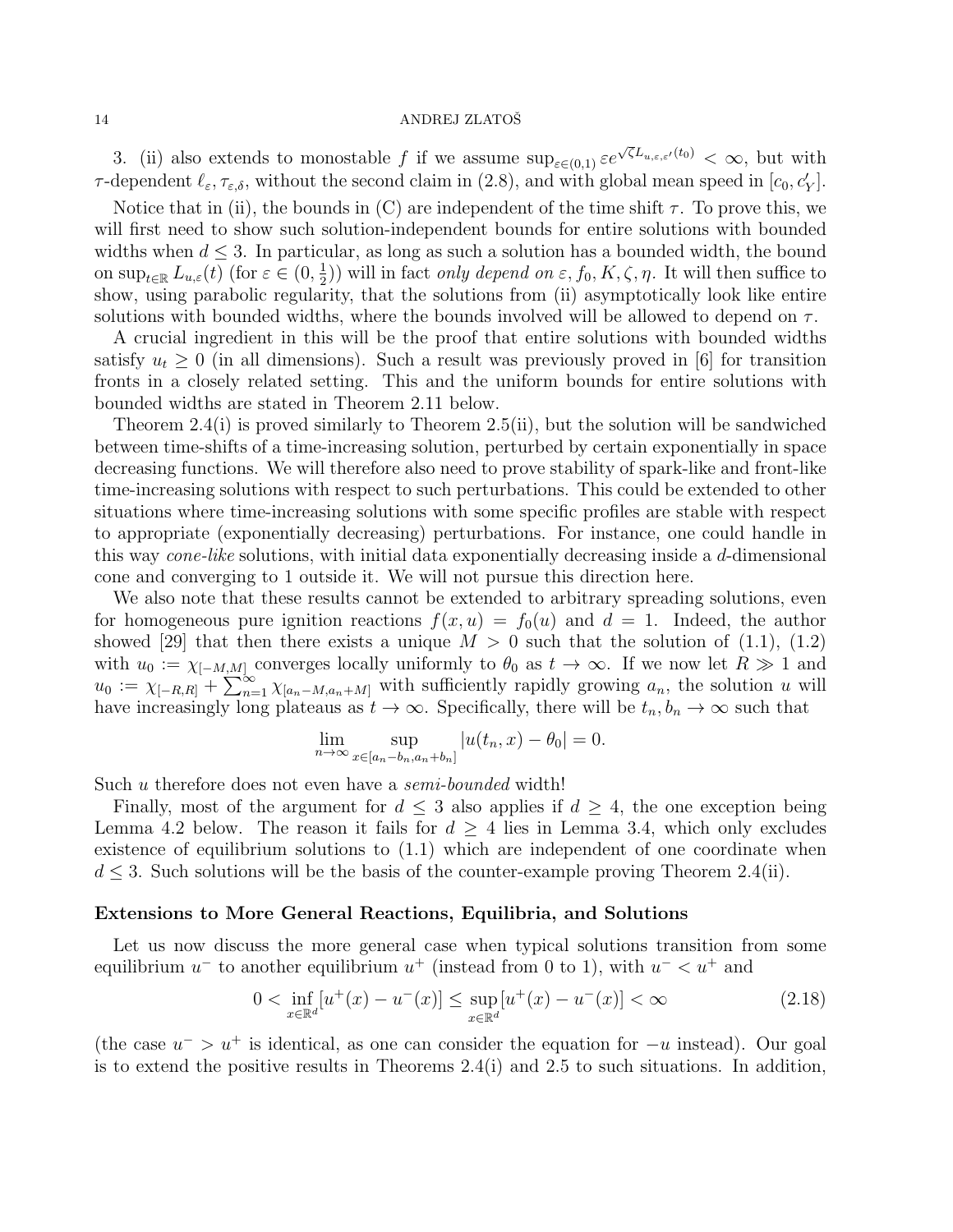3. (ii) also extends to monostable $f$ if we assume $\sup_{\varepsilon\in(0,1)} \varepsilon e^{\sqrt{\zeta} L_{u,\varepsilon,\varepsilon'}(t_0)} < \infty$, but with $\tau$-dependent $\ell_\varepsilon, \tau_{\varepsilon,\delta}$, without the second claim in (2.8), and with global mean speed in $[c_0, c'_Y]$.

Notice that in (ii), the bounds in (C) are independent of the time shift $\tau$. To prove this, we will first need to show such solution-independent bounds for entire solutions with bounded widths when $d \le 3$. In particular, as long as such a solution has a bounded width, the bound on $\sup_{t\in\mathbb{R}} L_{u,\varepsilon}(t)$ (for $\varepsilon \in (0, \frac{1}{2})$) will in fact *only depend on* $\varepsilon, f_0, K, \zeta, \eta$. It will then suffice to show, using parabolic regularity, that the solutions from (ii) asymptotically look like entire solutions with bounded widths, where the bounds involved will be allowed to depend on $\tau$.

A crucial ingredient in this will be the proof that entire solutions with bounded widths satisfy $u_t \ge 0$ (in all dimensions). Such a result was previously proved in [6] for transition fronts in a closely related setting. This and the uniform bounds for entire solutions with bounded widths are stated in Theorem 2.11 below.

Theorem 2.4(i) is proved similarly to Theorem 2.5(ii), but the solution will be sandwiched between time-shifts of a time-increasing solution, perturbed by certain exponentially in space decreasing functions. We will therefore also need to prove stability of spark-like and front-like time-increasing solutions with respect to such perturbations. This could be extended to other situations where time-increasing solutions with some specific profiles are stable with respect to appropriate (exponentially decreasing) perturbations. For instance, one could handle in this way *cone-like* solutions, with initial data exponentially decreasing inside a $d$-dimensional cone and converging to 1 outside it. We will not pursue this direction here.

We also note that these results cannot be extended to arbitrary spreading solutions, even for homogeneous pure ignition reactions $f(x, u) = f_0(u)$ and $d = 1$. Indeed, the author showed [29] that then there exists a unique $M > 0$ such that the solution of (1.1), (1.2) with $u_0 := \chi_{[-M,M]}$ converges locally uniformly to $\theta_0$ as $t \to \infty$. If we now let $R \gg 1$ and $u_0 := \chi_{[-R,R]} + \sum_{n=1}^{\infty} \chi_{[a_n-M,a_n+M]}$ with sufficiently rapidly growing $a_n$, the solution $u$ will have increasingly long plateaus as $t \to \infty$. Specifically, there will be $t_n, b_n \to \infty$ such that

$$\lim_{n\to\infty} \sup_{x\in[a_n-b_n,a_n+b_n]} |u(t_n, x) - \theta_0| = 0.$$

Such $u$ therefore does not even have a *semi-bounded* width!

Finally, most of the argument for $d \le 3$ also applies if $d \ge 4$, the one exception being Lemma 4.2 below. The reason it fails for $d \ge 4$ lies in Lemma 3.4, which only excludes existence of equilibrium solutions to (1.1) which are independent of one coordinate when $d \le 3$. Such solutions will be the basis of the counter-example proving Theorem 2.4(ii).

**Extensions to More General Reactions, Equilibria, and Solutions**

Let us now discuss the more general case when typical solutions transition from some equilibrium $u^-$ to another equilibrium $u^+$ (instead from 0 to 1), with $u^- < u^+$ and

$$0 < \inf_{x\in\mathbb{R}^d} [u^+(x) - u^-(x)] \le \sup_{x\in\mathbb{R}^d} [u^+(x) - u^-(x)] < \infty \tag{2.18}$$

(the case $u^- > u^+$ is identical, as one can consider the equation for $-u$ instead). Our goal is to extend the positive results in Theorems 2.4(i) and 2.5 to such situations. In addition,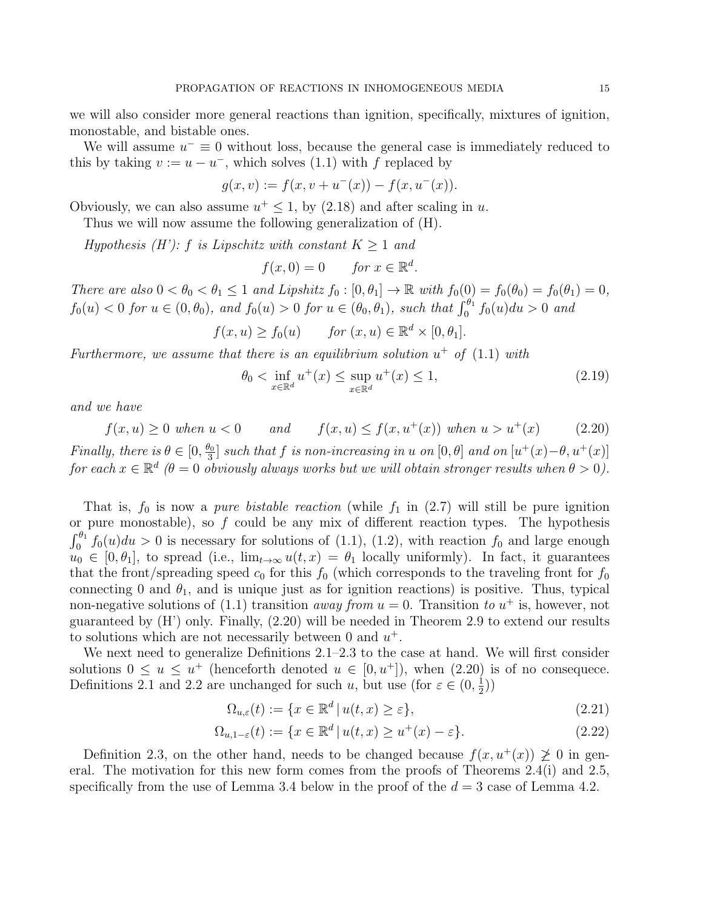we will also consider more general reactions than ignition, specifically, mixtures of ignition, monostable, and bistable ones.

We will assume $u^- \equiv 0$ without loss, because the general case is immediately reduced to this by taking $v := u - u^-$, which solves (1.1) with $f$ replaced by

$$g(x, v) := f(x, v + u^-(x)) - f(x, u^-(x)).$$

Obviously, we can also assume $u^+ \leq 1$, by (2.18) and after scaling in $u$.

Thus we will now assume the following generalization of (H).

*Hypothesis (H'): $f$ is Lipschitz with constant $K \geq 1$ and*

$$f(x, 0) = 0 \qquad \text{for } x \in \mathbb{R}^d.$$

*There are also $0 < \theta_0 < \theta_1 \leq 1$ and Lipshitz $f_0 : [0, \theta_1] \to \mathbb{R}$ with $f_0(0) = f_0(\theta_0) = f_0(\theta_1) = 0$, $f_0(u) < 0$ for $u \in (0, \theta_0)$, and $f_0(u) > 0$ for $u \in (\theta_0, \theta_1)$, such that $\int_0^{\theta_1} f_0(u)du > 0$ and*

$$f(x, u) \geq f_0(u) \qquad \text{for } (x, u) \in \mathbb{R}^d \times [0, \theta_1].$$

*Furthermore, we assume that there is an equilibrium solution $u^+$ of (1.1) with*

$$\theta_0 < \inf_{x \in \mathbb{R}^d} u^+(x) \leq \sup_{x \in \mathbb{R}^d} u^+(x) \leq 1, \tag{2.19}$$

*and we have*

$$f(x, u) \geq 0 \text{ when } u < 0 \qquad \text{and} \qquad f(x, u) \leq f(x, u^+(x)) \text{ when } u > u^+(x) \tag{2.20}$$

*Finally, there is $\theta \in [0, \frac{\theta_0}{3}]$ such that $f$ is non-increasing in $u$ on $[0, \theta]$ and on $[u^+(x) - \theta, u^+(x)]$ for each $x \in \mathbb{R}^d$ ($\theta = 0$ obviously always works but we will obtain stronger results when $\theta > 0$).*

That is, $f_0$ is now a *pure bistable reaction* (while $f_1$ in (2.7) will still be pure ignition or pure monostable), so $f$ could be any mix of different reaction types. The hypothesis $\int_0^{\theta_1} f_0(u)du > 0$ is necessary for solutions of (1.1), (1.2), with reaction $f_0$ and large enough $u_0 \in [0, \theta_1]$, to spread (i.e., $\lim_{t\to\infty} u(t, x) = \theta_1$ locally uniformly). In fact, it guarantees that the front/spreading speed $c_0$ for this $f_0$ (which corresponds to the traveling front for $f_0$ connecting 0 and $\theta_1$, and is unique just as for ignition reactions) is positive. Thus, typical non-negative solutions of (1.1) transition *away from* $u = 0$. Transition *to* $u^+$ is, however, not guaranteed by (H') only. Finally, (2.20) will be needed in Theorem 2.9 to extend our results to solutions which are not necessarily between 0 and $u^+$.

We next need to generalize Definitions 2.1–2.3 to the case at hand. We will first consider solutions $0 \leq u \leq u^+$ (henceforth denoted $u \in [0, u^+]$), when (2.20) is of no consequece. Definitions 2.1 and 2.2 are unchanged for such $u$, but use (for $\varepsilon \in (0, \frac{1}{2})$)

$$\Omega_{u,\varepsilon}(t) := \{x \in \mathbb{R}^d \,|\, u(t, x) \geq \varepsilon\}, \tag{2.21}$$

$$\Omega_{u,1-\varepsilon}(t) := \{x \in \mathbb{R}^d \,|\, u(t, x) \geq u^+(x) - \varepsilon\}. \tag{2.22}$$

Definition 2.3, on the other hand, needs to be changed because $f(x, u^+(x)) \not\geq 0$ in general. The motivation for this new form comes from the proofs of Theorems 2.4(i) and 2.5, specifically from the use of Lemma 3.4 below in the proof of the $d = 3$ case of Lemma 4.2.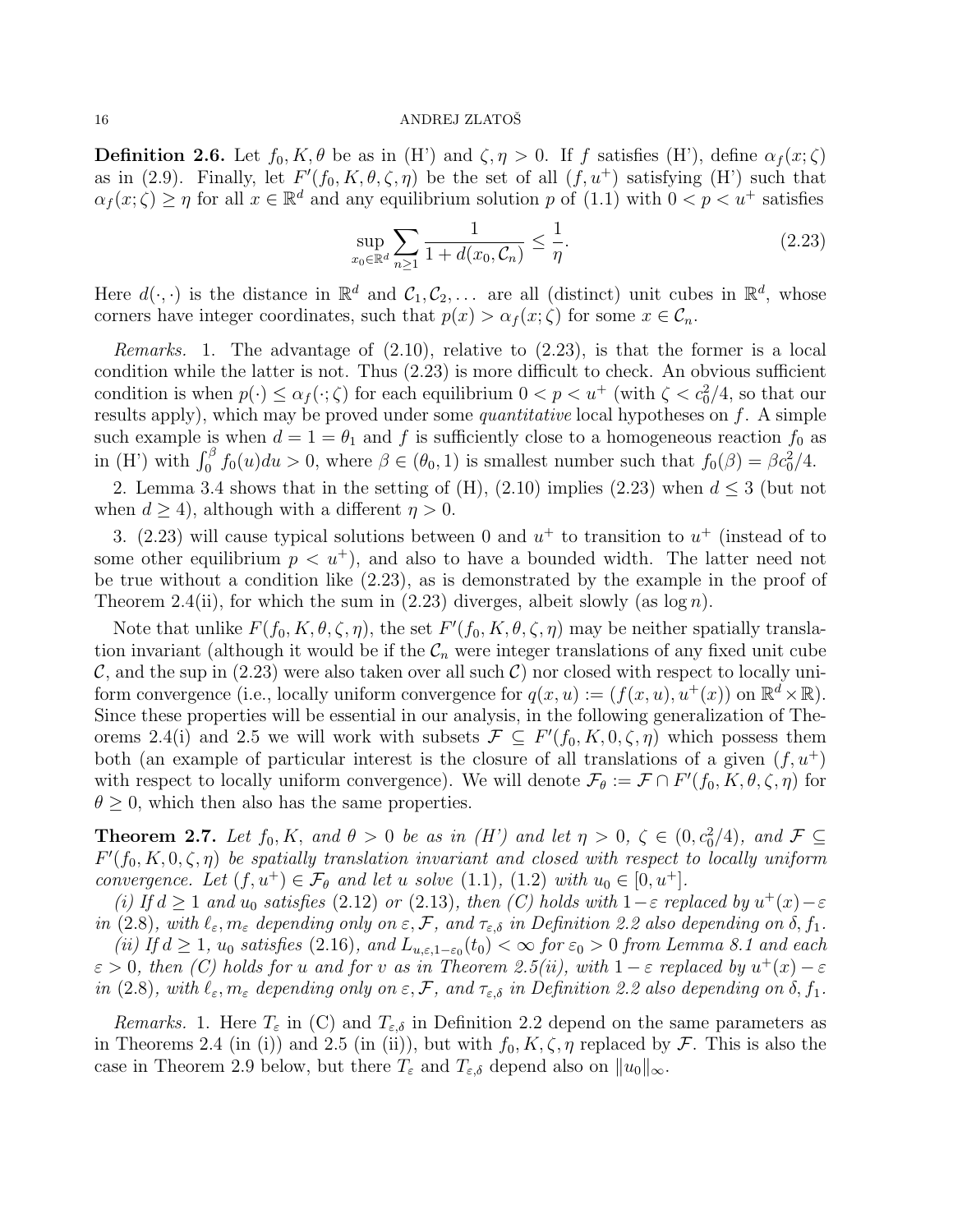**Definition 2.6.** Let $f_0, K, \theta$ be as in (H') and $\zeta, \eta > 0$. If $f$ satisfies (H'), define $\alpha_f(x;\zeta)$ as in (2.9). Finally, let $F'(f_0, K, \theta, \zeta, \eta)$ be the set of all $(f, u^+)$ satisfying (H') such that $\alpha_f(x;\zeta) \geq \eta$ for all $x \in \mathbb{R}^d$ and any equilibrium solution $p$ of (1.1) with $0 < p < u^+$ satisfies

$$\sup_{x_0 \in \mathbb{R}^d} \sum_{n \geq 1} \frac{1}{1 + d(x_0, \mathcal{C}_n)} \leq \frac{1}{\eta}. \tag{2.23}$$

Here $d(\cdot,\cdot)$ is the distance in $\mathbb{R}^d$ and $\mathcal{C}_1, \mathcal{C}_2, \dots$ are all (distinct) unit cubes in $\mathbb{R}^d$, whose corners have integer coordinates, such that $p(x) > \alpha_f(x;\zeta)$ for some $x \in \mathcal{C}_n$.

*Remarks.* 1. The advantage of (2.10), relative to (2.23), is that the former is a local condition while the latter is not. Thus (2.23) is more difficult to check. An obvious sufficient condition is when $p(\cdot) \leq \alpha_f(\cdot;\zeta)$ for each equilibrium $0 < p < u^+$ (with $\zeta < c_0^2/4$, so that our results apply), which may be proved under some *quantitative* local hypotheses on $f$. A simple such example is when $d = 1 = \theta_1$ and $f$ is sufficiently close to a homogeneous reaction $f_0$ as in (H') with $\int_0^\beta f_0(u)du > 0$, where $\beta \in (\theta_0, 1)$ is smallest number such that $f_0(\beta) = \beta c_0^2/4$.

2. Lemma 3.4 shows that in the setting of (H), (2.10) implies (2.23) when $d \leq 3$ (but not when $d \geq 4$), although with a different $\eta > 0$.

3. (2.23) will cause typical solutions between 0 and $u^+$ to transition to $u^+$ (instead of to some other equilibrium $p < u^+$), and also to have a bounded width. The latter need not be true without a condition like (2.23), as is demonstrated by the example in the proof of Theorem 2.4(ii), for which the sum in (2.23) diverges, albeit slowly (as $\log n$).

Note that unlike $F(f_0, K, \theta, \zeta, \eta)$, the set $F'(f_0, K, \theta, \zeta, \eta)$ may be neither spatially translation invariant (although it would be if the $\mathcal{C}_n$ were integer translations of any fixed unit cube $\mathcal{C}$, and the sup in (2.23) were also taken over all such $\mathcal{C}$) nor closed with respect to locally uniform convergence (i.e., locally uniform convergence for $q(x,u) := (f(x,u), u^+(x))$ on $\mathbb{R}^d \times \mathbb{R}$). Since these properties will be essential in our analysis, in the following generalization of Theorems 2.4(i) and 2.5 we will work with subsets $\mathcal{F} \subseteq F'(f_0, K, 0, \zeta, \eta)$ which possess them both (an example of particular interest is the closure of all translations of a given $(f, u^+)$ with respect to locally uniform convergence). We will denote $\mathcal{F}_\theta := \mathcal{F} \cap F'(f_0, K, \theta, \zeta, \eta)$ for $\theta \geq 0$, which then also has the same properties.

**Theorem 2.7.** *Let $f_0, K$, and $\theta > 0$ be as in (H') and let $\eta > 0$, $\zeta \in (0, c_0^2/4)$, and $\mathcal{F} \subseteq F'(f_0, K, 0, \zeta, \eta)$ be spatially translation invariant and closed with respect to locally uniform convergence. Let $(f, u^+) \in \mathcal{F}_\theta$ and let $u$ solve (1.1), (1.2) with $u_0 \in [0, u^+]$.*

*(i) If $d \geq 1$ and $u_0$ satisfies (2.12) or (2.13), then (C) holds with $1-\varepsilon$ replaced by $u^+(x) - \varepsilon$ in (2.8), with $\ell_\varepsilon, m_\varepsilon$ depending only on $\varepsilon, \mathcal{F}$, and $\tau_{\varepsilon,\delta}$ in Definition 2.2 also depending on $\delta, f_1$.*

*(ii) If $d \geq 1$, $u_0$ satisfies (2.16), and $L_{u,\varepsilon,1-\varepsilon_0}(t_0) < \infty$ for $\varepsilon_0 > 0$ from Lemma 8.1 and each $\varepsilon > 0$, then (C) holds for $u$ and for $v$ as in Theorem 2.5(ii), with $1-\varepsilon$ replaced by $u^+(x) - \varepsilon$ in (2.8), with $\ell_\varepsilon, m_\varepsilon$ depending only on $\varepsilon, \mathcal{F}$, and $\tau_{\varepsilon,\delta}$ in Definition 2.2 also depending on $\delta, f_1$.*

*Remarks.* 1. Here $T_\varepsilon$ in (C) and $T_{\varepsilon,\delta}$ in Definition 2.2 depend on the same parameters as in Theorems 2.4 (in (i)) and 2.5 (in (ii)), but with $f_0, K, \zeta, \eta$ replaced by $\mathcal{F}$. This is also the case in Theorem 2.9 below, but there $T_\varepsilon$ and $T_{\varepsilon,\delta}$ depend also on $\|u_0\|_\infty$.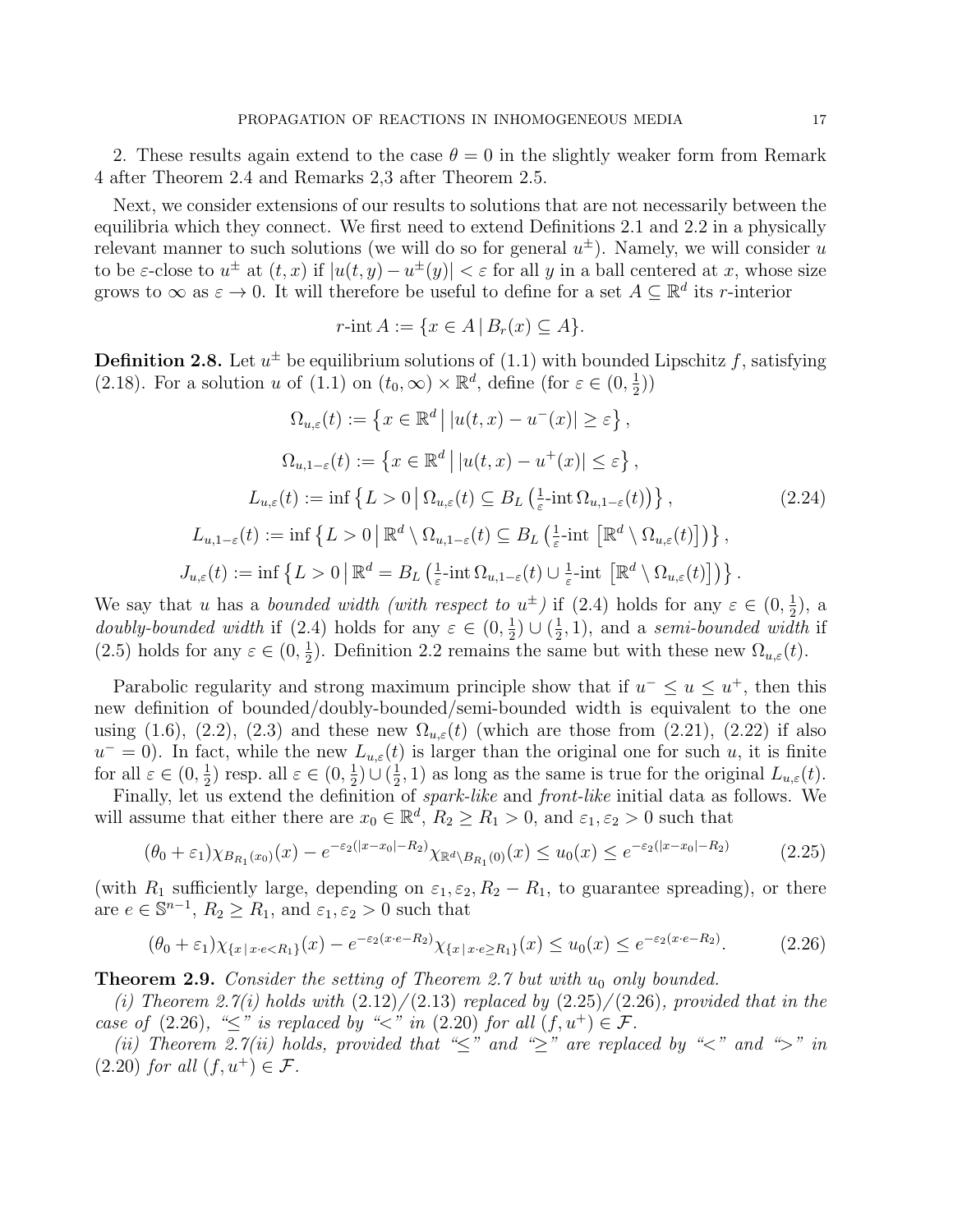2. These results again extend to the case $\theta = 0$ in the slightly weaker form from Remark 4 after Theorem 2.4 and Remarks 2,3 after Theorem 2.5.

Next, we consider extensions of our results to solutions that are not necessarily between the equilibria which they connect. We first need to extend Definitions 2.1 and 2.2 in a physically relevant manner to such solutions (we will do so for general $u^\pm$). Namely, we will consider $u$ to be $\varepsilon$-close to $u^\pm$ at $(t,x)$ if $|u(t,y) - u^\pm(y)| < \varepsilon$ for all $y$ in a ball centered at $x$, whose size grows to $\infty$ as $\varepsilon \to 0$. It will therefore be useful to define for a set $A \subseteq \mathbb{R}^d$ its $r$-interior

$$r\text{-int}\, A := \{x \in A \,|\, B_r(x) \subseteq A\}.$$

**Definition 2.8.** Let $u^\pm$ be equilibrium solutions of (1.1) with bounded Lipschitz $f$, satisfying (2.18). For a solution $u$ of (1.1) on $(t_0, \infty) \times \mathbb{R}^d$, define (for $\varepsilon \in (0, \frac{1}{2})$)

$$
\begin{aligned}
\Omega_{u,\varepsilon}(t) &:= \left\{ x \in \mathbb{R}^d \,\middle|\, |u(t,x) - u^-(x)| \geq \varepsilon \right\}, \\
\Omega_{u,1-\varepsilon}(t) &:= \left\{ x \in \mathbb{R}^d \,\middle|\, |u(t,x) - u^+(x)| \leq \varepsilon \right\}, \\
L_{u,\varepsilon}(t) &:= \inf \left\{ L > 0 \,\middle|\, \Omega_{u,\varepsilon}(t) \subseteq B_L\left(\tfrac{1}{\varepsilon}\text{-int}\, \Omega_{u,1-\varepsilon}(t)\right) \right\}, \qquad (2.24)\\
L_{u,1-\varepsilon}(t) &:= \inf \left\{ L > 0 \,\middle|\, \mathbb{R}^d \setminus \Omega_{u,1-\varepsilon}(t) \subseteq B_L\left(\tfrac{1}{\varepsilon}\text{-int}\, \left[\mathbb{R}^d \setminus \Omega_{u,\varepsilon}(t)\right]\right) \right\}, \\
J_{u,\varepsilon}(t) &:= \inf \left\{ L > 0 \,\middle|\, \mathbb{R}^d = B_L\left(\tfrac{1}{\varepsilon}\text{-int}\, \Omega_{u,1-\varepsilon}(t) \cup \tfrac{1}{\varepsilon}\text{-int}\, \left[\mathbb{R}^d \setminus \Omega_{u,\varepsilon}(t)\right]\right) \right\}.
\end{aligned}
$$

We say that $u$ has a *bounded width (with respect to $u^\pm$)* if (2.4) holds for any $\varepsilon \in (0, \frac{1}{2})$, a *doubly-bounded width* if (2.4) holds for any $\varepsilon \in (0, \frac{1}{2}) \cup (\frac{1}{2}, 1)$, and a *semi-bounded width* if (2.5) holds for any $\varepsilon \in (0, \frac{1}{2})$. Definition 2.2 remains the same but with these new $\Omega_{u,\varepsilon}(t)$.

Parabolic regularity and strong maximum principle show that if $u^- \leq u \leq u^+$, then this new definition of bounded/doubly-bounded/semi-bounded width is equivalent to the one using (1.6), (2.2), (2.3) and these new $\Omega_{u,\varepsilon}(t)$ (which are those from (2.21), (2.22) if also $u^- = 0$). In fact, while the new $L_{u,\varepsilon}(t)$ is larger than the original one for such $u$, it is finite for all $\varepsilon \in (0, \frac{1}{2})$ resp. all $\varepsilon \in (0, \frac{1}{2}) \cup (\frac{1}{2}, 1)$ as long as the same is true for the original $L_{u,\varepsilon}(t)$.

Finally, let us extend the definition of *spark-like* and *front-like* initial data as follows. We will assume that either there are $x_0 \in \mathbb{R}^d$, $R_2 \geq R_1 > 0$, and $\varepsilon_1, \varepsilon_2 > 0$ such that

$$(\theta_0 + \varepsilon_1)\chi_{B_{R_1}(x_0)}(x) - e^{-\varepsilon_2(|x - x_0| - R_2)}\chi_{\mathbb{R}^d \setminus B_{R_1}(0)}(x) \leq u_0(x) \leq e^{-\varepsilon_2(|x-x_0| - R_2)} \qquad (2.25)$$

(with $R_1$ sufficiently large, depending on $\varepsilon_1, \varepsilon_2, R_2 - R_1$, to guarantee spreading), or there are $e \in \mathbb{S}^{n-1}$, $R_2 \geq R_1$, and $\varepsilon_1, \varepsilon_2 > 0$ such that

$$(\theta_0 + \varepsilon_1)\chi_{\{x \,|\, x\cdot e < R_1\}}(x) - e^{-\varepsilon_2(x\cdot e - R_2)}\chi_{\{x \,|\, x \cdot e \geq R_1\}}(x) \leq u_0(x) \leq e^{-\varepsilon_2(x \cdot e - R_2)}. \qquad (2.26)$$

**Theorem 2.9.** *Consider the setting of Theorem 2.7 but with $u_0$ only bounded.*

*(i) Theorem 2.7(i) holds with (2.12)/(2.13) replaced by (2.25)/(2.26), provided that in the case of (2.26), "$\leq$" is replaced by "$<$" in (2.20) for all $(f, u^+) \in \mathcal{F}$.*

*(ii) Theorem 2.7(ii) holds, provided that "$\leq$" and "$\geq$" are replaced by "$<$" and "$>$" in (2.20) for all $(f, u^+) \in \mathcal{F}$.*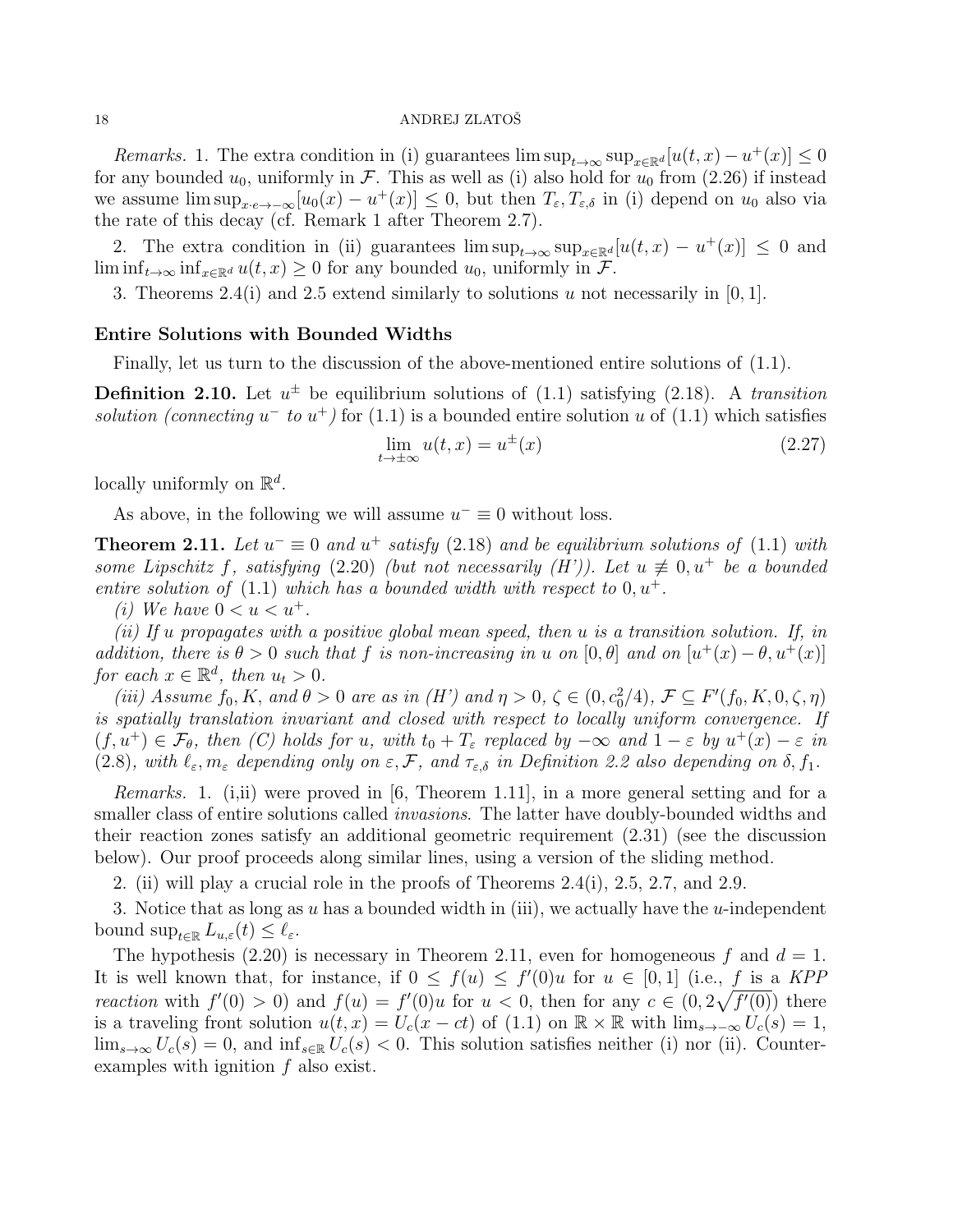*Remarks.* 1. The extra condition in (i) guarantees $\limsup_{t\to\infty}\sup_{x\in\mathbb{R}^d}[u(t,x)-u^+(x)]\le 0$ for any bounded $u_0$, uniformly in $\mathcal{F}$. This as well as (i) also hold for $u_0$ from (2.26) if instead we assume $\limsup_{x\cdot e\to-\infty}[u_0(x)-u^+(x)]\le 0$, but then $T_\varepsilon, T_{\varepsilon,\delta}$ in (i) depend on $u_0$ also via the rate of this decay (cf. Remark 1 after Theorem 2.7).

2. The extra condition in (ii) guarantees $\limsup_{t\to\infty}\sup_{x\in\mathbb{R}^d}[u(t,x)-u^+(x)]\le 0$ and $\liminf_{t\to\infty}\inf_{x\in\mathbb{R}^d}u(t,x)\ge 0$ for any bounded $u_0$, uniformly in $\mathcal{F}$.

3. Theorems 2.4(i) and 2.5 extend similarly to solutions $u$ not necessarily in $[0,1]$.

**Entire Solutions with Bounded Widths**

Finally, let us turn to the discussion of the above-mentioned entire solutions of (1.1).

**Definition 2.10.** Let $u^\pm$ be equilibrium solutions of (1.1) satisfying (2.18). A *transition solution (connecting $u^-$ to $u^+$)* for (1.1) is a bounded entire solution $u$ of (1.1) which satisfies

$$\lim_{t\to\pm\infty}u(t,x)=u^\pm(x) \tag{2.27}$$

locally uniformly on $\mathbb{R}^d$.

As above, in the following we will assume $u^-\equiv 0$ without loss.

**Theorem 2.11.** *Let $u^-\equiv 0$ and $u^+$ satisfy* (2.18) *and be equilibrium solutions of* (1.1) *with some Lipschitz $f$, satisfying* (2.20) *(but not necessarily (H')). Let $u\not\equiv 0,u^+$ be a bounded entire solution of* (1.1) *which has a bounded width with respect to $0,u^+$.*

*(i) We have $0<u<u^+$.*

*(ii) If $u$ propagates with a positive global mean speed, then $u$ is a transition solution. If, in addition, there is $\theta>0$ such that $f$ is non-increasing in $u$ on $[0,\theta]$ and on $[u^+(x)-\theta,u^+(x)]$ for each $x\in\mathbb{R}^d$, then $u_t>0$.*

*(iii) Assume $f_0,K$, and $\theta>0$ are as in (H') and $\eta>0$, $\zeta\in(0,c_0^2/4)$, $\mathcal{F}\subseteq F'(f_0,K,0,\zeta,\eta)$ is spatially translation invariant and closed with respect to locally uniform convergence. If $(f,u^+)\in\mathcal{F}_\theta$, then (C) holds for $u$, with $t_0+T_\varepsilon$ replaced by $-\infty$ and $1-\varepsilon$ by $u^+(x)-\varepsilon$ in* (2.8)*, with $\ell_\varepsilon,m_\varepsilon$ depending only on $\varepsilon,\mathcal{F}$, and $\tau_{\varepsilon,\delta}$ in Definition 2.2 also depending on $\delta,f_1$.*

*Remarks.* 1. (i,ii) were proved in [6, Theorem 1.11], in a more general setting and for a smaller class of entire solutions called *invasions*. The latter have doubly-bounded widths and their reaction zones satisfy an additional geometric requirement (2.31) (see the discussion below). Our proof proceeds along similar lines, using a version of the sliding method.

2. (ii) will play a crucial role in the proofs of Theorems 2.4(i), 2.5, 2.7, and 2.9.

3. Notice that as long as $u$ has a bounded width in (iii), we actually have the $u$-independent bound $\sup_{t\in\mathbb{R}}L_{u,\varepsilon}(t)\le\ell_\varepsilon$.

The hypothesis (2.20) is necessary in Theorem 2.11, even for homogeneous $f$ and $d=1$. It is well known that, for instance, if $0\le f(u)\le f'(0)u$ for $u\in[0,1]$ (i.e., $f$ is a *KPP reaction* with $f'(0)>0$) and $f(u)=f'(0)u$ for $u<0$, then for any $c\in(0,2\sqrt{f'(0)})$ there is a traveling front solution $u(t,x)=U_c(x-ct)$ of (1.1) on $\mathbb{R}\times\mathbb{R}$ with $\lim_{s\to-\infty}U_c(s)=1$, $\lim_{s\to\infty}U_c(s)=0$, and $\inf_{s\in\mathbb{R}}U_c(s)<0$. This solution satisfies neither (i) nor (ii). Counterexamples with ignition $f$ also exist.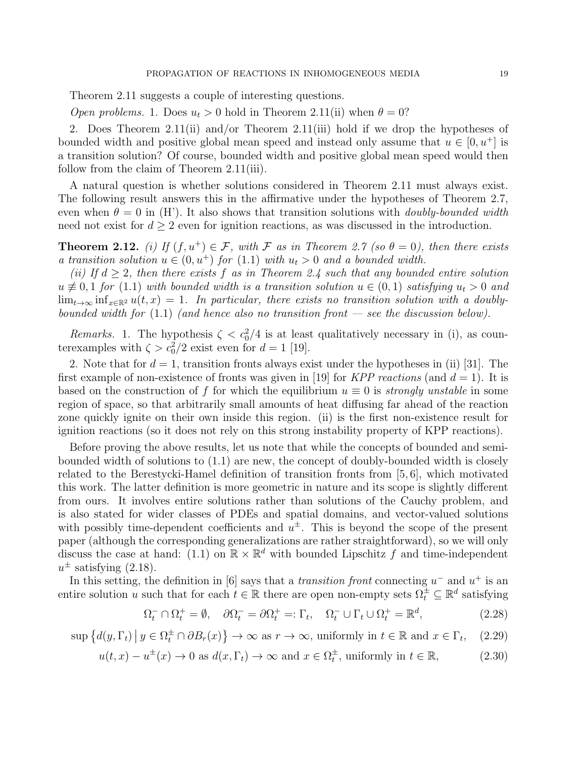Theorem 2.11 suggests a couple of interesting questions.

*Open problems.* 1. Does $u_t > 0$ hold in Theorem 2.11(ii) when $\theta = 0$?

2. Does Theorem 2.11(ii) and/or Theorem 2.11(iii) hold if we drop the hypotheses of bounded width and positive global mean speed and instead only assume that $u \in [0, u^+]$ is a transition solution? Of course, bounded width and positive global mean speed would then follow from the claim of Theorem 2.11(iii).

A natural question is whether solutions considered in Theorem 2.11 must always exist. The following result answers this in the affirmative under the hypotheses of Theorem 2.7, even when $\theta = 0$ in (H'). It also shows that transition solutions with *doubly-bounded width* need not exist for $d \geq 2$ even for ignition reactions, as was discussed in the introduction.

**Theorem 2.12.** *(i) If $(f, u^+) \in \mathcal{F}$, with $\mathcal{F}$ as in Theorem 2.7 (so $\theta = 0$), then there exists a transition solution $u \in (0, u^+)$ for* (1.1) *with $u_t > 0$ and a bounded width.*

*(ii) If $d \geq 2$, then there exists $f$ as in Theorem 2.4 such that any bounded entire solution $u \not\equiv 0, 1$ for* (1.1) *with bounded width is a transition solution $u \in (0, 1)$ satisfying $u_t > 0$ and $\lim_{t \to \infty} \inf_{x \in \mathbb{R}^2} u(t, x) = 1$. In particular, there exists no transition solution with a doubly-bounded width for* (1.1) *(and hence also no transition front — see the discussion below).*

*Remarks.* 1. The hypothesis $\zeta < c_0^2/4$ is at least qualitatively necessary in (i), as counterexamples with $\zeta > c_0^2/2$ exist even for $d = 1$ [19].

2. Note that for $d = 1$, transition fronts always exist under the hypotheses in (ii) [31]. The first example of non-existence of fronts was given in [19] for *KPP reactions* (and $d = 1$). It is based on the construction of $f$ for which the equilibrium $u \equiv 0$ is *strongly unstable* in some region of space, so that arbitrarily small amounts of heat diffusing far ahead of the reaction zone quickly ignite on their own inside this region. (ii) is the first non-existence result for ignition reactions (so it does not rely on this strong instability property of KPP reactions).

Before proving the above results, let us note that while the concepts of bounded and semi-bounded width of solutions to (1.1) are new, the concept of doubly-bounded width is closely related to the Berestycki-Hamel definition of transition fronts from [5, 6], which motivated this work. The latter definition is more geometric in nature and its scope is slightly different from ours. It involves entire solutions rather than solutions of the Cauchy problem, and is also stated for wider classes of PDEs and spatial domains, and vector-valued solutions with possibly time-dependent coefficients and $u^\pm$. This is beyond the scope of the present paper (although the corresponding generalizations are rather straightforward), so we will only discuss the case at hand: (1.1) on $\mathbb{R} \times \mathbb{R}^d$ with bounded Lipschitz $f$ and time-independent $u^\pm$ satisfying (2.18).

In this setting, the definition in [6] says that a *transition front* connecting $u^-$ and $u^+$ is an entire solution $u$ such that for each $t \in \mathbb{R}$ there are open non-empty sets $\Omega_t^\pm \subseteq \mathbb{R}^d$ satisfying

$$\Omega_t^- \cap \Omega_t^+ = \emptyset, \quad \partial\Omega_t^- = \partial\Omega_t^+ =: \Gamma_t, \quad \Omega_t^- \cup \Gamma_t \cup \Omega_t^+ = \mathbb{R}^d, \tag{2.28}$$

$$\sup \left\{ d(y, \Gamma_t) \,\middle|\, y \in \Omega_t^\pm \cap \partial B_r(x) \right\} \to \infty \text{ as } r \to \infty, \text{ uniformly in } t \in \mathbb{R} \text{ and } x \in \Gamma_t, \tag{2.29}$$

$$u(t, x) - u^\pm(x) \to 0 \text{ as } d(x, \Gamma_t) \to \infty \text{ and } x \in \Omega_t^\pm, \text{ uniformly in } t \in \mathbb{R}, \tag{2.30}$$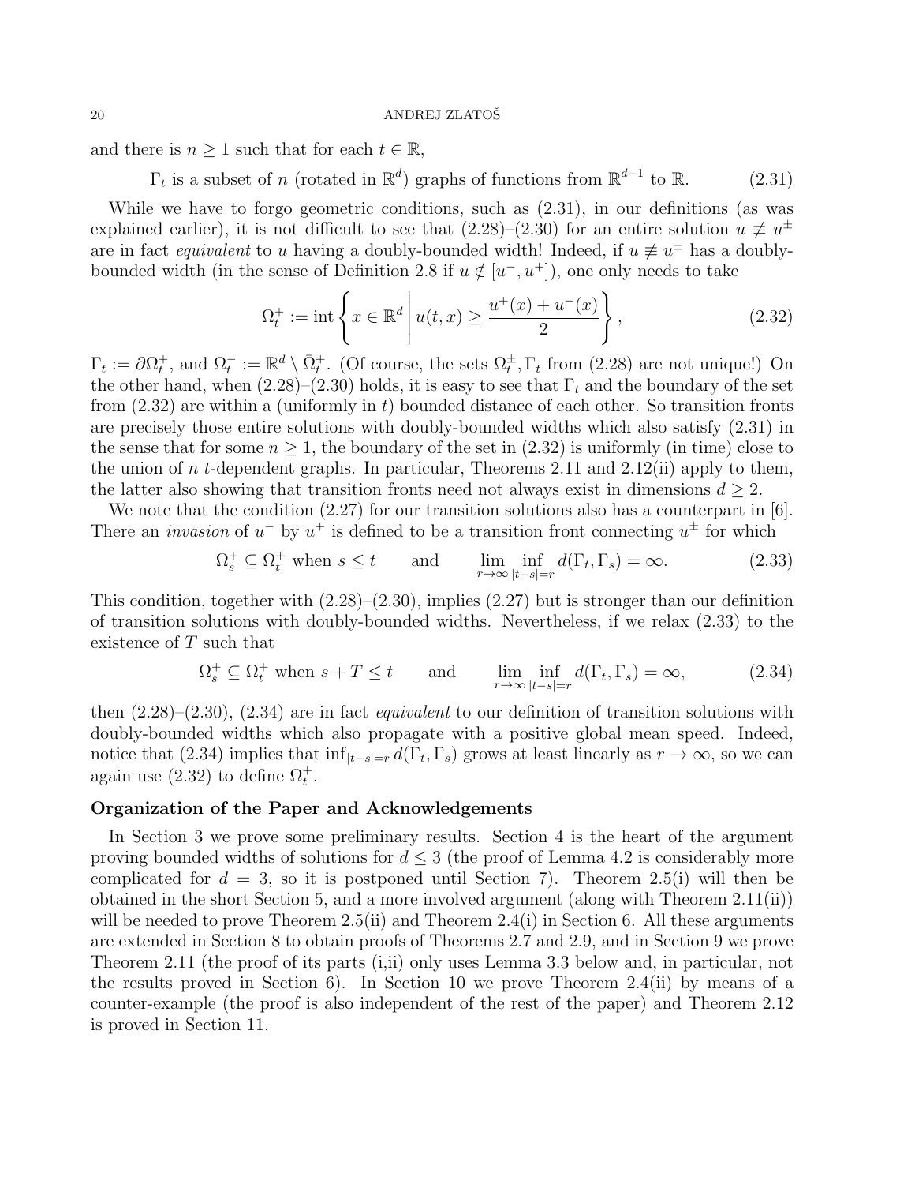and there is $n \geq 1$ such that for each $t \in \mathbb{R}$,

$$\Gamma_t \text{ is a subset of } n \text{ (rotated in } \mathbb{R}^d\text{) graphs of functions from } \mathbb{R}^{d-1} \text{ to } \mathbb{R}. \tag{2.31}$$

While we have to forgo geometric conditions, such as (2.31), in our definitions (as was explained earlier), it is not difficult to see that (2.28)–(2.30) for an entire solution $u \not\equiv u^\pm$ are in fact *equivalent* to $u$ having a doubly-bounded width! Indeed, if $u \not\equiv u^\pm$ has a doubly-bounded width (in the sense of Definition 2.8 if $u \notin [u^-, u^+]$), one only needs to take

$$\Omega_t^+ := \operatorname{int} \left\{ x \in \mathbb{R}^d \,\middle|\, u(t,x) \geq \frac{u^+(x) + u^-(x)}{2} \right\}, \tag{2.32}$$

$\Gamma_t := \partial \Omega_t^+$, and $\Omega_t^- := \mathbb{R}^d \setminus \bar{\Omega}_t^+$. (Of course, the sets $\Omega_t^\pm, \Gamma_t$ from (2.28) are not unique!) On the other hand, when (2.28)–(2.30) holds, it is easy to see that $\Gamma_t$ and the boundary of the set from (2.32) are within a (uniformly in $t$) bounded distance of each other. So transition fronts are precisely those entire solutions with doubly-bounded widths which also satisfy (2.31) in the sense that for some $n \geq 1$, the boundary of the set in (2.32) is uniformly (in time) close to the union of $n$ $t$-dependent graphs. In particular, Theorems 2.11 and 2.12(ii) apply to them, the latter also showing that transition fronts need not always exist in dimensions $d \geq 2$.

We note that the condition (2.27) for our transition solutions also has a counterpart in [6]. There an *invasion* of $u^-$ by $u^+$ is defined to be a transition front connecting $u^\pm$ for which

$$\Omega_s^+ \subseteq \Omega_t^+ \text{ when } s \leq t \qquad \text{and} \qquad \lim_{r \to \infty} \inf_{|t-s|=r} d(\Gamma_t, \Gamma_s) = \infty. \tag{2.33}$$

This condition, together with (2.28)–(2.30), implies (2.27) but is stronger than our definition of transition solutions with doubly-bounded widths. Nevertheless, if we relax (2.33) to the existence of $T$ such that

$$\Omega_s^+ \subseteq \Omega_t^+ \text{ when } s + T \leq t \qquad \text{and} \qquad \lim_{r \to \infty} \inf_{|t-s|=r} d(\Gamma_t, \Gamma_s) = \infty, \tag{2.34}$$

then (2.28)–(2.30), (2.34) are in fact *equivalent* to our definition of transition solutions with doubly-bounded widths which also propagate with a positive global mean speed. Indeed, notice that (2.34) implies that $\inf_{|t-s|=r} d(\Gamma_t, \Gamma_s)$ grows at least linearly as $r \to \infty$, so we can again use (2.32) to define $\Omega_t^+$.

**Organization of the Paper and Acknowledgements**

In Section 3 we prove some preliminary results. Section 4 is the heart of the argument proving bounded widths of solutions for $d \leq 3$ (the proof of Lemma 4.2 is considerably more complicated for $d = 3$, so it is postponed until Section 7). Theorem 2.5(i) will then be obtained in the short Section 5, and a more involved argument (along with Theorem 2.11(ii)) will be needed to prove Theorem 2.5(ii) and Theorem 2.4(i) in Section 6. All these arguments are extended in Section 8 to obtain proofs of Theorems 2.7 and 2.9, and in Section 9 we prove Theorem 2.11 (the proof of its parts (i,ii) only uses Lemma 3.3 below and, in particular, not the results proved in Section 6). In Section 10 we prove Theorem 2.4(ii) by means of a counter-example (the proof is also independent of the rest of the paper) and Theorem 2.12 is proved in Section 11.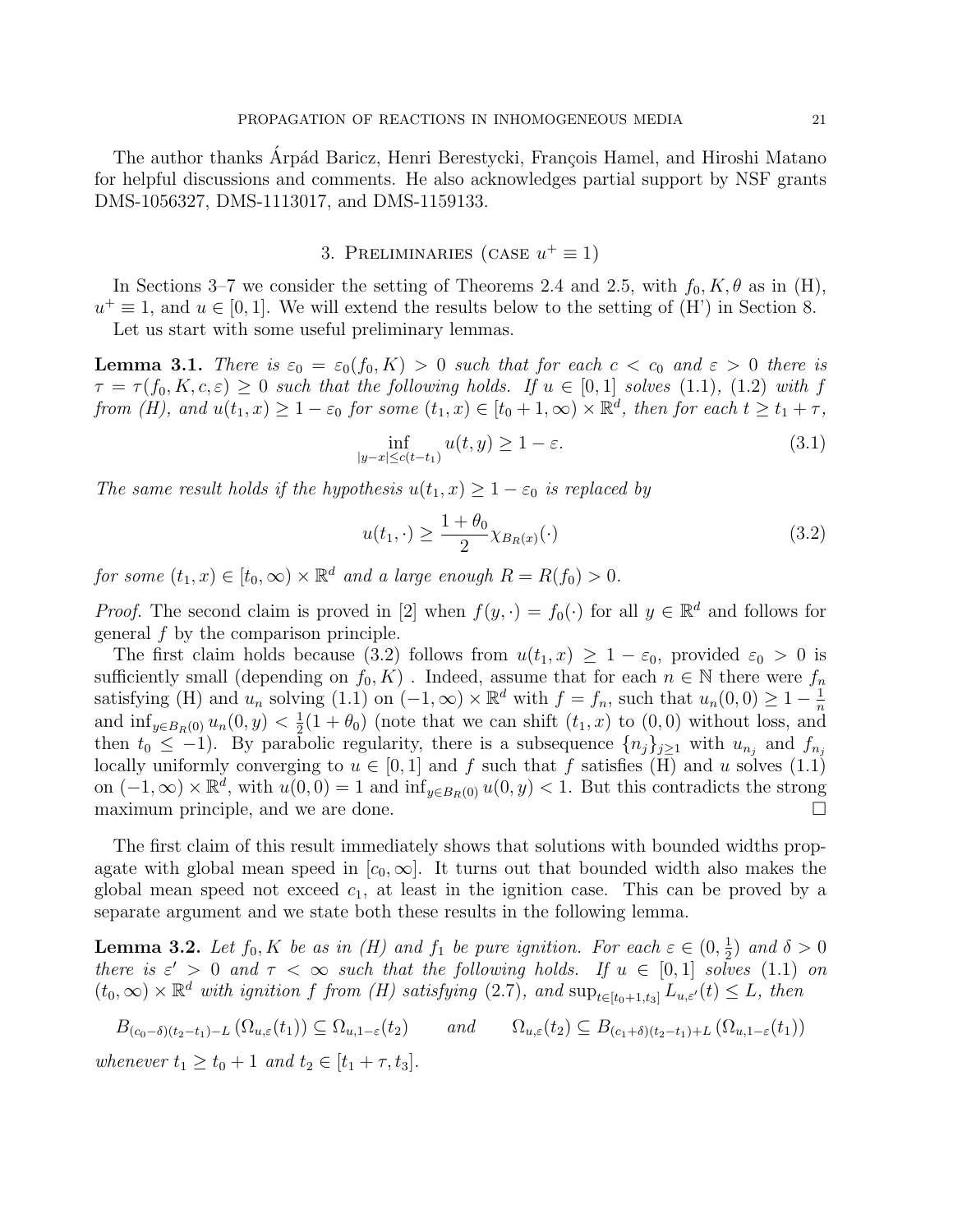The author thanks Árpád Baricz, Henri Berestycki, François Hamel, and Hiroshi Matano for helpful discussions and comments. He also acknowledges partial support by NSF grants DMS-1056327, DMS-1113017, and DMS-1159133.

## 3. Preliminaries (case $u^+ \equiv 1$)

In Sections 3–7 we consider the setting of Theorems 2.4 and 2.5, with $f_0, K, \theta$ as in (H), $u^+ \equiv 1$, and $u \in [0,1]$. We will extend the results below to the setting of (H') in Section 8.

Let us start with some useful preliminary lemmas.

**Lemma 3.1.** *There is $\varepsilon_0 = \varepsilon_0(f_0, K) > 0$ such that for each $c < c_0$ and $\varepsilon > 0$ there is $\tau = \tau(f_0, K, c, \varepsilon) \geq 0$ such that the following holds. If $u \in [0,1]$ solves (1.1), (1.2) with $f$ from (H), and $u(t_1, x) \geq 1 - \varepsilon_0$ for some $(t_1, x) \in [t_0 + 1, \infty) \times \mathbb{R}^d$, then for each $t \geq t_1 + \tau$,*

$$\inf_{|y-x| \leq c(t-t_1)} u(t, y) \geq 1 - \varepsilon. \tag{3.1}$$

*The same result holds if the hypothesis $u(t_1, x) \geq 1 - \varepsilon_0$ is replaced by*

$$u(t_1, \cdot) \geq \frac{1+\theta_0}{2} \chi_{B_R(x)}(\cdot) \tag{3.2}$$

*for some $(t_1, x) \in [t_0, \infty) \times \mathbb{R}^d$ and a large enough $R = R(f_0) > 0$.*

*Proof.* The second claim is proved in [2] when $f(y, \cdot) = f_0(\cdot)$ for all $y \in \mathbb{R}^d$ and follows for general $f$ by the comparison principle.

The first claim holds because (3.2) follows from $u(t_1, x) \geq 1 - \varepsilon_0$, provided $\varepsilon_0 > 0$ is sufficiently small (depending on $f_0, K$) . Indeed, assume that for each $n \in \mathbb{N}$ there were $f_n$ satisfying (H) and $u_n$ solving (1.1) on $(-1, \infty) \times \mathbb{R}^d$ with $f = f_n$, such that $u_n(0,0) \geq 1 - \frac{1}{n}$ and $\inf_{y \in B_R(0)} u_n(0, y) < \frac{1}{2}(1 + \theta_0)$ (note that we can shift $(t_1, x)$ to $(0,0)$ without loss, and then $t_0 \leq -1$). By parabolic regularity, there is a subsequence $\{n_j\}_{j \geq 1}$ with $u_{n_j}$ and $f_{n_j}$ locally uniformly converging to $u \in [0,1]$ and $f$ such that $f$ satisfies (H) and $u$ solves (1.1) on $(-1, \infty) \times \mathbb{R}^d$, with $u(0,0) = 1$ and $\inf_{y \in B_R(0)} u(0, y) < 1$. But this contradicts the strong maximum principle, and we are done. $\square$

The first claim of this result immediately shows that solutions with bounded widths propagate with global mean speed in $[c_0, \infty]$. It turns out that bounded width also makes the global mean speed not exceed $c_1$, at least in the ignition case. This can be proved by a separate argument and we state both these results in the following lemma.

**Lemma 3.2.** *Let $f_0, K$ be as in (H) and $f_1$ be pure ignition. For each $\varepsilon \in (0, \frac{1}{2})$ and $\delta > 0$ there is $\varepsilon' > 0$ and $\tau < \infty$ such that the following holds. If $u \in [0,1]$ solves (1.1) on $(t_0, \infty) \times \mathbb{R}^d$ with ignition $f$ from (H) satisfying (2.7), and $\sup_{t \in [t_0+1, t_3]} L_{u,\varepsilon'}(t) \leq L$, then*

$$B_{(c_0-\delta)(t_2-t_1)-L}\left(\Omega_{u,\varepsilon}(t_1)\right) \subseteq \Omega_{u,1-\varepsilon}(t_2) \qquad \text{and} \qquad \Omega_{u,\varepsilon}(t_2) \subseteq B_{(c_1+\delta)(t_2-t_1)+L}\left(\Omega_{u,1-\varepsilon}(t_1)\right)$$

*whenever $t_1 \geq t_0 + 1$ and $t_2 \in [t_1 + \tau, t_3]$.*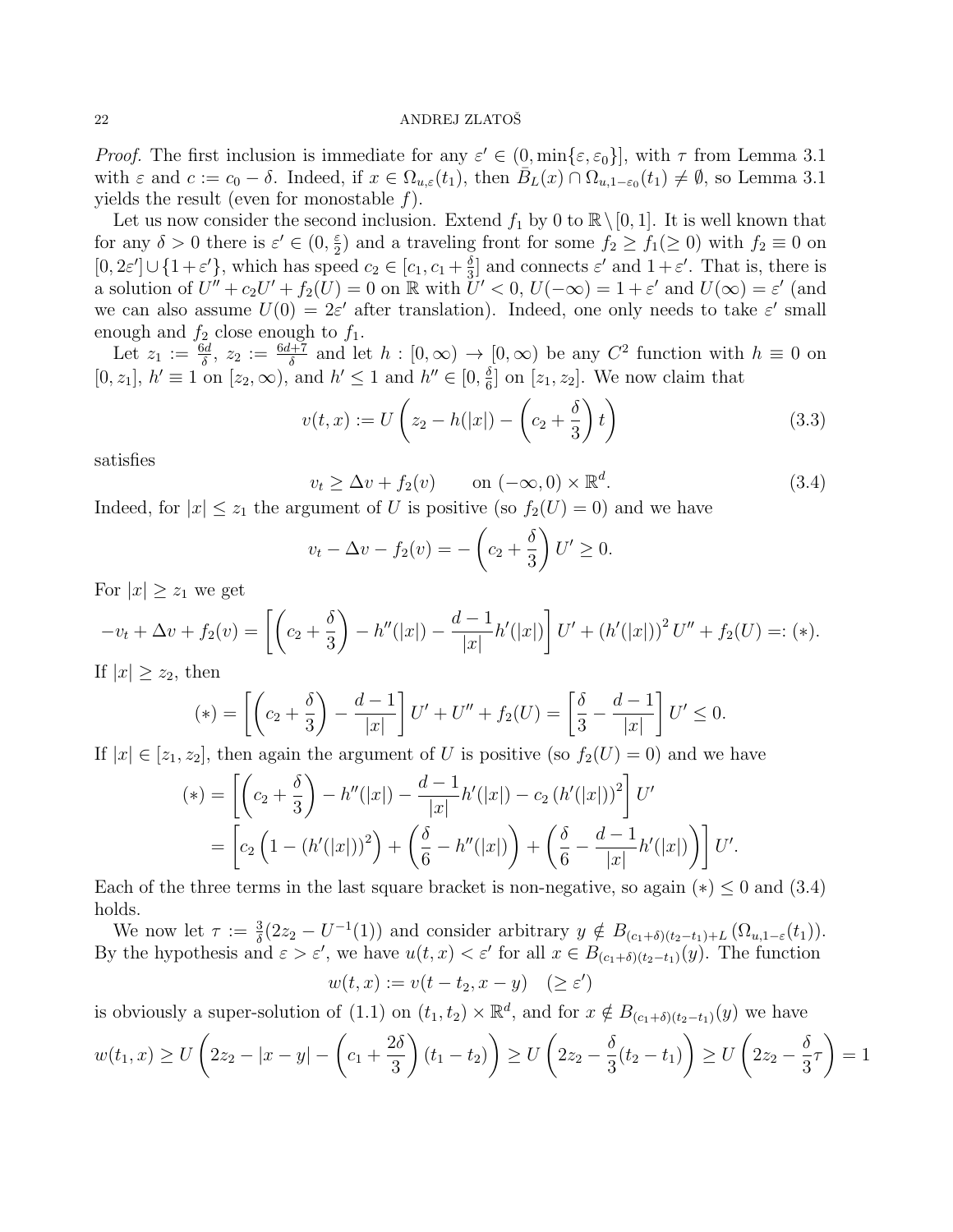*Proof.* The first inclusion is immediate for any $\varepsilon' \in (0, \min\{\varepsilon, \varepsilon_0\}]$, with $\tau$ from Lemma 3.1 with $\varepsilon$ and $c := c_0 - \delta$. Indeed, if $x \in \Omega_{u,\varepsilon}(t_1)$, then $\bar{B}_L(x) \cap \Omega_{u,1-\varepsilon_0}(t_1) \neq \emptyset$, so Lemma 3.1 yields the result (even for monostable $f$).

Let us now consider the second inclusion. Extend $f_1$ by 0 to $\mathbb{R} \setminus [0,1]$. It is well known that for any $\delta > 0$ there is $\varepsilon' \in (0, \frac{\varepsilon}{2})$ and a traveling front for some $f_2 \geq f_1 (\geq 0)$ with $f_2 \equiv 0$ on $[0, 2\varepsilon'] \cup \{1+\varepsilon'\}$, which has speed $c_2 \in [c_1, c_1 + \frac{\delta}{3}]$ and connects $\varepsilon'$ and $1+\varepsilon'$. That is, there is a solution of $U'' + c_2 U' + f_2(U) = 0$ on $\mathbb{R}$ with $U' < 0$, $U(-\infty) = 1 + \varepsilon'$ and $U(\infty) = \varepsilon'$ (and we can also assume $U(0) = 2\varepsilon'$ after translation). Indeed, one only needs to take $\varepsilon'$ small enough and $f_2$ close enough to $f_1$.

Let $z_1 := \frac{6d}{\delta}$, $z_2 := \frac{6d+7}{\delta}$ and let $h : [0,\infty) \to [0,\infty)$ be any $C^2$ function with $h \equiv 0$ on $[0, z_1]$, $h' \equiv 1$ on $[z_2, \infty)$, and $h' \leq 1$ and $h'' \in [0, \frac{\delta}{6}]$ on $[z_1, z_2]$. We now claim that

$$v(t,x) := U\left(z_2 - h(|x|) - \left(c_2 + \frac{\delta}{3}\right)t\right) \tag{3.3}$$

satisfies

$$v_t \geq \Delta v + f_2(v) \qquad \text{on } (-\infty, 0) \times \mathbb{R}^d. \tag{3.4}$$

Indeed, for $|x| \leq z_1$ the argument of $U$ is positive (so $f_2(U) = 0$) and we have

$$v_t - \Delta v - f_2(v) = -\left(c_2 + \frac{\delta}{3}\right) U' \geq 0.$$

For $|x| \geq z_1$ we get

$$-v_t + \Delta v + f_2(v) = \left[\left(c_2 + \frac{\delta}{3}\right) - h''(|x|) - \frac{d-1}{|x|} h'(|x|)\right] U' + (h'(|x|))^2 U'' + f_2(U) =: (*).$$

If $|x| \geq z_2$, then

$$(*) = \left[\left(c_2 + \frac{\delta}{3}\right) - \frac{d-1}{|x|}\right] U' + U'' + f_2(U) = \left[\frac{\delta}{3} - \frac{d-1}{|x|}\right] U' \leq 0.$$

If $|x| \in [z_1, z_2]$, then again the argument of $U$ is positive (so $f_2(U) = 0$) and we have

$$\begin{aligned}
(*) &= \left[\left(c_2 + \frac{\delta}{3}\right) - h''(|x|) - \frac{d-1}{|x|} h'(|x|) - c_2 \left(h'(|x|)\right)^2\right] U' \\
&= \left[c_2 \left(1 - (h'(|x|))^2\right) + \left(\frac{\delta}{6} - h''(|x|)\right) + \left(\frac{\delta}{6} - \frac{d-1}{|x|} h'(|x|)\right)\right] U'.
\end{aligned}$$

Each of the three terms in the last square bracket is non-negative, so again $(*) \leq 0$ and (3.4) holds.

We now let $\tau := \frac{3}{\delta}(2z_2 - U^{-1}(1))$ and consider arbitrary $y \notin B_{(c_1+\delta)(t_2-t_1)+L}\left(\Omega_{u,1-\varepsilon}(t_1)\right)$. By the hypothesis and $\varepsilon > \varepsilon'$, we have $u(t,x) < \varepsilon'$ for all $x \in B_{(c_1+\delta)(t_2-t_1)}(y)$. The function

$$w(t,x) := v(t - t_2, x - y) \quad (\geq \varepsilon')$$

is obviously a super-solution of (1.1) on $(t_1, t_2) \times \mathbb{R}^d$, and for $x \notin B_{(c_1+\delta)(t_2-t_1)}(y)$ we have

$$w(t_1, x) \geq U\left(2z_2 - |x-y| - \left(c_1 + \frac{2\delta}{3}\right)(t_1 - t_2)\right) \geq U\left(2z_2 - \frac{\delta}{3}(t_2 - t_1)\right) \geq U\left(2z_2 - \frac{\delta}{3}\tau\right) = 1$$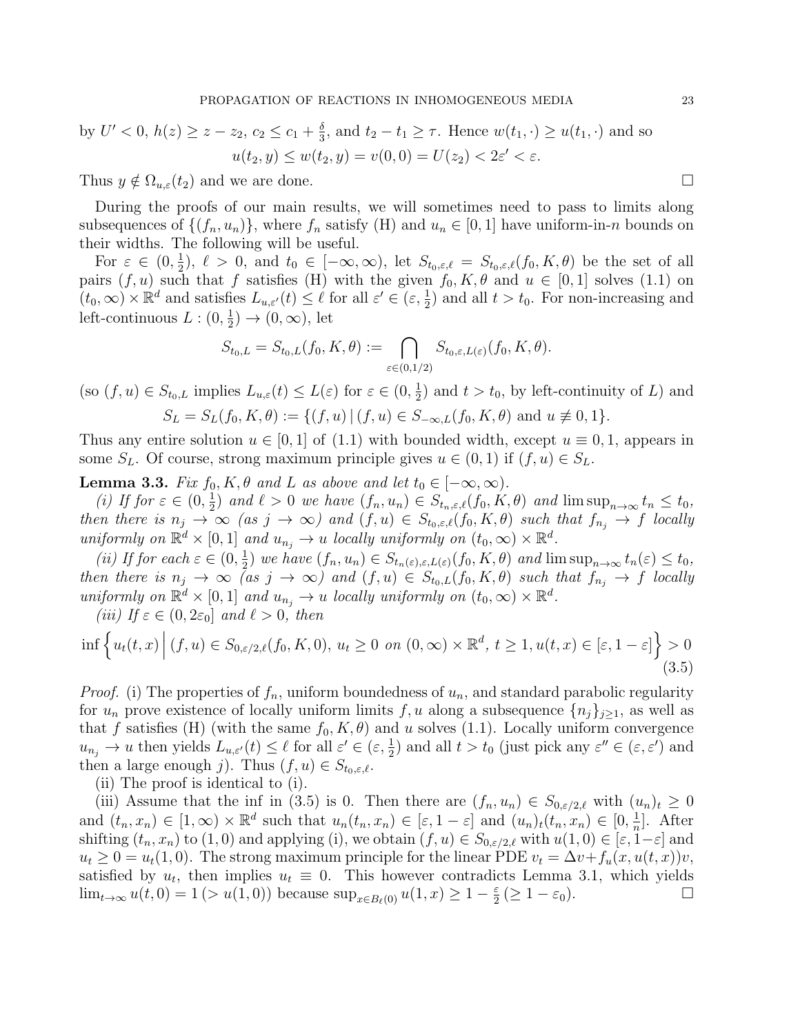by $U' < 0$, $h(z) \geq z - z_2$, $c_2 \leq c_1 + \frac{\delta}{3}$, and $t_2 - t_1 \geq \tau$. Hence $w(t_1, \cdot) \geq u(t_1, \cdot)$ and so

$$u(t_2, y) \leq w(t_2, y) = v(0, 0) = U(z_2) < 2\varepsilon' < \varepsilon.$$

Thus $y \notin \Omega_{u,\varepsilon}(t_2)$ and we are done. $\square$

During the proofs of our main results, we will sometimes need to pass to limits along subsequences of $\{(f_n, u_n)\}$, where $f_n$ satisfy (H) and $u_n \in [0, 1]$ have uniform-in-$n$ bounds on their widths. The following will be useful.

For $\varepsilon \in (0, \frac{1}{2})$, $\ell > 0$, and $t_0 \in [-\infty, \infty)$, let $S_{t_0,\varepsilon,\ell} = S_{t_0,\varepsilon,\ell}(f_0, K, \theta)$ be the set of all pairs $(f, u)$ such that $f$ satisfies (H) with the given $f_0, K, \theta$ and $u \in [0, 1]$ solves (1.1) on $(t_0, \infty) \times \mathbb{R}^d$ and satisfies $L_{u,\varepsilon'}(t) \leq \ell$ for all $\varepsilon' \in (\varepsilon, \frac{1}{2})$ and all $t > t_0$. For non-increasing and left-continuous $L : (0, \frac{1}{2}) \to (0, \infty)$, let

$$S_{t_0,L} = S_{t_0,L}(f_0, K, \theta) := \bigcap_{\varepsilon \in (0,1/2)} S_{t_0,\varepsilon,L(\varepsilon)}(f_0, K, \theta).$$

(so $(f, u) \in S_{t_0,L}$ implies $L_{u,\varepsilon}(t) \leq L(\varepsilon)$ for $\varepsilon \in (0, \frac{1}{2})$ and $t > t_0$, by left-continuity of $L$) and

$$S_L = S_L(f_0, K, \theta) := \{(f, u) \,|\, (f, u) \in S_{-\infty,L}(f_0, K, \theta) \text{ and } u \not\equiv 0, 1\}.$$

Thus any entire solution $u \in [0, 1]$ of (1.1) with bounded width, except $u \equiv 0, 1$, appears in some $S_L$. Of course, strong maximum principle gives $u \in (0, 1)$ if $(f, u) \in S_L$.

**Lemma 3.3.** *Fix $f_0, K, \theta$ and $L$ as above and let $t_0 \in [-\infty, \infty)$.*

*(i) If for $\varepsilon \in (0, \frac{1}{2})$ and $\ell > 0$ we have $(f_n, u_n) \in S_{t_n,\varepsilon,\ell}(f_0, K, \theta)$ and $\limsup_{n\to\infty} t_n \leq t_0$, then there is $n_j \to \infty$ (as $j \to \infty$) and $(f, u) \in S_{t_0,\varepsilon,\ell}(f_0, K, \theta)$ such that $f_{n_j} \to f$ locally uniformly on $\mathbb{R}^d \times [0, 1]$ and $u_{n_j} \to u$ locally uniformly on $(t_0, \infty) \times \mathbb{R}^d$.*

*(ii) If for each $\varepsilon \in (0, \frac{1}{2})$ we have $(f_n, u_n) \in S_{t_n(\varepsilon),\varepsilon,L(\varepsilon)}(f_0, K, \theta)$ and $\limsup_{n\to\infty} t_n(\varepsilon) \leq t_0$, then there is $n_j \to \infty$ (as $j \to \infty$) and $(f, u) \in S_{t_0,L}(f_0, K, \theta)$ such that $f_{n_j} \to f$ locally uniformly on $\mathbb{R}^d \times [0, 1]$ and $u_{n_j} \to u$ locally uniformly on $(t_0, \infty) \times \mathbb{R}^d$.*

*(iii) If $\varepsilon \in (0, 2\varepsilon_0]$ and $\ell > 0$, then*

$$\inf \left\{ u_t(t, x) \,\middle|\, (f, u) \in S_{0,\varepsilon/2,\ell}(f_0, K, 0),\ u_t \geq 0 \text{ on } (0, \infty) \times \mathbb{R}^d,\ t \geq 1, u(t, x) \in [\varepsilon, 1 - \varepsilon] \right\} > 0 \tag{3.5}$$

*Proof.* (i) The properties of $f_n$, uniform boundedness of $u_n$, and standard parabolic regularity for $u_n$ prove existence of locally uniform limits $f, u$ along a subsequence $\{n_j\}_{j\geq 1}$, as well as that $f$ satisfies (H) (with the same $f_0, K, \theta$) and $u$ solves (1.1). Locally uniform convergence $u_{n_j} \to u$ then yields $L_{u,\varepsilon'}(t) \leq \ell$ for all $\varepsilon' \in (\varepsilon, \frac{1}{2})$ and all $t > t_0$ (just pick any $\varepsilon'' \in (\varepsilon, \varepsilon')$ and then a large enough $j$). Thus $(f, u) \in S_{t_0,\varepsilon,\ell}$.

(ii) The proof is identical to (i).

(iii) Assume that the inf in (3.5) is 0. Then there are $(f_n, u_n) \in S_{0,\varepsilon/2,\ell}$ with $(u_n)_t \geq 0$ and $(t_n, x_n) \in [1, \infty) \times \mathbb{R}^d$ such that $u_n(t_n, x_n) \in [\varepsilon, 1 - \varepsilon]$ and $(u_n)_t(t_n, x_n) \in [0, \frac{1}{n}]$. After shifting $(t_n, x_n)$ to $(1, 0)$ and applying (i), we obtain $(f, u) \in S_{0,\varepsilon/2,\ell}$ with $u(1, 0) \in [\varepsilon, 1-\varepsilon]$ and $u_t \geq 0 = u_t(1, 0)$. The strong maximum principle for the linear PDE $v_t = \Delta v + f_u(x, u(t, x))v$, satisfied by $u_t$, then implies $u_t \equiv 0$. This however contradicts Lemma 3.1, which yields $\lim_{t\to\infty} u(t, 0) = 1\ (> u(1, 0))$ because $\sup_{x\in B_\ell(0)} u(1, x) \geq 1 - \frac{\varepsilon}{2}\ (\geq 1 - \varepsilon_0)$. $\square$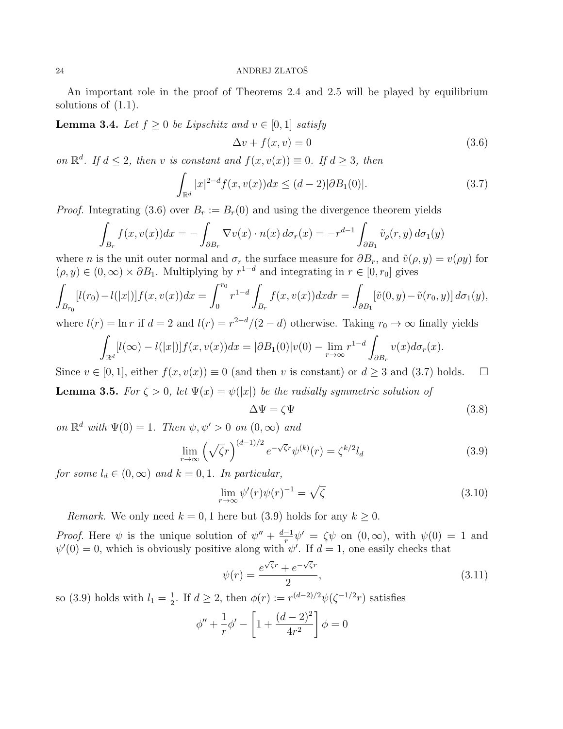An important role in the proof of Theorems 2.4 and 2.5 will be played by equilibrium solutions of (1.1).

**Lemma 3.4.** *Let $f \geq 0$ be Lipschitz and $v \in [0,1]$ satisfy*

$$\Delta v + f(x,v) = 0 \tag{3.6}$$

*on $\mathbb{R}^d$. If $d \leq 2$, then $v$ is constant and $f(x,v(x)) \equiv 0$. If $d \geq 3$, then*

$$\int_{\mathbb{R}^d} |x|^{2-d} f(x,v(x))dx \leq (d-2)|\partial B_1(0)|. \tag{3.7}$$

*Proof.* Integrating (3.6) over $B_r := B_r(0)$ and using the divergence theorem yields

$$\int_{B_r} f(x,v(x))dx = -\int_{\partial B_r} \nabla v(x) \cdot n(x)\, d\sigma_r(x) = -r^{d-1}\int_{\partial B_1} \tilde{v}_\rho(r,y)\, d\sigma_1(y)$$

where $n$ is the unit outer normal and $\sigma_r$ the surface measure for $\partial B_r$, and $\tilde{v}(\rho, y) = v(\rho y)$ for $(\rho, y) \in (0,\infty) \times \partial B_1$. Multiplying by $r^{1-d}$ and integrating in $r \in [0, r_0]$ gives

$$\int_{B_{r_0}} [l(r_0) - l(|x|)] f(x,v(x))dx = \int_0^{r_0} r^{1-d} \int_{B_r} f(x,v(x))dxdr = \int_{\partial B_1} [\tilde{v}(0,y) - \tilde{v}(r_0,y)]\, d\sigma_1(y),$$

where $l(r) = \ln r$ if $d = 2$ and $l(r) = r^{2-d}/(2-d)$ otherwise. Taking $r_0 \to \infty$ finally yields

$$\int_{\mathbb{R}^d} [l(\infty) - l(|x|)] f(x,v(x))dx = |\partial B_1(0)| v(0) - \lim_{r\to\infty} r^{1-d} \int_{\partial B_r} v(x) d\sigma_r(x).$$

Since $v \in [0,1]$, either $f(x,v(x)) \equiv 0$ (and then $v$ is constant) or $d \geq 3$ and (3.7) holds. $\square$

**Lemma 3.5.** *For $\zeta > 0$, let $\Psi(x) = \psi(|x|)$ be the radially symmetric solution of*

$$\Delta \Psi = \zeta \Psi \tag{3.8}$$

*on $\mathbb{R}^d$ with $\Psi(0) = 1$. Then $\psi, \psi' > 0$ on $(0,\infty)$ and*

$$\lim_{r\to\infty} \left(\sqrt{\zeta} r\right)^{(d-1)/2} e^{-\sqrt{\zeta} r} \psi^{(k)}(r) = \zeta^{k/2} l_d \tag{3.9}$$

*for some $l_d \in (0,\infty)$ and $k = 0,1$. In particular,*

$$\lim_{r\to\infty} \psi'(r)\psi(r)^{-1} = \sqrt{\zeta} \tag{3.10}$$

*Remark.* We only need $k = 0,1$ here but (3.9) holds for any $k \geq 0$.

*Proof.* Here $\psi$ is the unique solution of $\psi'' + \frac{d-1}{r}\psi' = \zeta\psi$ on $(0,\infty)$, with $\psi(0) = 1$ and $\psi'(0) = 0$, which is obviously positive along with $\psi'$. If $d = 1$, one easily checks that

$$\psi(r) = \frac{e^{\sqrt{\zeta} r} + e^{-\sqrt{\zeta} r}}{2}, \tag{3.11}$$

so (3.9) holds with $l_1 = \frac{1}{2}$. If $d \geq 2$, then $\phi(r) := r^{(d-2)/2} \psi(\zeta^{-1/2} r)$ satisfies

$$\phi'' + \frac{1}{r}\phi' - \left[1 + \frac{(d-2)^2}{4r^2}\right]\phi = 0$$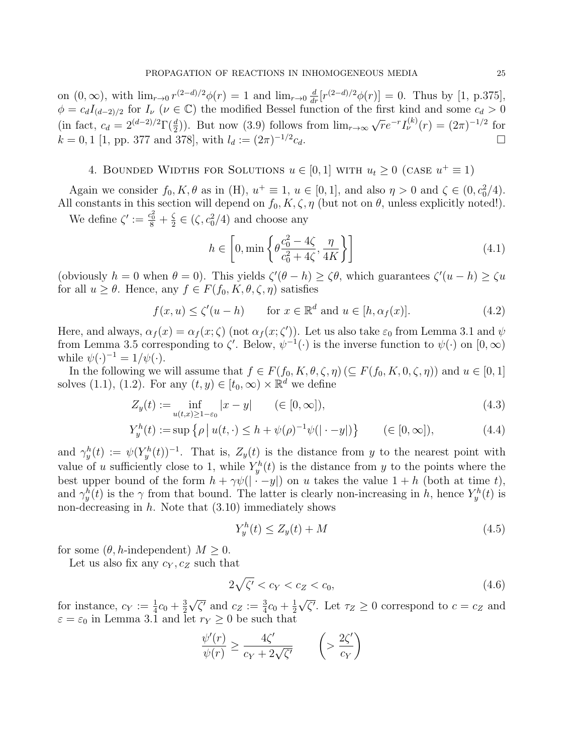on $(0,\infty)$, with $\lim_{r\to 0} r^{(2-d)/2}\phi(r) = 1$ and $\lim_{r\to 0} \frac{d}{dr}[r^{(2-d)/2}\phi(r)] = 0$. Thus by [1, p.375], $\phi = c_d I_{(d-2)/2}$ for $I_\nu$ ($\nu \in \mathbb{C}$) the modified Bessel function of the first kind and some $c_d > 0$ (in fact, $c_d = 2^{(d-2)/2}\Gamma(\frac{d}{2})$). But now (3.9) follows from $\lim_{r\to\infty} \sqrt{r}e^{-r} I_\nu^{(k)}(r) = (2\pi)^{-1/2}$ for $k = 0, 1$ [1, pp. 377 and 378], with $l_d := (2\pi)^{-1/2} c_d$. $\square$

## 4. Bounded Widths for Solutions $u \in [0,1]$ with $u_t \geq 0$ (case $u^+ \equiv 1$)

Again we consider $f_0, K, \theta$ as in (H), $u^+ \equiv 1$, $u \in [0,1]$, and also $\eta > 0$ and $\zeta \in (0, c_0^2/4)$. All constants in this section will depend on $f_0, K, \zeta, \eta$ (but not on $\theta$, unless explicitly noted!).

We define $\zeta' := \frac{c_0^2}{8} + \frac{\zeta}{2} \in (\zeta, c_0^2/4)$ and choose any

$$h \in \left[0, \min\left\{\theta\frac{c_0^2 - 4\zeta}{c_0^2 + 4\zeta}, \frac{\eta}{4K}\right\}\right] \tag{4.1}$$

(obviously $h = 0$ when $\theta = 0$). This yields $\zeta'(\theta - h) \geq \zeta\theta$, which guarantees $\zeta'(u - h) \geq \zeta u$ for all $u \geq \theta$. Hence, any $f \in F(f_0, K, \theta, \zeta, \eta)$ satisfies

$$f(x,u) \leq \zeta'(u - h) \qquad \text{for } x \in \mathbb{R}^d \text{ and } u \in [h, \alpha_f(x)]. \tag{4.2}$$

Here, and always, $\alpha_f(x) = \alpha_f(x;\zeta)$ (not $\alpha_f(x;\zeta')$). Let us also take $\varepsilon_0$ from Lemma 3.1 and $\psi$ from Lemma 3.5 corresponding to $\zeta'$. Below, $\psi^{-1}(\cdot)$ is the inverse function to $\psi(\cdot)$ on $[0,\infty)$ while $\psi(\cdot)^{-1} = 1/\psi(\cdot)$.

In the following we will assume that $f \in F(f_0, K, \theta, \zeta, \eta)\,(\subseteq F(f_0, K, 0, \zeta, \eta))$ and $u \in [0,1]$ solves (1.1), (1.2). For any $(t, y) \in [t_0, \infty) \times \mathbb{R}^d$ we define

$$Z_y(t) := \inf_{u(t,x) \geq 1-\varepsilon_0} |x - y| \qquad (\in [0,\infty]), \tag{4.3}$$

$$Y_y^h(t) := \sup\left\{\rho \,\middle|\, u(t,\cdot) \leq h + \psi(\rho)^{-1}\psi(|\cdot - y|)\right\} \qquad (\in [0,\infty]), \tag{4.4}$$

and $\gamma_y^h(t) := \psi(Y_y^h(t))^{-1}$. That is, $Z_y(t)$ is the distance from $y$ to the nearest point with value of $u$ sufficiently close to 1, while $Y_y^h(t)$ is the distance from $y$ to the points where the best upper bound of the form $h + \gamma\psi(|\cdot - y|)$ on $u$ takes the value $1 + h$ (both at time $t$), and $\gamma_y^h(t)$ is the $\gamma$ from that bound. The latter is clearly non-increasing in $h$, hence $Y_y^h(t)$ is non-decreasing in $h$. Note that (3.10) immediately shows

$$Y_y^h(t) \leq Z_y(t) + M \tag{4.5}$$

for some ($\theta, h$-independent) $M \geq 0$.

Let us also fix any $c_Y, c_Z$ such that

$$2\sqrt{\zeta'} < c_Y < c_Z < c_0, \tag{4.6}$$

for instance, $c_Y := \frac{1}{4}c_0 + \frac{3}{2}\sqrt{\zeta'}$ and $c_Z := \frac{3}{4}c_0 + \frac{1}{2}\sqrt{\zeta'}$. Let $\tau_Z \geq 0$ correspond to $c = c_Z$ and $\varepsilon = \varepsilon_0$ in Lemma 3.1 and let $r_Y \geq 0$ be such that

$$\frac{\psi'(r)}{\psi(r)} \geq \frac{4\zeta'}{c_Y + 2\sqrt{\zeta'}} \qquad \left(> \frac{2\zeta'}{c_Y}\right)$$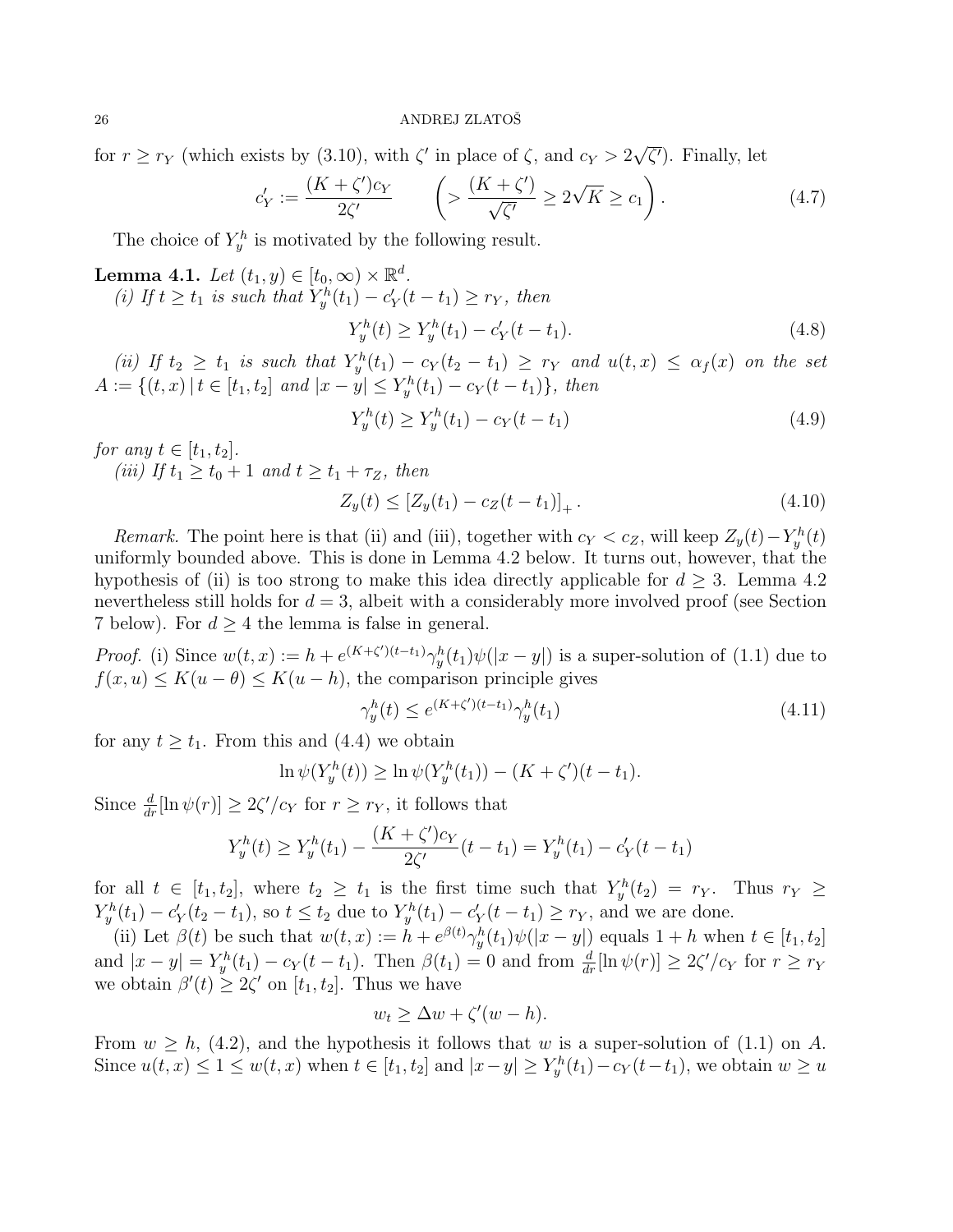for $r \geq r_Y$ (which exists by (3.10), with $\zeta'$ in place of $\zeta$, and $c_Y > 2\sqrt{\zeta'}$). Finally, let

$$c_Y' := \frac{(K+\zeta')c_Y}{2\zeta'} \qquad \left( > \frac{(K+\zeta')}{\sqrt{\zeta'}} \geq 2\sqrt{K} \geq c_1 \right). \tag{4.7}$$

The choice of $Y_y^h$ is motivated by the following result.

**Lemma 4.1.** *Let $(t_1, y) \in [t_0, \infty) \times \mathbb{R}^d$.*

*(i) If $t \geq t_1$ is such that $Y_y^h(t_1) - c_Y'(t - t_1) \geq r_Y$, then*

$$Y_y^h(t) \geq Y_y^h(t_1) - c_Y'(t - t_1). \tag{4.8}$$

*(ii) If $t_2 \geq t_1$ is such that $Y_y^h(t_1) - c_Y(t_2 - t_1) \geq r_Y$ and $u(t,x) \leq \alpha_f(x)$ on the set $A := \{(t,x) \,|\, t \in [t_1, t_2] \text{ and } |x - y| \leq Y_y^h(t_1) - c_Y(t - t_1)\}$, then*

$$Y_y^h(t) \geq Y_y^h(t_1) - c_Y(t - t_1) \tag{4.9}$$

*for any $t \in [t_1, t_2]$.*

*(iii) If $t_1 \geq t_0 + 1$ and $t \geq t_1 + \tau_Z$, then*

$$Z_y(t) \leq \left[ Z_y(t_1) - c_Z(t - t_1) \right]_+. \tag{4.10}$$

*Remark.* The point here is that (ii) and (iii), together with $c_Y < c_Z$, will keep $Z_y(t) - Y_y^h(t)$ uniformly bounded above. This is done in Lemma 4.2 below. It turns out, however, that the hypothesis of (ii) is too strong to make this idea directly applicable for $d \geq 3$. Lemma 4.2 nevertheless still holds for $d = 3$, albeit with a considerably more involved proof (see Section 7 below). For $d \geq 4$ the lemma is false in general.

*Proof.* (i) Since $w(t,x) := h + e^{(K+\zeta')(t-t_1)}\gamma_y^h(t_1)\psi(|x-y|)$ is a super-solution of (1.1) due to $f(x,u) \leq K(u - \theta) \leq K(u - h)$, the comparison principle gives

$$\gamma_y^h(t) \leq e^{(K+\zeta')(t-t_1)}\gamma_y^h(t_1) \tag{4.11}$$

for any $t \geq t_1$. From this and (4.4) we obtain

$$\ln \psi(Y_y^h(t)) \geq \ln \psi(Y_y^h(t_1)) - (K + \zeta')(t - t_1).$$

Since $\frac{d}{dr}[\ln \psi(r)] \geq 2\zeta'/c_Y$ for $r \geq r_Y$, it follows that

$$Y_y^h(t) \geq Y_y^h(t_1) - \frac{(K+\zeta')c_Y}{2\zeta'}(t - t_1) = Y_y^h(t_1) - c_Y'(t - t_1)$$

for all $t \in [t_1, t_2]$, where $t_2 \geq t_1$ is the first time such that $Y_y^h(t_2) = r_Y$. Thus $r_Y \geq Y_y^h(t_1) - c_Y'(t_2 - t_1)$, so $t \leq t_2$ due to $Y_y^h(t_1) - c_Y'(t - t_1) \geq r_Y$, and we are done.

(ii) Let $\beta(t)$ be such that $w(t,x) := h + e^{\beta(t)}\gamma_y^h(t_1)\psi(|x-y|)$ equals $1 + h$ when $t \in [t_1, t_2]$ and $|x - y| = Y_y^h(t_1) - c_Y(t - t_1)$. Then $\beta(t_1) = 0$ and from $\frac{d}{dr}[\ln \psi(r)] \geq 2\zeta'/c_Y$ for $r \geq r_Y$ we obtain $\beta'(t) \geq 2\zeta'$ on $[t_1, t_2]$. Thus we have

$$w_t \geq \Delta w + \zeta'(w - h).$$

From $w \geq h$, (4.2), and the hypothesis it follows that $w$ is a super-solution of (1.1) on $A$. Since $u(t,x) \leq 1 \leq w(t,x)$ when $t \in [t_1, t_2]$ and $|x - y| \geq Y_y^h(t_1) - c_Y(t - t_1)$, we obtain $w \geq u$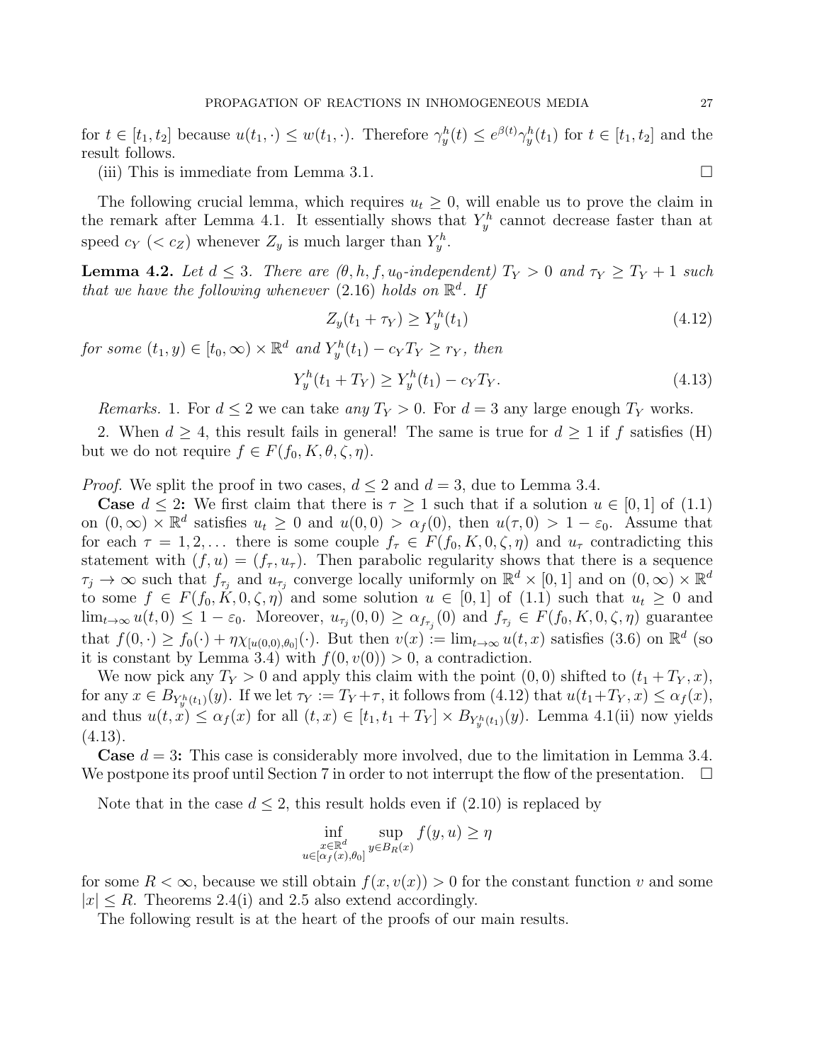for $t \in [t_1, t_2]$ because $u(t_1, \cdot) \le w(t_1, \cdot)$. Therefore $\gamma_y^h(t) \le e^{\beta(t)} \gamma_y^h(t_1)$ for $t \in [t_1, t_2]$ and the result follows.

(iii) This is immediate from Lemma 3.1. $\square$

The following crucial lemma, which requires $u_t \ge 0$, will enable us to prove the claim in the remark after Lemma 4.1. It essentially shows that $Y_y^h$ cannot decrease faster than at speed $c_Y$ ($< c_Z$) whenever $Z_y$ is much larger than $Y_y^h$.

**Lemma 4.2.** *Let $d \le 3$. There are ($\theta, h, f, u_0$-independent) $T_Y > 0$ and $\tau_Y \ge T_Y + 1$ such that we have the following whenever* (2.16) *holds on $\mathbb{R}^d$. If*

$$Z_y(t_1 + \tau_Y) \ge Y_y^h(t_1) \tag{4.12}$$

*for some $(t_1, y) \in [t_0, \infty) \times \mathbb{R}^d$ and $Y_y^h(t_1) - c_Y T_Y \ge r_Y$, then*

$$Y_y^h(t_1 + T_Y) \ge Y_y^h(t_1) - c_Y T_Y. \tag{4.13}$$

*Remarks.* 1. For $d \le 2$ we can take *any* $T_Y > 0$. For $d = 3$ any large enough $T_Y$ works.

2. When $d \ge 4$, this result fails in general! The same is true for $d \ge 1$ if $f$ satisfies (H) but we do not require $f \in F(f_0, K, \theta, \zeta, \eta)$.

*Proof.* We split the proof in two cases, $d \le 2$ and $d = 3$, due to Lemma 3.4.

**Case** $d \le 2$**:** We first claim that there is $\tau \ge 1$ such that if a solution $u \in [0,1]$ of (1.1) on $(0, \infty) \times \mathbb{R}^d$ satisfies $u_t \ge 0$ and $u(0,0) > \alpha_f(0)$, then $u(\tau, 0) > 1 - \varepsilon_0$. Assume that for each $\tau = 1, 2, \dots$ there is some couple $f_\tau \in F(f_0, K, 0, \zeta, \eta)$ and $u_\tau$ contradicting this statement with $(f, u) = (f_\tau, u_\tau)$. Then parabolic regularity shows that there is a sequence $\tau_j \to \infty$ such that $f_{\tau_j}$ and $u_{\tau_j}$ converge locally uniformly on $\mathbb{R}^d \times [0,1]$ and on $(0, \infty) \times \mathbb{R}^d$ to some $f \in F(f_0, K, 0, \zeta, \eta)$ and some solution $u \in [0,1]$ of (1.1) such that $u_t \ge 0$ and $\lim_{t \to \infty} u(t, 0) \le 1 - \varepsilon_0$. Moreover, $u_{\tau_j}(0,0) \ge \alpha_{f_{\tau_j}}(0)$ and $f_{\tau_j} \in F(f_0, K, 0, \zeta, \eta)$ guarantee that $f(0, \cdot) \ge f_0(\cdot) + \eta \chi_{[u(0,0), \theta_0]}(\cdot)$. But then $v(x) := \lim_{t \to \infty} u(t, x)$ satisfies (3.6) on $\mathbb{R}^d$ (so it is constant by Lemma 3.4) with $f(0, v(0)) > 0$, a contradiction.

We now pick any $T_Y > 0$ and apply this claim with the point $(0,0)$ shifted to $(t_1 + T_Y, x)$, for any $x \in B_{Y_y^h(t_1)}(y)$. If we let $\tau_Y := T_Y + \tau$, it follows from (4.12) that $u(t_1 + T_Y, x) \le \alpha_f(x)$, and thus $u(t, x) \le \alpha_f(x)$ for all $(t, x) \in [t_1, t_1 + T_Y] \times B_{Y_y^h(t_1)}(y)$. Lemma 4.1(ii) now yields (4.13).

**Case** $d = 3$**:** This case is considerably more involved, due to the limitation in Lemma 3.4. We postpone its proof until Section 7 in order to not interrupt the flow of the presentation. $\square$

Note that in the case $d \le 2$, this result holds even if (2.10) is replaced by

$$\inf_{\substack{x \in \mathbb{R}^d \\ u \in [\alpha_f(x), \theta_0]}} \sup_{y \in B_R(x)} f(y, u) \ge \eta$$

for some $R < \infty$, because we still obtain $f(x, v(x)) > 0$ for the constant function $v$ and some $|x| \le R$. Theorems 2.4(i) and 2.5 also extend accordingly.

The following result is at the heart of the proofs of our main results.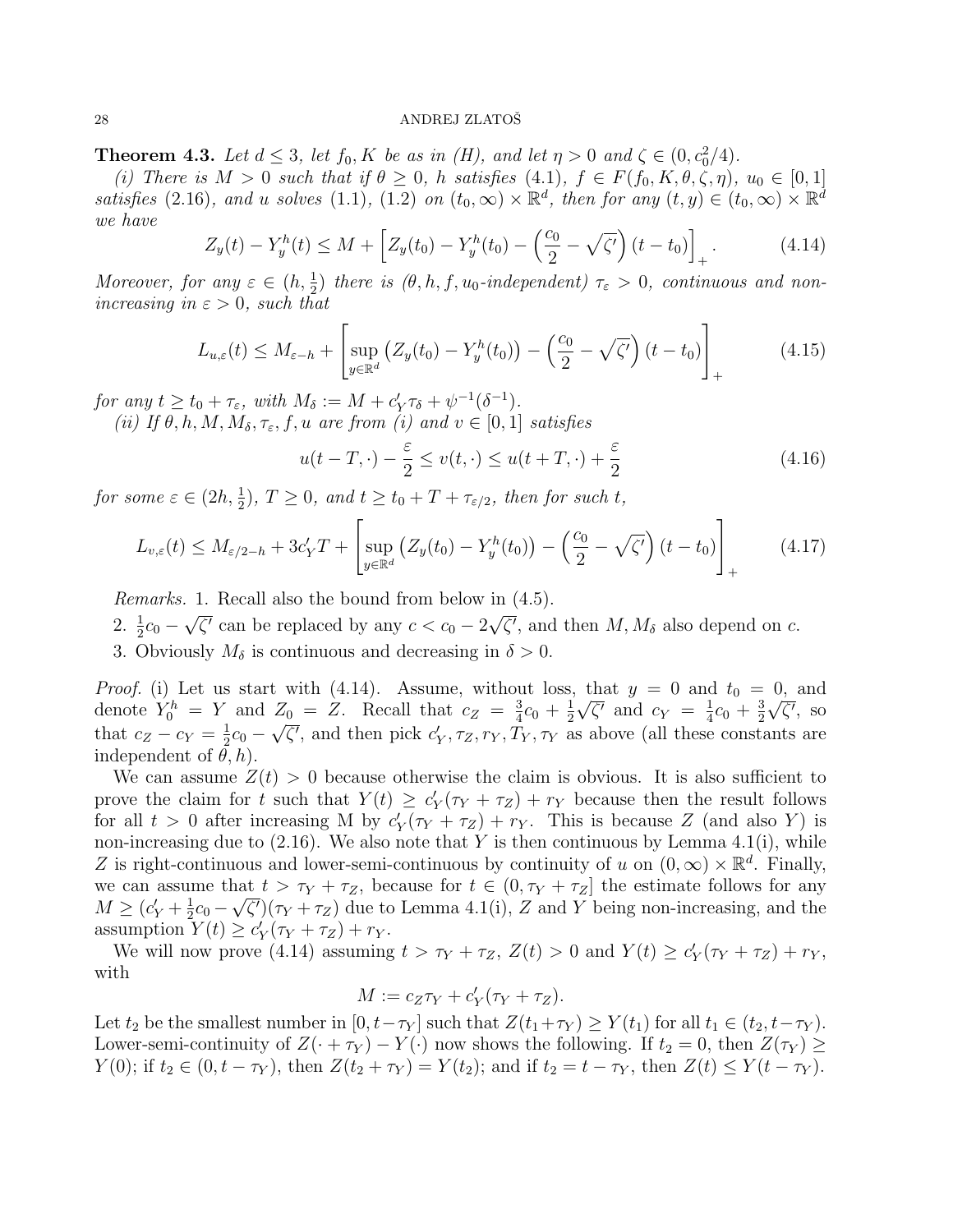**Theorem 4.3.** *Let $d \le 3$, let $f_0, K$ be as in (H), and let $\eta > 0$ and $\zeta \in (0, c_0^2/4)$.*

*(i) There is $M > 0$ such that if $\theta \ge 0$, $h$ satisfies (4.1), $f \in F(f_0, K, \theta, \zeta, \eta)$, $u_0 \in [0,1]$ satisfies (2.16), and $u$ solves (1.1), (1.2) on $(t_0, \infty) \times \mathbb{R}^d$, then for any $(t, y) \in (t_0, \infty) \times \mathbb{R}^d$ we have*

$$Z_y(t) - Y_y^h(t) \le M + \left[ Z_y(t_0) - Y_y^h(t_0) - \left( \frac{c_0}{2} - \sqrt{\zeta'} \right)(t - t_0) \right]_+ . \tag{4.14}$$

*Moreover, for any $\varepsilon \in (h, \frac{1}{2})$ there is ($\theta, h, f, u_0$-independent) $\tau_\varepsilon > 0$, continuous and non-increasing in $\varepsilon > 0$, such that*

$$L_{u,\varepsilon}(t) \le M_{\varepsilon - h} + \left[ \sup_{y \in \mathbb{R}^d} \left( Z_y(t_0) - Y_y^h(t_0) \right) - \left( \frac{c_0}{2} - \sqrt{\zeta'} \right)(t - t_0) \right]_+ \tag{4.15}$$

*for any $t \ge t_0 + \tau_\varepsilon$, with $M_\delta := M + c_Y' \tau_\delta + \psi^{-1}(\delta^{-1})$.*

*(ii) If $\theta, h, M, M_\delta, \tau_\varepsilon, f, u$ are from (i) and $v \in [0,1]$ satisfies*

$$u(t - T, \cdot) - \frac{\varepsilon}{2} \le v(t, \cdot) \le u(t + T, \cdot) + \frac{\varepsilon}{2} \tag{4.16}$$

*for some $\varepsilon \in (2h, \frac{1}{2})$, $T \ge 0$, and $t \ge t_0 + T + \tau_{\varepsilon/2}$, then for such $t$,*

$$L_{v,\varepsilon}(t) \le M_{\varepsilon/2 - h} + 3c_Y' T + \left[ \sup_{y \in \mathbb{R}^d} \left( Z_y(t_0) - Y_y^h(t_0) \right) - \left( \frac{c_0}{2} - \sqrt{\zeta'} \right)(t - t_0) \right]_+ \tag{4.17}$$

*Remarks.* 1. Recall also the bound from below in (4.5).

2. $\frac{1}{2}c_0 - \sqrt{\zeta'}$ can be replaced by any $c < c_0 - 2\sqrt{\zeta'}$, and then $M, M_\delta$ also depend on $c$.

3. Obviously $M_\delta$ is continuous and decreasing in $\delta > 0$.

*Proof.* (i) Let us start with (4.14). Assume, without loss, that $y = 0$ and $t_0 = 0$, and denote $Y_0^h = Y$ and $Z_0 = Z$. Recall that $c_Z = \frac{3}{4}c_0 + \frac{1}{2}\sqrt{\zeta'}$ and $c_Y = \frac{1}{4}c_0 + \frac{3}{2}\sqrt{\zeta'}$, so that $c_Z - c_Y = \frac{1}{2}c_0 - \sqrt{\zeta'}$, and then pick $c_Y', \tau_Z, r_Y, T_Y, \tau_Y$ as above (all these constants are independent of $\theta, h$).

We can assume $Z(t) > 0$ because otherwise the claim is obvious. It is also sufficient to prove the claim for $t$ such that $Y(t) \ge c_Y'(\tau_Y + \tau_Z) + r_Y$ because then the result follows for all $t > 0$ after increasing M by $c_Y'(\tau_Y + \tau_Z) + r_Y$. This is because $Z$ (and also $Y$) is non-increasing due to (2.16). We also note that $Y$ is then continuous by Lemma 4.1(i), while $Z$ is right-continuous and lower-semi-continuous by continuity of $u$ on $(0, \infty) \times \mathbb{R}^d$. Finally, we can assume that $t > \tau_Y + \tau_Z$, because for $t \in (0, \tau_Y + \tau_Z]$ the estimate follows for any $M \ge (c_Y' + \frac{1}{2}c_0 - \sqrt{\zeta'})(\tau_Y + \tau_Z)$ due to Lemma 4.1(i), $Z$ and $Y$ being non-increasing, and the assumption $Y(t) \ge c_Y'(\tau_Y + \tau_Z) + r_Y$.

We will now prove (4.14) assuming $t > \tau_Y + \tau_Z$, $Z(t) > 0$ and $Y(t) \ge c_Y'(\tau_Y + \tau_Z) + r_Y$, with

$$M := c_Z \tau_Y + c_Y'(\tau_Y + \tau_Z).$$

Let $t_2$ be the smallest number in $[0, t - \tau_Y]$ such that $Z(t_1 + \tau_Y) \ge Y(t_1)$ for all $t_1 \in (t_2, t - \tau_Y)$. Lower-semi-continuity of $Z(\cdot + \tau_Y) - Y(\cdot)$ now shows the following. If $t_2 = 0$, then $Z(\tau_Y) \ge Y(0)$; if $t_2 \in (0, t - \tau_Y)$, then $Z(t_2 + \tau_Y) = Y(t_2)$; and if $t_2 = t - \tau_Y$, then $Z(t) \le Y(t - \tau_Y)$.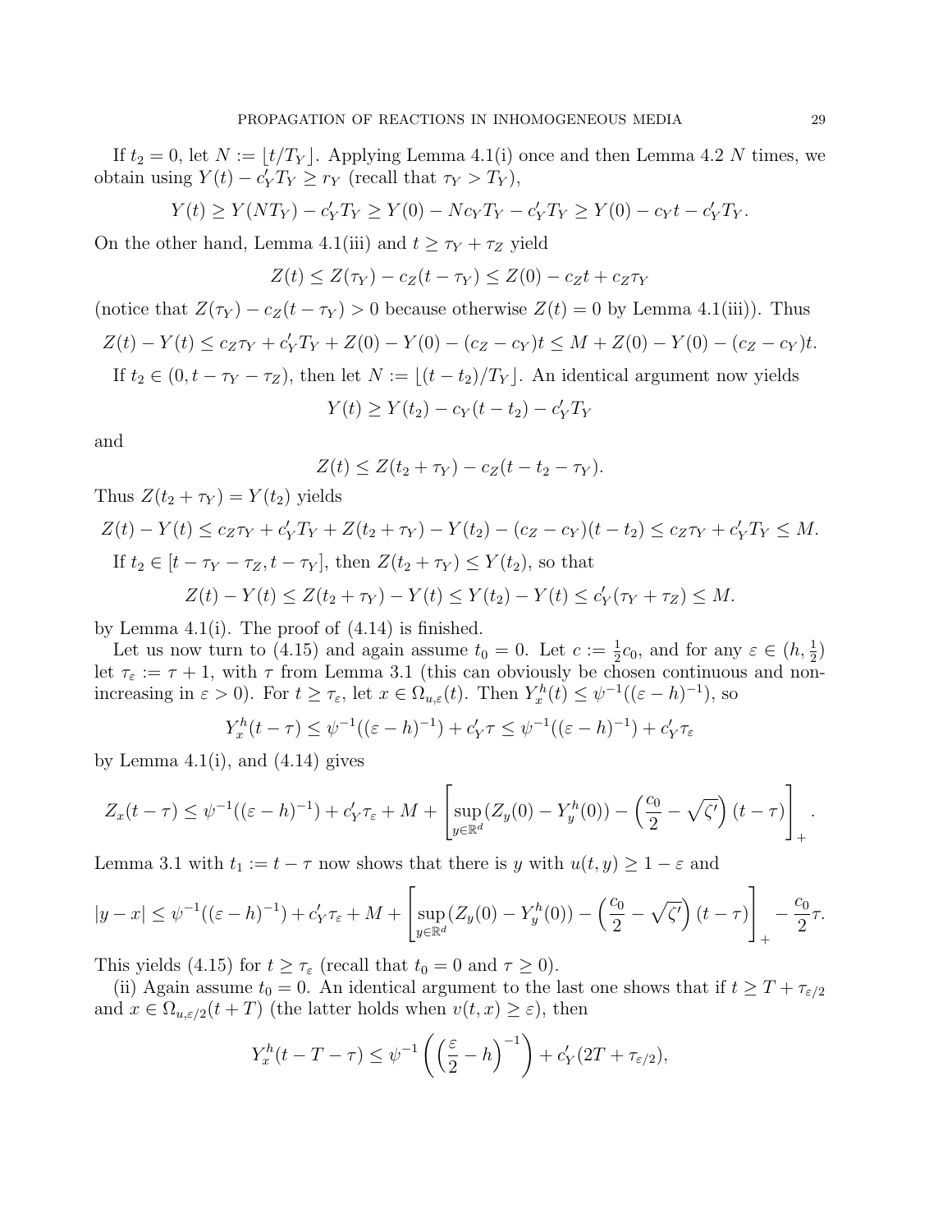If $t_2 = 0$, let $N := \lfloor t/T_Y \rfloor$. Applying Lemma 4.1(i) once and then Lemma 4.2 $N$ times, we obtain using $Y(t) - c'_Y T_Y \geq r_Y$ (recall that $\tau_Y > T_Y$),

$$Y(t) \geq Y(NT_Y) - c'_Y T_Y \geq Y(0) - Nc_Y T_Y - c'_Y T_Y \geq Y(0) - c_Y t - c'_Y T_Y.$$

On the other hand, Lemma 4.1(iii) and $t \geq \tau_Y + \tau_Z$ yield

$$Z(t) \leq Z(\tau_Y) - c_Z(t - \tau_Y) \leq Z(0) - c_Z t + c_Z \tau_Y$$

(notice that $Z(\tau_Y) - c_Z(t - \tau_Y) > 0$ because otherwise $Z(t) = 0$ by Lemma 4.1(iii)). Thus

$$Z(t) - Y(t) \leq c_Z \tau_Y + c'_Y T_Y + Z(0) - Y(0) - (c_Z - c_Y)t \leq M + Z(0) - Y(0) - (c_Z - c_Y)t.$$

If $t_2 \in (0, t - \tau_Y - \tau_Z)$, then let $N := \lfloor (t - t_2)/T_Y \rfloor$. An identical argument now yields

$$Y(t) \geq Y(t_2) - c_Y(t - t_2) - c'_Y T_Y$$

and

$$Z(t) \leq Z(t_2 + \tau_Y) - c_Z(t - t_2 - \tau_Y).$$

Thus $Z(t_2 + \tau_Y) = Y(t_2)$ yields

$$Z(t) - Y(t) \leq c_Z \tau_Y + c'_Y T_Y + Z(t_2 + \tau_Y) - Y(t_2) - (c_Z - c_Y)(t - t_2) \leq c_Z \tau_Y + c'_Y T_Y \leq M.$$

If $t_2 \in [t - \tau_Y - \tau_Z, t - \tau_Y]$, then $Z(t_2 + \tau_Y) \leq Y(t_2)$, so that

$$Z(t) - Y(t) \leq Z(t_2 + \tau_Y) - Y(t) \leq Y(t_2) - Y(t) \leq c'_Y(\tau_Y + \tau_Z) \leq M.$$

by Lemma 4.1(i). The proof of (4.14) is finished.

Let us now turn to (4.15) and again assume $t_0 = 0$. Let $c := \frac{1}{2}c_0$, and for any $\varepsilon \in (h, \frac{1}{2})$ let $\tau_\varepsilon := \tau + 1$, with $\tau$ from Lemma 3.1 (this can obviously be chosen continuous and non-increasing in $\varepsilon > 0$). For $t \geq \tau_\varepsilon$, let $x \in \Omega_{u,\varepsilon}(t)$. Then $Y^h_x(t) \leq \psi^{-1}((\varepsilon - h)^{-1})$, so

$$Y^h_x(t - \tau) \leq \psi^{-1}((\varepsilon - h)^{-1}) + c'_Y \tau \leq \psi^{-1}((\varepsilon - h)^{-1}) + c'_Y \tau_\varepsilon$$

by Lemma 4.1(i), and (4.14) gives

$$Z_x(t - \tau) \leq \psi^{-1}((\varepsilon - h)^{-1}) + c'_Y \tau_\varepsilon + M + \left[ \sup_{y \in \mathbb{R}^d} (Z_y(0) - Y^h_y(0)) - \left( \frac{c_0}{2} - \sqrt{\zeta'} \right)(t - \tau) \right]_+.$$

Lemma 3.1 with $t_1 := t - \tau$ now shows that there is $y$ with $u(t, y) \geq 1 - \varepsilon$ and

$$|y - x| \leq \psi^{-1}((\varepsilon - h)^{-1}) + c'_Y \tau_\varepsilon + M + \left[ \sup_{y \in \mathbb{R}^d} (Z_y(0) - Y^h_y(0)) - \left( \frac{c_0}{2} - \sqrt{\zeta'} \right)(t - \tau) \right]_+ - \frac{c_0}{2}\tau.$$

This yields (4.15) for $t \geq \tau_\varepsilon$ (recall that $t_0 = 0$ and $\tau \geq 0$).

(ii) Again assume $t_0 = 0$. An identical argument to the last one shows that if $t \geq T + \tau_{\varepsilon/2}$ and $x \in \Omega_{u,\varepsilon/2}(t + T)$ (the latter holds when $v(t, x) \geq \varepsilon$), then

$$Y^h_x(t - T - \tau) \leq \psi^{-1}\left( \left( \frac{\varepsilon}{2} - h \right)^{-1} \right) + c'_Y(2T + \tau_{\varepsilon/2}),$$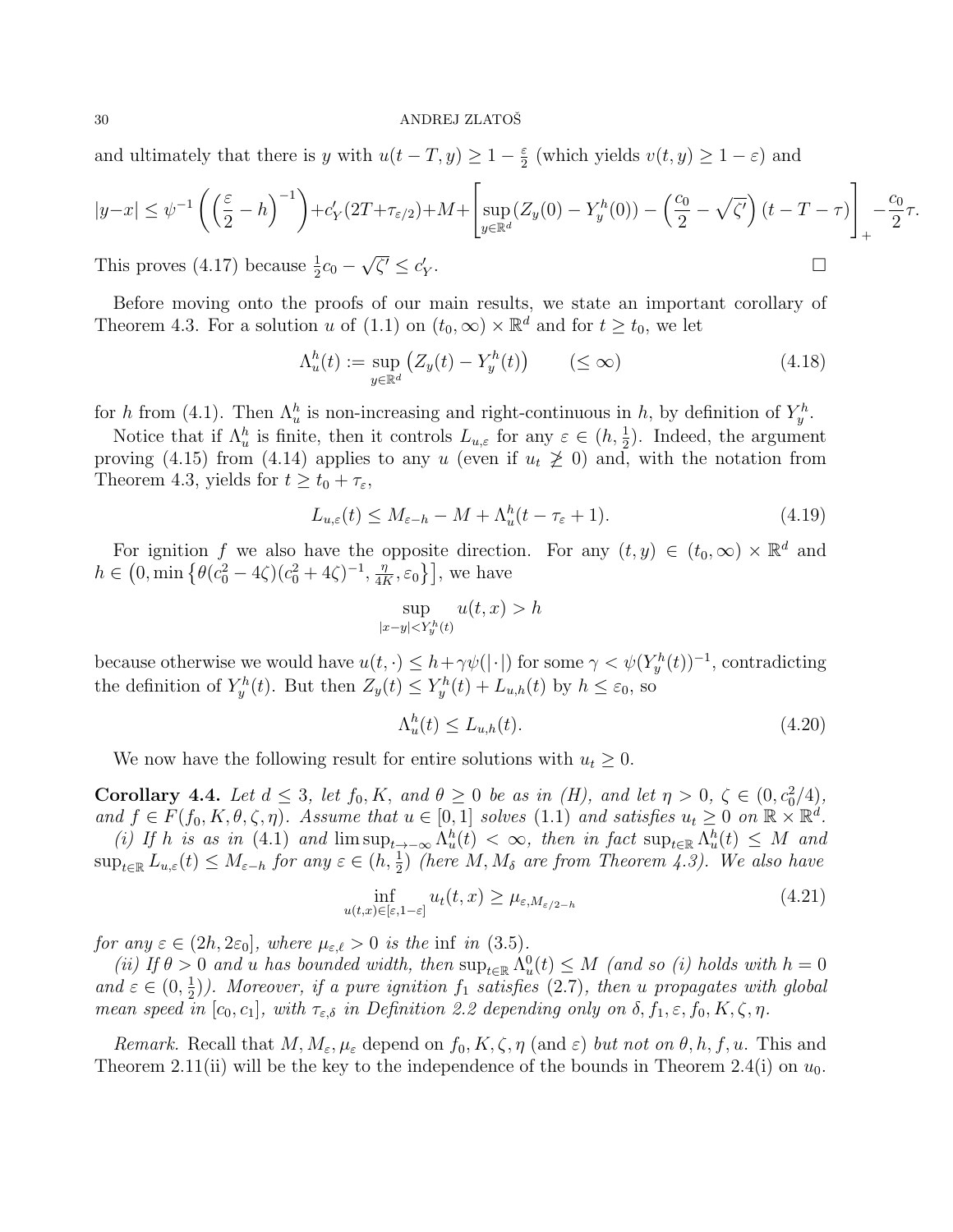and ultimately that there is $y$ with $u(t-T,y) \geq 1 - \frac{\varepsilon}{2}$ (which yields $v(t,y) \geq 1-\varepsilon$) and

$$|y-x| \leq \psi^{-1}\left(\left(\frac{\varepsilon}{2}-h\right)^{-1}\right)+c'_Y(2T+\tau_{\varepsilon/2})+M+\left[\sup_{y\in\mathbb{R}^d}(Z_y(0)-Y_y^h(0))-\left(\frac{c_0}{2}-\sqrt{\zeta'}\right)(t-T-\tau)\right]_+ -\frac{c_0}{2}\tau.$$

This proves (4.17) because $\frac{1}{2}c_0 - \sqrt{\zeta'} \leq c'_Y$. □

Before moving onto the proofs of our main results, we state an important corollary of Theorem 4.3. For a solution $u$ of (1.1) on $(t_0,\infty)\times\mathbb{R}^d$ and for $t \geq t_0$, we let

$$\Lambda_u^h(t) := \sup_{y\in\mathbb{R}^d}\left(Z_y(t)-Y_y^h(t)\right) \qquad (\leq \infty) \tag{4.18}$$

for $h$ from (4.1). Then $\Lambda_u^h$ is non-increasing and right-continuous in $h$, by definition of $Y_y^h$.

Notice that if $\Lambda_u^h$ is finite, then it controls $L_{u,\varepsilon}$ for any $\varepsilon \in (h,\frac{1}{2})$. Indeed, the argument proving (4.15) from (4.14) applies to any $u$ (even if $u_t \not\geq 0$) and, with the notation from Theorem 4.3, yields for $t \geq t_0 + \tau_\varepsilon$,

$$L_{u,\varepsilon}(t) \leq M_{\varepsilon-h} - M + \Lambda_u^h(t-\tau_\varepsilon+1). \tag{4.19}$$

For ignition $f$ we also have the opposite direction. For any $(t,y) \in (t_0,\infty)\times\mathbb{R}^d$ and $h \in \left(0, \min\left\{\theta(c_0^2-4\zeta)(c_0^2+4\zeta)^{-1}, \frac{\eta}{4K}, \varepsilon_0\right\}\right]$, we have

$$\sup_{|x-y|<Y_y^h(t)} u(t,x) > h$$

because otherwise we would have $u(t,\cdot) \leq h + \gamma\psi(|\cdot|)$ for some $\gamma < \psi(Y_y^h(t))^{-1}$, contradicting the definition of $Y_y^h(t)$. But then $Z_y(t) \leq Y_y^h(t) + L_{u,h}(t)$ by $h \leq \varepsilon_0$, so

$$\Lambda_u^h(t) \leq L_{u,h}(t). \tag{4.20}$$

We now have the following result for entire solutions with $u_t \geq 0$.

**Corollary 4.4.** *Let $d \leq 3$, let $f_0, K$, and $\theta \geq 0$ be as in (H), and let $\eta > 0$, $\zeta \in (0, c_0^2/4)$, and $f \in F(f_0,K,\theta,\zeta,\eta)$. Assume that $u \in [0,1]$ solves (1.1) and satisfies $u_t \geq 0$ on $\mathbb{R}\times\mathbb{R}^d$.*

*(i) If $h$ is as in (4.1) and $\limsup_{t\to-\infty}\Lambda_u^h(t) < \infty$, then in fact $\sup_{t\in\mathbb{R}}\Lambda_u^h(t) \leq M$ and $\sup_{t\in\mathbb{R}} L_{u,\varepsilon}(t) \leq M_{\varepsilon-h}$ for any $\varepsilon \in (h,\frac{1}{2})$ (here $M, M_\delta$ are from Theorem 4.3). We also have*

$$\inf_{u(t,x)\in[\varepsilon,1-\varepsilon]} u_t(t,x) \geq \mu_{\varepsilon, M_{\varepsilon/2-h}} \tag{4.21}$$

*for any $\varepsilon \in (2h, 2\varepsilon_0]$, where $\mu_{\varepsilon,\ell} > 0$ is the inf in (3.5).*

*(ii) If $\theta > 0$ and $u$ has bounded width, then $\sup_{t\in\mathbb{R}}\Lambda_u^0(t) \leq M$ (and so (i) holds with $h = 0$ and $\varepsilon \in (0,\frac{1}{2})$). Moreover, if a pure ignition $f_1$ satisfies (2.7), then $u$ propagates with global mean speed in $[c_0, c_1]$, with $\tau_{\varepsilon,\delta}$ in Definition 2.2 depending only on $\delta, f_1, \varepsilon, f_0, K, \zeta, \eta$.*

*Remark.* Recall that $M, M_\varepsilon, \mu_\varepsilon$ depend on $f_0, K, \zeta, \eta$ (and $\varepsilon$) *but not on $\theta, h, f, u$.* This and Theorem 2.11(ii) will be the key to the independence of the bounds in Theorem 2.4(i) on $u_0$.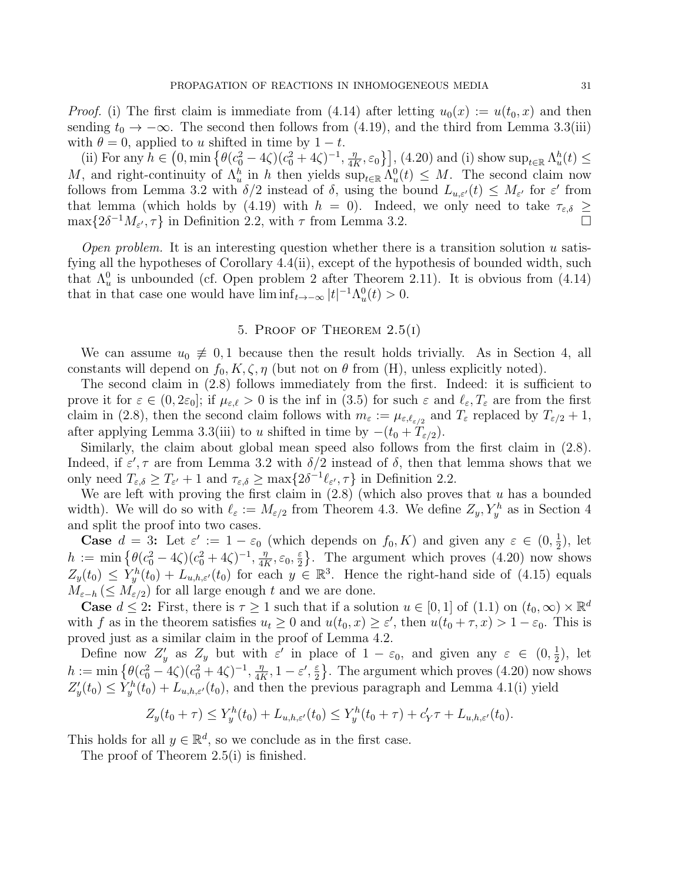*Proof.* (i) The first claim is immediate from (4.14) after letting $u_0(x) := u(t_0, x)$ and then sending $t_0 \to -\infty$. The second then follows from (4.19), and the third from Lemma 3.3(iii) with $\theta = 0$, applied to $u$ shifted in time by $1 - t$.

(ii) For any $h \in \big(0, \min\big\{\theta(c_0^2 - 4\zeta)(c_0^2 + 4\zeta)^{-1}, \frac{\eta}{4K}, \varepsilon_0\big\}\big]$, (4.20) and (i) show $\sup_{t\in\mathbb{R}} \Lambda_u^h(t) \le M$, and right-continuity of $\Lambda_u^h$ in $h$ then yields $\sup_{t\in\mathbb{R}} \Lambda_u^0(t) \le M$. The second claim now follows from Lemma 3.2 with $\delta/2$ instead of $\delta$, using the bound $L_{u,\varepsilon'}(t) \le M_{\varepsilon'}$ for $\varepsilon'$ from that lemma (which holds by (4.19) with $h = 0$). Indeed, we only need to take $\tau_{\varepsilon,\delta} \ge \max\{2\delta^{-1} M_{\varepsilon'}, \tau\}$ in Definition 2.2, with $\tau$ from Lemma 3.2. $\square$

*Open problem.* It is an interesting question whether there is a transition solution $u$ satisfying all the hypotheses of Corollary 4.4(ii), except of the hypothesis of bounded width, such that $\Lambda_u^0$ is unbounded (cf. Open problem 2 after Theorem 2.11). It is obvious from (4.14) that in that case one would have $\liminf_{t\to-\infty} |t|^{-1}\Lambda_u^0(t) > 0$.

## 5. Proof of Theorem 2.5(i)

We can assume $u_0 \not\equiv 0, 1$ because then the result holds trivially. As in Section 4, all constants will depend on $f_0, K, \zeta, \eta$ (but not on $\theta$ from (H), unless explicitly noted).

The second claim in (2.8) follows immediately from the first. Indeed: it is sufficient to prove it for $\varepsilon \in (0, 2\varepsilon_0]$; if $\mu_{\varepsilon,\ell} > 0$ is the inf in (3.5) for such $\varepsilon$ and $\ell_\varepsilon, T_\varepsilon$ are from the first claim in (2.8), then the second claim follows with $m_\varepsilon := \mu_{\varepsilon,\ell_{\varepsilon/2}}$ and $T_\varepsilon$ replaced by $T_{\varepsilon/2} + 1$, after applying Lemma 3.3(iii) to $u$ shifted in time by $-(t_0 + T_{\varepsilon/2})$.

Similarly, the claim about global mean speed also follows from the first claim in (2.8). Indeed, if $\varepsilon', \tau$ are from Lemma 3.2 with $\delta/2$ instead of $\delta$, then that lemma shows that we only need $T_{\varepsilon,\delta} \ge T_{\varepsilon'} + 1$ and $\tau_{\varepsilon,\delta} \ge \max\{2\delta^{-1}\ell_{\varepsilon'}, \tau\}$ in Definition 2.2.

We are left with proving the first claim in (2.8) (which also proves that $u$ has a bounded width). We will do so with $\ell_\varepsilon := M_{\varepsilon/2}$ from Theorem 4.3. We define $Z_y, Y_y^h$ as in Section 4 and split the proof into two cases.

**Case $d = 3$:** Let $\varepsilon' := 1 - \varepsilon_0$ (which depends on $f_0, K$) and given any $\varepsilon \in (0, \frac{1}{2})$, let $h := \min\big\{\theta(c_0^2 - 4\zeta)(c_0^2 + 4\zeta)^{-1}, \frac{\eta}{4K}, \varepsilon_0, \frac{\varepsilon}{2}\big\}$. The argument which proves (4.20) now shows $Z_y(t_0) \le Y_y^h(t_0) + L_{u,h,\varepsilon'}(t_0)$ for each $y \in \mathbb{R}^3$. Hence the right-hand side of (4.15) equals $M_{\varepsilon-h}$ ($\le M_{\varepsilon/2}$) for all large enough $t$ and we are done.

**Case $d \le 2$:** First, there is $\tau \ge 1$ such that if a solution $u \in [0, 1]$ of (1.1) on $(t_0, \infty) \times \mathbb{R}^d$ with $f$ as in the theorem satisfies $u_t \ge 0$ and $u(t_0, x) \ge \varepsilon'$, then $u(t_0 + \tau, x) > 1 - \varepsilon_0$. This is proved just as a similar claim in the proof of Lemma 4.2.

Define now $Z'_y$ as $Z_y$ but with $\varepsilon'$ in place of $1 - \varepsilon_0$, and given any $\varepsilon \in (0, \frac{1}{2})$, let $h := \min\big\{\theta(c_0^2 - 4\zeta)(c_0^2 + 4\zeta)^{-1}, \frac{\eta}{4K}, 1 - \varepsilon', \frac{\varepsilon}{2}\big\}$. The argument which proves (4.20) now shows $Z'_y(t_0) \le Y_y^h(t_0) + L_{u,h,\varepsilon'}(t_0)$, and then the previous paragraph and Lemma 4.1(i) yield

$$Z_y(t_0 + \tau) \le Y_y^h(t_0) + L_{u,h,\varepsilon'}(t_0) \le Y_y^h(t_0 + \tau) + c'_Y \tau + L_{u,h,\varepsilon'}(t_0).$$

This holds for all $y \in \mathbb{R}^d$, so we conclude as in the first case.

The proof of Theorem 2.5(i) is finished.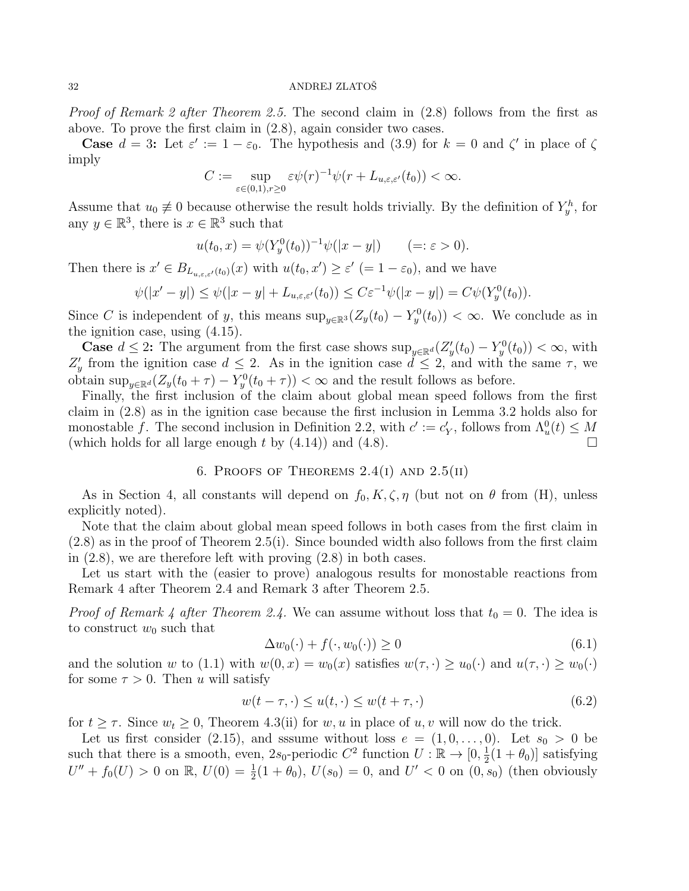*Proof of Remark 2 after Theorem 2.5.* The second claim in (2.8) follows from the first as above. To prove the first claim in (2.8), again consider two cases.

**Case** $d = 3$**:** Let $\varepsilon' := 1 - \varepsilon_0$. The hypothesis and (3.9) for $k = 0$ and $\zeta'$ in place of $\zeta$ imply

$$C := \sup_{\varepsilon \in (0,1), r \geq 0} \varepsilon \psi(r)^{-1} \psi(r + L_{u,\varepsilon,\varepsilon'}(t_0)) < \infty.$$

Assume that $u_0 \not\equiv 0$ because otherwise the result holds trivially. By the definition of $Y_y^h$, for any $y \in \mathbb{R}^3$, there is $x \in \mathbb{R}^3$ such that

$$u(t_0, x) = \psi(Y_y^0(t_0))^{-1} \psi(|x - y|) \qquad (=: \varepsilon > 0).$$

Then there is $x' \in B_{L_{u,\varepsilon,\varepsilon'}(t_0)}(x)$ with $u(t_0, x') \geq \varepsilon'$ $(= 1 - \varepsilon_0)$, and we have

$$\psi(|x' - y|) \leq \psi(|x - y| + L_{u,\varepsilon,\varepsilon'}(t_0)) \leq C\varepsilon^{-1} \psi(|x - y|) = C\psi(Y_y^0(t_0)).$$

Since $C$ is independent of $y$, this means $\sup_{y \in \mathbb{R}^3} (Z_y(t_0) - Y_y^0(t_0)) < \infty$. We conclude as in the ignition case, using (4.15).

**Case** $d \leq 2$**:** The argument from the first case shows $\sup_{y \in \mathbb{R}^d} (Z'_y(t_0) - Y_y^0(t_0)) < \infty$, with $Z'_y$ from the ignition case $d \leq 2$. As in the ignition case $d \leq 2$, and with the same $\tau$, we obtain $\sup_{y \in \mathbb{R}^d} (Z_y(t_0 + \tau) - Y_y^0(t_0 + \tau)) < \infty$ and the result follows as before.

Finally, the first inclusion of the claim about global mean speed follows from the first claim in (2.8) as in the ignition case because the first inclusion in Lemma 3.2 holds also for monostable $f$. The second inclusion in Definition 2.2, with $c' := c'_Y$, follows from $\Lambda_u^0(t) \leq M$ (which holds for all large enough $t$ by (4.14)) and (4.8). $\square$

## 6. Proofs of Theorems 2.4(i) and 2.5(ii)

As in Section 4, all constants will depend on $f_0, K, \zeta, \eta$ (but not on $\theta$ from (H), unless explicitly noted).

Note that the claim about global mean speed follows in both cases from the first claim in (2.8) as in the proof of Theorem 2.5(i). Since bounded width also follows from the first claim in (2.8), we are therefore left with proving (2.8) in both cases.

Let us start with the (easier to prove) analogous results for monostable reactions from Remark 4 after Theorem 2.4 and Remark 3 after Theorem 2.5.

*Proof of Remark 4 after Theorem 2.4.* We can assume without loss that $t_0 = 0$. The idea is to construct $w_0$ such that

$$\Delta w_0(\cdot) + f(\cdot, w_0(\cdot)) \geq 0 \tag{6.1}$$

and the solution $w$ to (1.1) with $w(0, x) = w_0(x)$ satisfies $w(\tau, \cdot) \geq u_0(\cdot)$ and $u(\tau, \cdot) \geq w_0(\cdot)$ for some $\tau > 0$. Then $u$ will satisfy

$$w(t - \tau, \cdot) \leq u(t, \cdot) \leq w(t + \tau, \cdot) \tag{6.2}$$

for $t \geq \tau$. Since $w_t \geq 0$, Theorem 4.3(ii) for $w, u$ in place of $u, v$ will now do the trick.

Let us first consider (2.15), and sssume without loss $e = (1, 0, \ldots, 0)$. Let $s_0 > 0$ be such that there is a smooth, even, $2s_0$-periodic $C^2$ function $U : \mathbb{R} \to [0, \frac{1}{2}(1 + \theta_0)]$ satisfying $U'' + f_0(U) > 0$ on $\mathbb{R}$, $U(0) = \frac{1}{2}(1 + \theta_0)$, $U(s_0) = 0$, and $U' < 0$ on $(0, s_0)$ (then obviously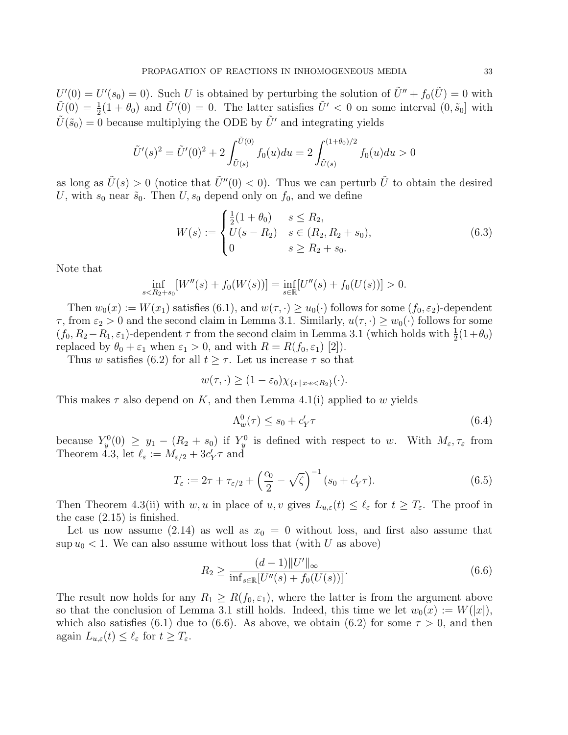$U'(0) = U'(s_0) = 0$). Such $U$ is obtained by perturbing the solution of $\tilde{U}'' + f_0(\tilde{U}) = 0$ with $\tilde{U}(0) = \frac{1}{2}(1+\theta_0)$ and $\tilde{U}'(0) = 0$. The latter satisfies $\tilde{U}' < 0$ on some interval $(0, \tilde{s}_0]$ with $\tilde{U}(\tilde{s}_0) = 0$ because multiplying the ODE by $\tilde{U}'$ and integrating yields

$$\tilde{U}'(s)^2 = \tilde{U}'(0)^2 + 2\int_{\tilde{U}(s)}^{\tilde{U}(0)} f_0(u)du = 2\int_{\tilde{U}(s)}^{(1+\theta_0)/2} f_0(u)du > 0$$

as long as $\tilde{U}(s) > 0$ (notice that $\tilde{U}''(0) < 0$). Thus we can perturb $\tilde{U}$ to obtain the desired $U$, with $s_0$ near $\tilde{s}_0$. Then $U, s_0$ depend only on $f_0$, and we define

$$W(s) := \begin{cases} \frac{1}{2}(1+\theta_0) & s \le R_2, \\ U(s - R_2) & s \in (R_2, R_2 + s_0), \\ 0 & s \ge R_2 + s_0. \end{cases} \tag{6.3}$$

Note that

$$\inf_{s < R_2 + s_0} [W''(s) + f_0(W(s))] = \inf_{s\in\mathbb{R}} [U''(s) + f_0(U(s))] > 0.$$

Then $w_0(x) := W(x_1)$ satisfies (6.1), and $w(\tau, \cdot) \ge u_0(\cdot)$ follows for some $(f_0, \varepsilon_2)$-dependent $\tau$, from $\varepsilon_2 > 0$ and the second claim in Lemma 3.1. Similarly, $u(\tau, \cdot) \ge w_0(\cdot)$ follows for some $(f_0, R_2 - R_1, \varepsilon_1)$-dependent $\tau$ from the second claim in Lemma 3.1 (which holds with $\frac{1}{2}(1+\theta_0)$ replaced by $\theta_0 + \varepsilon_1$ when $\varepsilon_1 > 0$, and with $R = R(f_0, \varepsilon_1)$ [2]).

Thus $w$ satisfies (6.2) for all $t \ge \tau$. Let us increase $\tau$ so that

$$w(\tau, \cdot) \ge (1 - \varepsilon_0)\chi_{\{x \,|\, x\cdot e < R_2\}}(\cdot).$$

This makes $\tau$ also depend on $K$, and then Lemma 4.1(i) applied to $w$ yields

$$\Lambda_w^0(\tau) \le s_0 + c_Y' \tau \tag{6.4}$$

because $Y_y^0(0) \ge y_1 - (R_2 + s_0)$ if $Y_y^0$ is defined with respect to $w$. With $M_\varepsilon, \tau_\varepsilon$ from Theorem 4.3, let $\ell_\varepsilon := M_{\varepsilon/2} + 3c_Y' \tau$ and

$$T_\varepsilon := 2\tau + \tau_{\varepsilon/2} + \left(\frac{c_0}{2} - \sqrt{\zeta}\right)^{-1} (s_0 + c_Y' \tau). \tag{6.5}$$

Then Theorem 4.3(ii) with $w, u$ in place of $u, v$ gives $L_{u,\varepsilon}(t) \le \ell_\varepsilon$ for $t \ge T_\varepsilon$. The proof in the case (2.15) is finished.

Let us now assume (2.14) as well as $x_0 = 0$ without loss, and first also assume that $\sup u_0 < 1$. We can also assume without loss that (with $U$ as above)

$$R_2 \ge \frac{(d-1)\|U'\|_\infty}{\inf_{s\in\mathbb{R}}[U''(s) + f_0(U(s))]}. \tag{6.6}$$

The result now holds for any $R_1 \ge R(f_0, \varepsilon_1)$, where the latter is from the argument above so that the conclusion of Lemma 3.1 still holds. Indeed, this time we let $w_0(x) := W(|x|)$, which also satisfies (6.1) due to (6.6). As above, we obtain (6.2) for some $\tau > 0$, and then again $L_{u,\varepsilon}(t) \le \ell_\varepsilon$ for $t \ge T_\varepsilon$.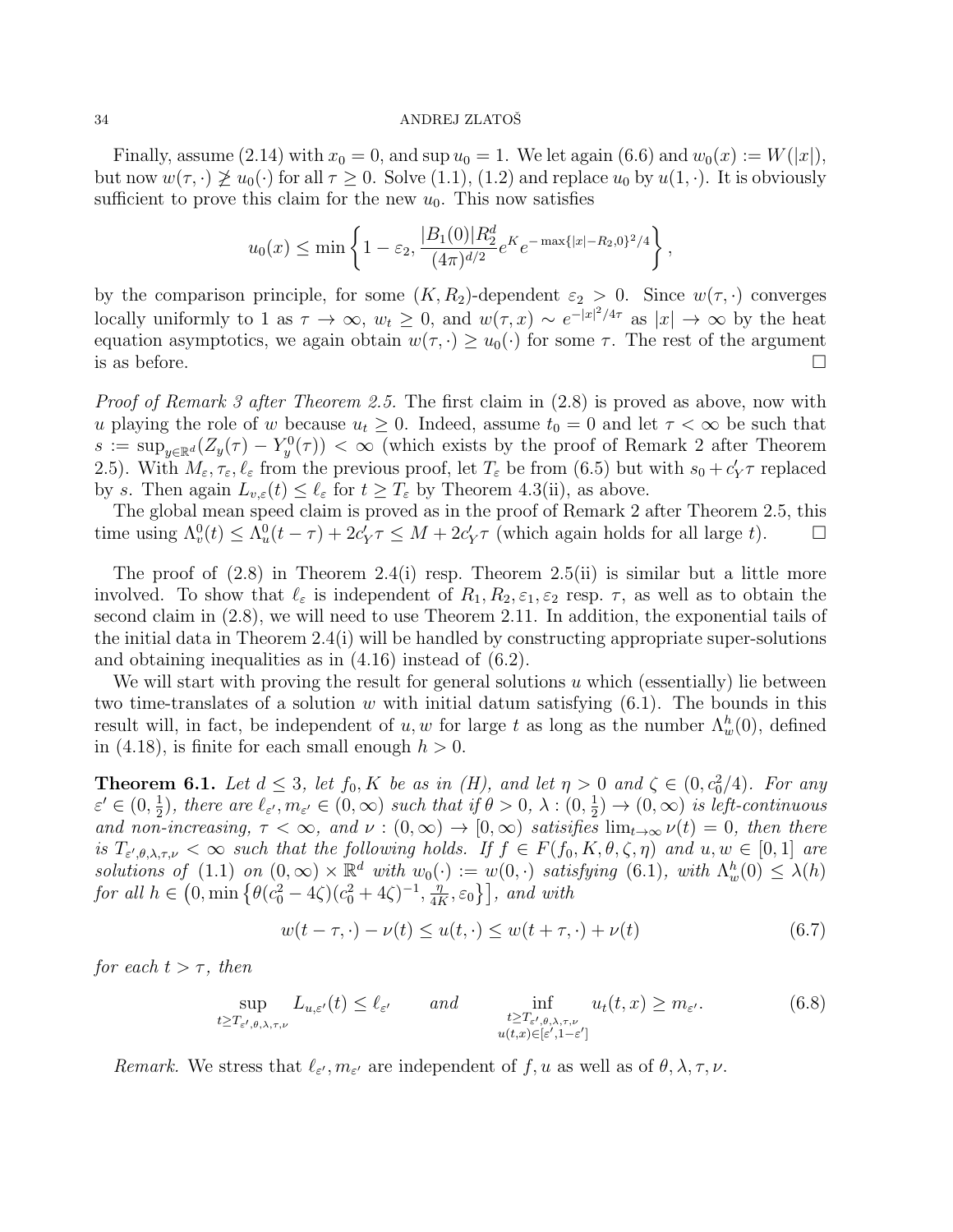Finally, assume (2.14) with $x_0 = 0$, and $\sup u_0 = 1$. We let again (6.6) and $w_0(x) := W(|x|)$, but now $w(\tau, \cdot) \not\geq u_0(\cdot)$ for all $\tau \geq 0$. Solve (1.1), (1.2) and replace $u_0$ by $u(1, \cdot)$. It is obviously sufficient to prove this claim for the new $u_0$. This now satisfies

$$u_0(x) \leq \min \left\{ 1 - \varepsilon_2, \frac{|B_1(0)| R_2^d}{(4\pi)^{d/2}} e^K e^{-\max\{|x|-R_2, 0\}^2/4} \right\},$$

by the comparison principle, for some $(K, R_2)$-dependent $\varepsilon_2 > 0$. Since $w(\tau, \cdot)$ converges locally uniformly to 1 as $\tau \to \infty$, $w_t \geq 0$, and $w(\tau, x) \sim e^{-|x|^2/4\tau}$ as $|x| \to \infty$ by the heat equation asymptotics, we again obtain $w(\tau, \cdot) \geq u_0(\cdot)$ for some $\tau$. The rest of the argument is as before. $\square$

*Proof of Remark 3 after Theorem 2.5.* The first claim in (2.8) is proved as above, now with $u$ playing the role of $w$ because $u_t \geq 0$. Indeed, assume $t_0 = 0$ and let $\tau < \infty$ be such that $s := \sup_{y \in \mathbb{R}^d} (Z_y(\tau) - Y_y^0(\tau)) < \infty$ (which exists by the proof of Remark 2 after Theorem 2.5). With $M_\varepsilon, \tau_\varepsilon, \ell_\varepsilon$ from the previous proof, let $T_\varepsilon$ be from (6.5) but with $s_0 + c_Y' \tau$ replaced by $s$. Then again $L_{v,\varepsilon}(t) \leq \ell_\varepsilon$ for $t \geq T_\varepsilon$ by Theorem 4.3(ii), as above.

The global mean speed claim is proved as in the proof of Remark 2 after Theorem 2.5, this time using $\Lambda_v^0(t) \leq \Lambda_u^0(t - \tau) + 2c_Y' \tau \leq M + 2c_Y' \tau$ (which again holds for all large $t$). $\square$

The proof of (2.8) in Theorem 2.4(i) resp. Theorem 2.5(ii) is similar but a little more involved. To show that $\ell_\varepsilon$ is independent of $R_1, R_2, \varepsilon_1, \varepsilon_2$ resp. $\tau$, as well as to obtain the second claim in (2.8), we will need to use Theorem 2.11. In addition, the exponential tails of the initial data in Theorem 2.4(i) will be handled by constructing appropriate super-solutions and obtaining inequalities as in (4.16) instead of (6.2).

We will start with proving the result for general solutions $u$ which (essentially) lie between two time-translates of a solution $w$ with initial datum satisfying (6.1). The bounds in this result will, in fact, be independent of $u, w$ for large $t$ as long as the number $\Lambda_w^h(0)$, defined in (4.18), is finite for each small enough $h > 0$.

**Theorem 6.1.** *Let $d \leq 3$, let $f_0, K$ be as in (H), and let $\eta > 0$ and $\zeta \in (0, c_0^2/4)$. For any $\varepsilon' \in (0, \frac{1}{2})$, there are $\ell_{\varepsilon'}, m_{\varepsilon'} \in (0, \infty)$ such that if $\theta > 0$, $\lambda : (0, \frac{1}{2}) \to (0, \infty)$ is left-continuous and non-increasing, $\tau < \infty$, and $\nu : (0, \infty) \to [0, \infty)$ satisifies $\lim_{t \to \infty} \nu(t) = 0$, then there is $T_{\varepsilon', \theta, \lambda, \tau, \nu} < \infty$ such that the following holds. If $f \in F(f_0, K, \theta, \zeta, \eta)$ and $u, w \in [0, 1]$ are solutions of (1.1) on $(0, \infty) \times \mathbb{R}^d$ with $w_0(\cdot) := w(0, \cdot)$ satisfying (6.1), with $\Lambda_w^h(0) \leq \lambda(h)$ for all $h \in \left(0, \min\left\{\theta(c_0^2 - 4\zeta)(c_0^2 + 4\zeta)^{-1}, \frac{\eta}{4K}, \varepsilon_0\right\}\right]$, and with*

$$w(t - \tau, \cdot) - \nu(t) \leq u(t, \cdot) \leq w(t + \tau, \cdot) + \nu(t) \tag{6.7}$$

*for each $t > \tau$, then*

$$\sup_{t \geq T_{\varepsilon', \theta, \lambda, \tau, \nu}} L_{u, \varepsilon'}(t) \leq \ell_{\varepsilon'} \qquad \text{and} \qquad \inf_{\substack{t \geq T_{\varepsilon', \theta, \lambda, \tau, \nu} \\ u(t,x) \in [\varepsilon', 1 - \varepsilon']}} u_t(t, x) \geq m_{\varepsilon'}. \tag{6.8}$$

*Remark.* We stress that $\ell_{\varepsilon'}, m_{\varepsilon'}$ are independent of $f, u$ as well as of $\theta, \lambda, \tau, \nu$.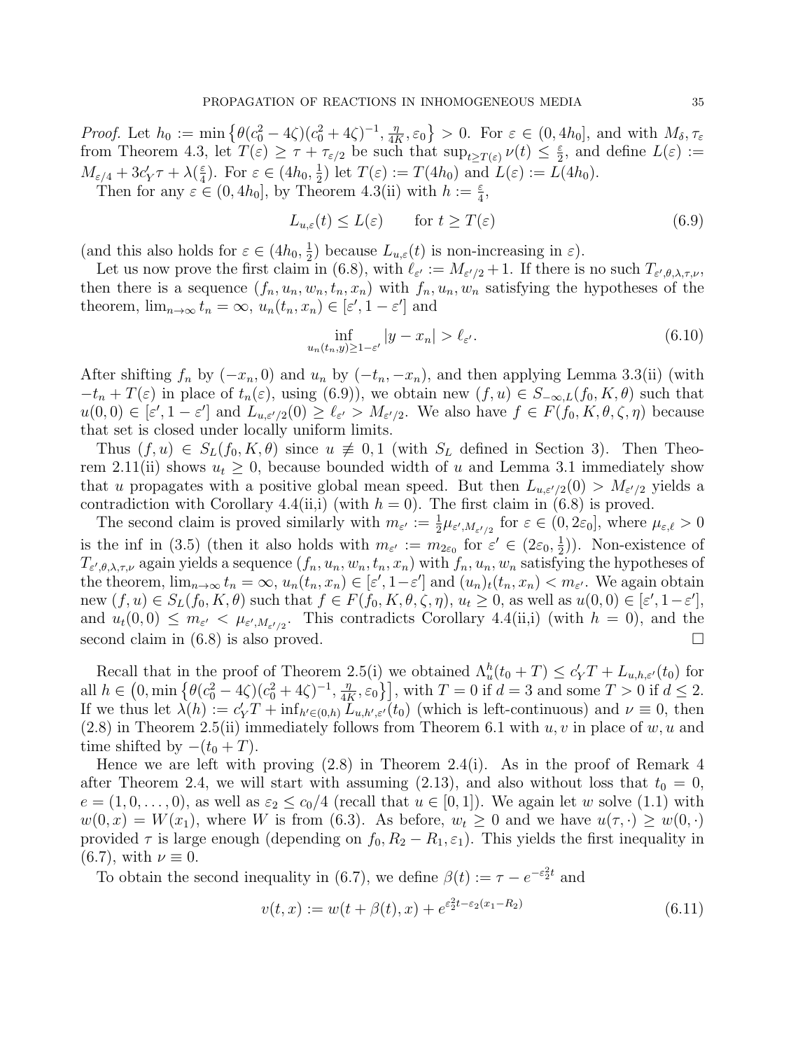*Proof.* Let $h_0 := \min\left\{\theta(c_0^2 - 4\zeta)(c_0^2 + 4\zeta)^{-1}, \frac{\eta}{4K}, \varepsilon_0\right\} > 0$. For $\varepsilon \in (0, 4h_0]$, and with $M_\delta, \tau_\varepsilon$ from Theorem 4.3, let $T(\varepsilon) \geq \tau + \tau_{\varepsilon/2}$ be such that $\sup_{t \geq T(\varepsilon)} \nu(t) \leq \frac{\varepsilon}{2}$, and define $L(\varepsilon) := M_{\varepsilon/4} + 3c'_Y\tau + \lambda(\frac{\varepsilon}{4})$. For $\varepsilon \in (4h_0, \frac{1}{2})$ let $T(\varepsilon) := T(4h_0)$ and $L(\varepsilon) := L(4h_0)$.

Then for any $\varepsilon \in (0, 4h_0]$, by Theorem 4.3(ii) with $h := \frac{\varepsilon}{4}$,

$$L_{u,\varepsilon}(t) \leq L(\varepsilon) \qquad \text{for } t \geq T(\varepsilon) \tag{6.9}$$

(and this also holds for $\varepsilon \in (4h_0, \frac{1}{2})$ because $L_{u,\varepsilon}(t)$ is non-increasing in $\varepsilon$).

Let us now prove the first claim in (6.8), with $\ell_{\varepsilon'} := M_{\varepsilon'/2} + 1$. If there is no such $T_{\varepsilon',\theta,\lambda,\tau,\nu}$, then there is a sequence $(f_n, u_n, w_n, t_n, x_n)$ with $f_n, u_n, w_n$ satisfying the hypotheses of the theorem, $\lim_{n\to\infty} t_n = \infty$, $u_n(t_n, x_n) \in [\varepsilon', 1-\varepsilon']$ and

$$\inf_{u_n(t_n,y) \geq 1-\varepsilon'} |y - x_n| > \ell_{\varepsilon'}. \tag{6.10}$$

After shifting $f_n$ by $(-x_n, 0)$ and $u_n$ by $(-t_n, -x_n)$, and then applying Lemma 3.3(ii) (with $-t_n + T(\varepsilon)$ in place of $t_n(\varepsilon)$, using (6.9)), we obtain new $(f, u) \in S_{-\infty,L}(f_0, K, \theta)$ such that $u(0,0) \in [\varepsilon', 1-\varepsilon']$ and $L_{u,\varepsilon'/2}(0) \geq \ell_{\varepsilon'} > M_{\varepsilon'/2}$. We also have $f \in F(f_0, K, \theta, \zeta, \eta)$ because that set is closed under locally uniform limits.

Thus $(f, u) \in S_L(f_0, K, \theta)$ since $u \not\equiv 0, 1$ (with $S_L$ defined in Section 3). Then Theorem 2.11(ii) shows $u_t \geq 0$, because bounded width of $u$ and Lemma 3.1 immediately show that $u$ propagates with a positive global mean speed. But then $L_{u,\varepsilon'/2}(0) > M_{\varepsilon'/2}$ yields a contradiction with Corollary 4.4(ii,i) (with $h = 0$). The first claim in (6.8) is proved.

The second claim is proved similarly with $m_{\varepsilon'} := \frac{1}{2}\mu_{\varepsilon', M_{\varepsilon'/2}}$ for $\varepsilon \in (0, 2\varepsilon_0]$, where $\mu_{\varepsilon,\ell} > 0$ is the inf in (3.5) (then it also holds with $m_{\varepsilon'} := m_{2\varepsilon_0}$ for $\varepsilon' \in (2\varepsilon_0, \frac{1}{2})$). Non-existence of $T_{\varepsilon',\theta,\lambda,\tau,\nu}$ again yields a sequence $(f_n, u_n, w_n, t_n, x_n)$ with $f_n, u_n, w_n$ satisfying the hypotheses of the theorem, $\lim_{n\to\infty} t_n = \infty$, $u_n(t_n, x_n) \in [\varepsilon', 1-\varepsilon']$ and $(u_n)_t(t_n, x_n) < m_{\varepsilon'}$. We again obtain new $(f, u) \in S_L(f_0, K, \theta)$ such that $f \in F(f_0, K, \theta, \zeta, \eta)$, $u_t \geq 0$, as well as $u(0,0) \in [\varepsilon', 1-\varepsilon']$, and $u_t(0,0) \leq m_{\varepsilon'} < \mu_{\varepsilon', M_{\varepsilon'/2}}$. This contradicts Corollary 4.4(ii,i) (with $h = 0$), and the second claim in (6.8) is also proved. $\square$

Recall that in the proof of Theorem 2.5(i) we obtained $\Lambda_u^h(t_0 + T) \leq c'_Y T + L_{u,h,\varepsilon'}(t_0)$ for all $h \in \left(0, \min\left\{\theta(c_0^2 - 4\zeta)(c_0^2 + 4\zeta)^{-1}, \frac{\eta}{4K}, \varepsilon_0\right\}\right]$, with $T = 0$ if $d = 3$ and some $T > 0$ if $d \leq 2$. If we thus let $\lambda(h) := c'_Y T + \inf_{h' \in (0,h)} L_{u,h',\varepsilon'}(t_0)$ (which is left-continuous) and $\nu \equiv 0$, then (2.8) in Theorem 2.5(ii) immediately follows from Theorem 6.1 with $u, v$ in place of $w, u$ and time shifted by $-(t_0 + T)$.

Hence we are left with proving (2.8) in Theorem 2.4(i). As in the proof of Remark 4 after Theorem 2.4, we will start with assuming (2.13), and also without loss that $t_0 = 0$, $e = (1, 0, \dots, 0)$, as well as $\varepsilon_2 \leq c_0/4$ (recall that $u \in [0,1]$). We again let $w$ solve (1.1) with $w(0,x) = W(x_1)$, where $W$ is from (6.3). As before, $w_t \geq 0$ and we have $u(\tau, \cdot) \geq w(0, \cdot)$ provided $\tau$ is large enough (depending on $f_0, R_2 - R_1, \varepsilon_1$). This yields the first inequality in (6.7), with $\nu \equiv 0$.

To obtain the second inequality in (6.7), we define $\beta(t) := \tau - e^{-\varepsilon_2^2 t}$ and

$$v(t,x) := w(t + \beta(t), x) + e^{\varepsilon_2^2 t - \varepsilon_2(x_1 - R_2)} \tag{6.11}$$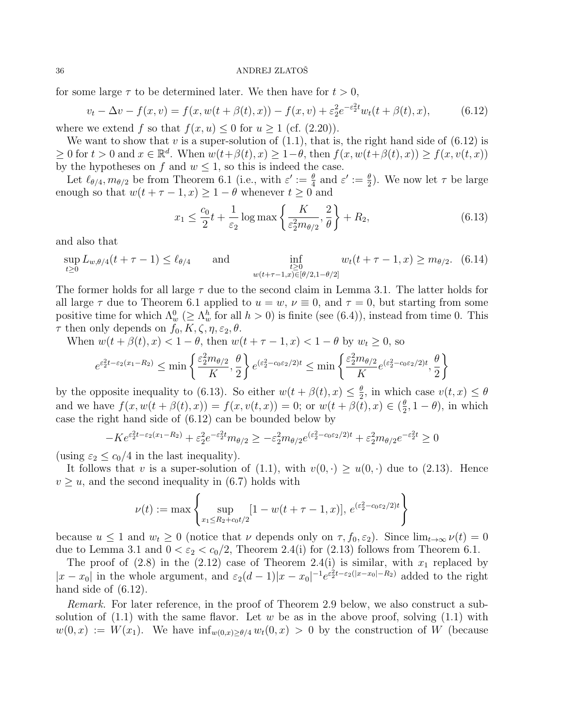for some large $\tau$ to be determined later. We then have for $t > 0$,

$$v_t - \Delta v - f(x, v) = f(x, w(t + \beta(t), x)) - f(x, v) + \varepsilon_2^2 e^{-\varepsilon_2^2 t} w_t(t + \beta(t), x), \tag{6.12}$$

where we extend $f$ so that $f(x, u) \le 0$ for $u \ge 1$ (cf. (2.20)).

We want to show that $v$ is a super-solution of (1.1), that is, the right hand side of (6.12) is $\ge 0$ for $t > 0$ and $x \in \mathbb{R}^d$. When $w(t+\beta(t), x) \ge 1-\theta$, then $f(x, w(t+\beta(t), x)) \ge f(x, v(t, x))$ by the hypotheses on $f$ and $w \le 1$, so this is indeed the case.

Let $\ell_{\theta/4}, m_{\theta/2}$ be from Theorem 6.1 (i.e., with $\varepsilon' := \frac{\theta}{4}$ and $\varepsilon' := \frac{\theta}{2}$). We now let $\tau$ be large enough so that $w(t + \tau - 1, x) \ge 1 - \theta$ whenever $t \ge 0$ and

$$x_1 \le \frac{c_0}{2} t + \frac{1}{\varepsilon_2} \log \max \left\{ \frac{K}{\varepsilon_2^2 m_{\theta/2}}, \frac{2}{\theta} \right\} + R_2, \tag{6.13}$$

and also that

$$\sup_{t \ge 0} L_{w,\theta/4}(t + \tau - 1) \le \ell_{\theta/4} \qquad \text{and} \qquad \inf_{\substack{t \ge 0 \\ w(t+\tau-1,x) \in [\theta/2, 1-\theta/2]}} w_t(t + \tau - 1, x) \ge m_{\theta/2}. \tag{6.14}$$

The former holds for all large $\tau$ due to the second claim in Lemma 3.1. The latter holds for all large $\tau$ due to Theorem 6.1 applied to $u = w$, $\nu \equiv 0$, and $\tau = 0$, but starting from some positive time for which $\Lambda_w^0$ ($\ge \Lambda_w^h$ for all $h > 0$) is finite (see (6.4)), instead from time 0. This $\tau$ then only depends on $f_0, K, \zeta, \eta, \varepsilon_2, \theta$.

When $w(t + \beta(t), x) < 1 - \theta$, then $w(t + \tau - 1, x) < 1 - \theta$ by $w_t \ge 0$, so

$$e^{\varepsilon_2^2 t - \varepsilon_2 (x_1 - R_2)} \le \min \left\{ \frac{\varepsilon_2^2 m_{\theta/2}}{K}, \frac{\theta}{2} \right\} e^{(\varepsilon_2^2 - c_0 \varepsilon_2/2) t} \le \min \left\{ \frac{\varepsilon_2^2 m_{\theta/2}}{K} e^{(\varepsilon_2^2 - c_0 \varepsilon_2/2) t}, \frac{\theta}{2} \right\}$$

by the opposite inequality to (6.13). So either $w(t + \beta(t), x) \le \frac{\theta}{2}$, in which case $v(t, x) \le \theta$ and we have $f(x, w(t + \beta(t), x)) = f(x, v(t, x)) = 0$; or $w(t + \beta(t), x) \in (\frac{\theta}{2}, 1 - \theta)$, in which case the right hand side of (6.12) can be bounded below by

$$-K e^{\varepsilon_2^2 t - \varepsilon_2 (x_1 - R_2)} + \varepsilon_2^2 e^{-\varepsilon_2^2 t} m_{\theta/2} \ge -\varepsilon_2^2 m_{\theta/2} e^{(\varepsilon_2^2 - c_0 \varepsilon_2/2) t} + \varepsilon_2^2 m_{\theta/2} e^{-\varepsilon_2^2 t} \ge 0$$

(using $\varepsilon_2 \le c_0/4$ in the last inequality).

It follows that $v$ is a super-solution of (1.1), with $v(0, \cdot) \ge u(0, \cdot)$ due to (2.13). Hence $v \ge u$, and the second inequality in (6.7) holds with

$$\nu(t) := \max \left\{ \sup_{x_1 \le R_2 + c_0 t/2} [1 - w(t + \tau - 1, x)],\, e^{(\varepsilon_2^2 - c_0 \varepsilon_2/2) t} \right\}$$

because $u \le 1$ and $w_t \ge 0$ (notice that $\nu$ depends only on $\tau, f_0, \varepsilon_2$). Since $\lim_{t \to \infty} \nu(t) = 0$ due to Lemma 3.1 and $0 < \varepsilon_2 < c_0/2$, Theorem 2.4(i) for (2.13) follows from Theorem 6.1.

The proof of (2.8) in the (2.12) case of Theorem 2.4(i) is similar, with $x_1$ replaced by $|x - x_0|$ in the whole argument, and $\varepsilon_2 (d-1) |x - x_0|^{-1} e^{\varepsilon_2^2 t - \varepsilon_2 (|x - x_0| - R_2)}$ added to the right hand side of (6.12).

*Remark.* For later reference, in the proof of Theorem 2.9 below, we also construct a sub-solution of (1.1) with the same flavor. Let $w$ be as in the above proof, solving (1.1) with $w(0, x) := W(x_1)$. We have $\inf_{w(0,x) \ge \theta/4} w_t(0, x) > 0$ by the construction of $W$ (because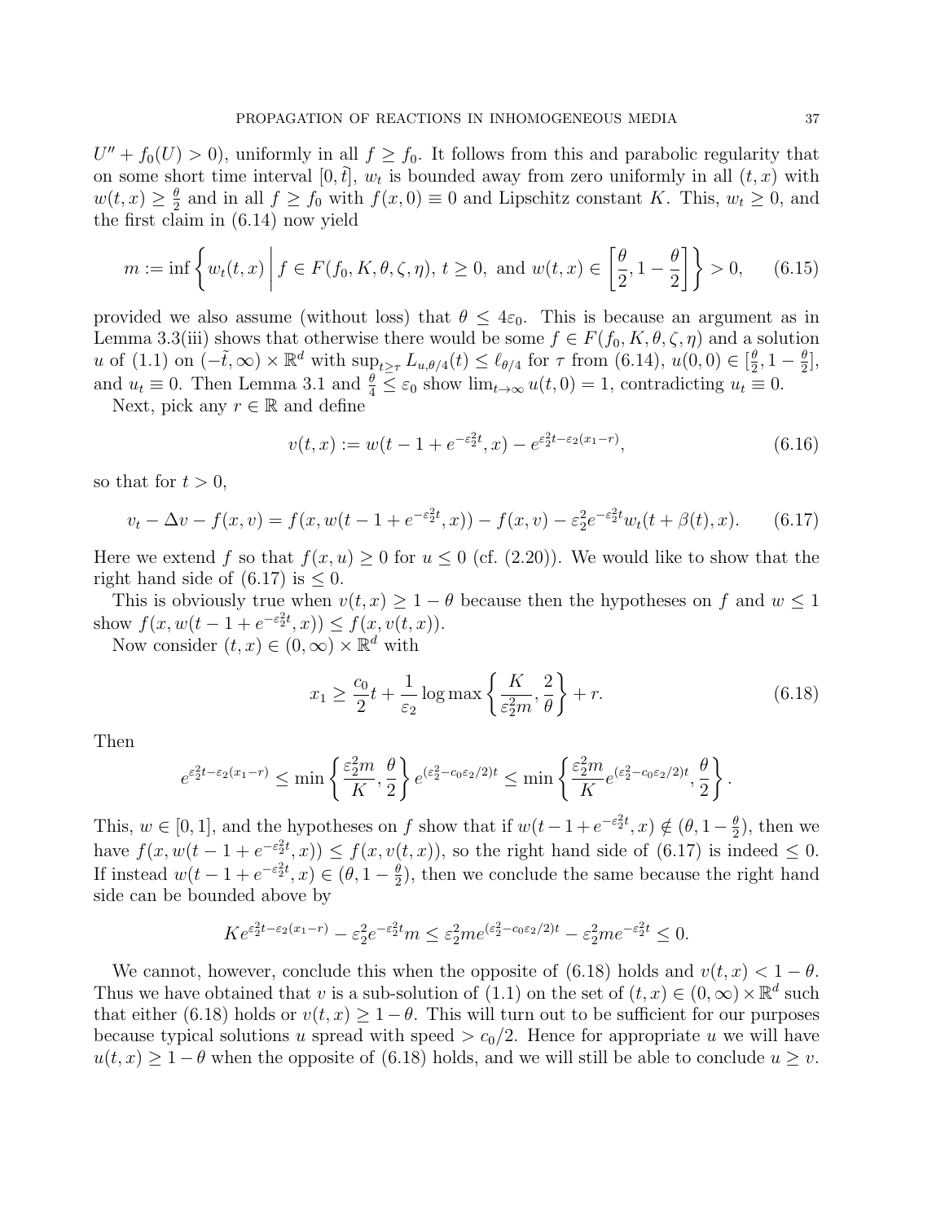$U'' + f_0(U) > 0$), uniformly in all $f \geq f_0$. It follows from this and parabolic regularity that on some short time interval $[0, \tilde{t}]$, $w_t$ is bounded away from zero uniformly in all $(t, x)$ with $w(t, x) \geq \frac{\theta}{2}$ and in all $f \geq f_0$ with $f(x, 0) \equiv 0$ and Lipschitz constant $K$. This, $w_t \geq 0$, and the first claim in (6.14) now yield

$$m := \inf \left\{ w_t(t, x) \,\middle|\, f \in F(f_0, K, \theta, \zeta, \eta),\ t \geq 0, \text{ and } w(t, x) \in \left[\frac{\theta}{2}, 1 - \frac{\theta}{2}\right] \right\} > 0, \tag{6.15}$$

provided we also assume (without loss) that $\theta \leq 4\varepsilon_0$. This is because an argument as in Lemma 3.3(iii) shows that otherwise there would be some $f \in F(f_0, K, \theta, \zeta, \eta)$ and a solution $u$ of (1.1) on $(-\tilde{t}, \infty) \times \mathbb{R}^d$ with $\sup_{t \geq \tau} L_{u,\theta/4}(t) \leq \ell_{\theta/4}$ for $\tau$ from (6.14), $u(0, 0) \in [\frac{\theta}{2}, 1 - \frac{\theta}{2}]$, and $u_t \equiv 0$. Then Lemma 3.1 and $\frac{\theta}{4} \leq \varepsilon_0$ show $\lim_{t \to \infty} u(t, 0) = 1$, contradicting $u_t \equiv 0$.

Next, pick any $r \in \mathbb{R}$ and define

$$v(t, x) := w(t - 1 + e^{-\varepsilon_2^2 t}, x) - e^{\varepsilon_2^2 t - \varepsilon_2 (x_1 - r)}, \tag{6.16}$$

so that for $t > 0$,

$$v_t - \Delta v - f(x, v) = f(x, w(t - 1 + e^{-\varepsilon_2^2 t}, x)) - f(x, v) - \varepsilon_2^2 e^{-\varepsilon_2^2 t} w_t(t + \beta(t), x). \tag{6.17}$$

Here we extend $f$ so that $f(x, u) \geq 0$ for $u \leq 0$ (cf. (2.20)). We would like to show that the right hand side of (6.17) is $\leq 0$.

This is obviously true when $v(t, x) \geq 1 - \theta$ because then the hypotheses on $f$ and $w \leq 1$ show $f(x, w(t - 1 + e^{-\varepsilon_2^2 t}, x)) \leq f(x, v(t, x))$.

Now consider $(t, x) \in (0, \infty) \times \mathbb{R}^d$ with

$$x_1 \geq \frac{c_0}{2} t + \frac{1}{\varepsilon_2} \log \max \left\{ \frac{K}{\varepsilon_2^2 m}, \frac{2}{\theta} \right\} + r. \tag{6.18}$$

Then

$$e^{\varepsilon_2^2 t - \varepsilon_2 (x_1 - r)} \leq \min \left\{ \frac{\varepsilon_2^2 m}{K}, \frac{\theta}{2} \right\} e^{(\varepsilon_2^2 - c_0 \varepsilon_2 / 2) t} \leq \min \left\{ \frac{\varepsilon_2^2 m}{K} e^{(\varepsilon_2^2 - c_0 \varepsilon_2 / 2) t}, \frac{\theta}{2} \right\}.$$

This, $w \in [0, 1]$, and the hypotheses on $f$ show that if $w(t - 1 + e^{-\varepsilon_2^2 t}, x) \notin (\theta, 1 - \frac{\theta}{2})$, then we have $f(x, w(t - 1 + e^{-\varepsilon_2^2 t}, x)) \leq f(x, v(t, x))$, so the right hand side of (6.17) is indeed $\leq 0$. If instead $w(t - 1 + e^{-\varepsilon_2^2 t}, x) \in (\theta, 1 - \frac{\theta}{2})$, then we conclude the same because the right hand side can be bounded above by

$$K e^{\varepsilon_2^2 t - \varepsilon_2 (x_1 - r)} - \varepsilon_2^2 e^{-\varepsilon_2^2 t} m \leq \varepsilon_2^2 m e^{(\varepsilon_2^2 - c_0 \varepsilon_2 / 2) t} - \varepsilon_2^2 m e^{-\varepsilon_2^2 t} \leq 0.$$

We cannot, however, conclude this when the opposite of (6.18) holds and $v(t, x) < 1 - \theta$. Thus we have obtained that $v$ is a sub-solution of (1.1) on the set of $(t, x) \in (0, \infty) \times \mathbb{R}^d$ such that either (6.18) holds or $v(t, x) \geq 1 - \theta$. This will turn out to be sufficient for our purposes because typical solutions $u$ spread with speed $> c_0/2$. Hence for appropriate $u$ we will have $u(t, x) \geq 1 - \theta$ when the opposite of (6.18) holds, and we will still be able to conclude $u \geq v$.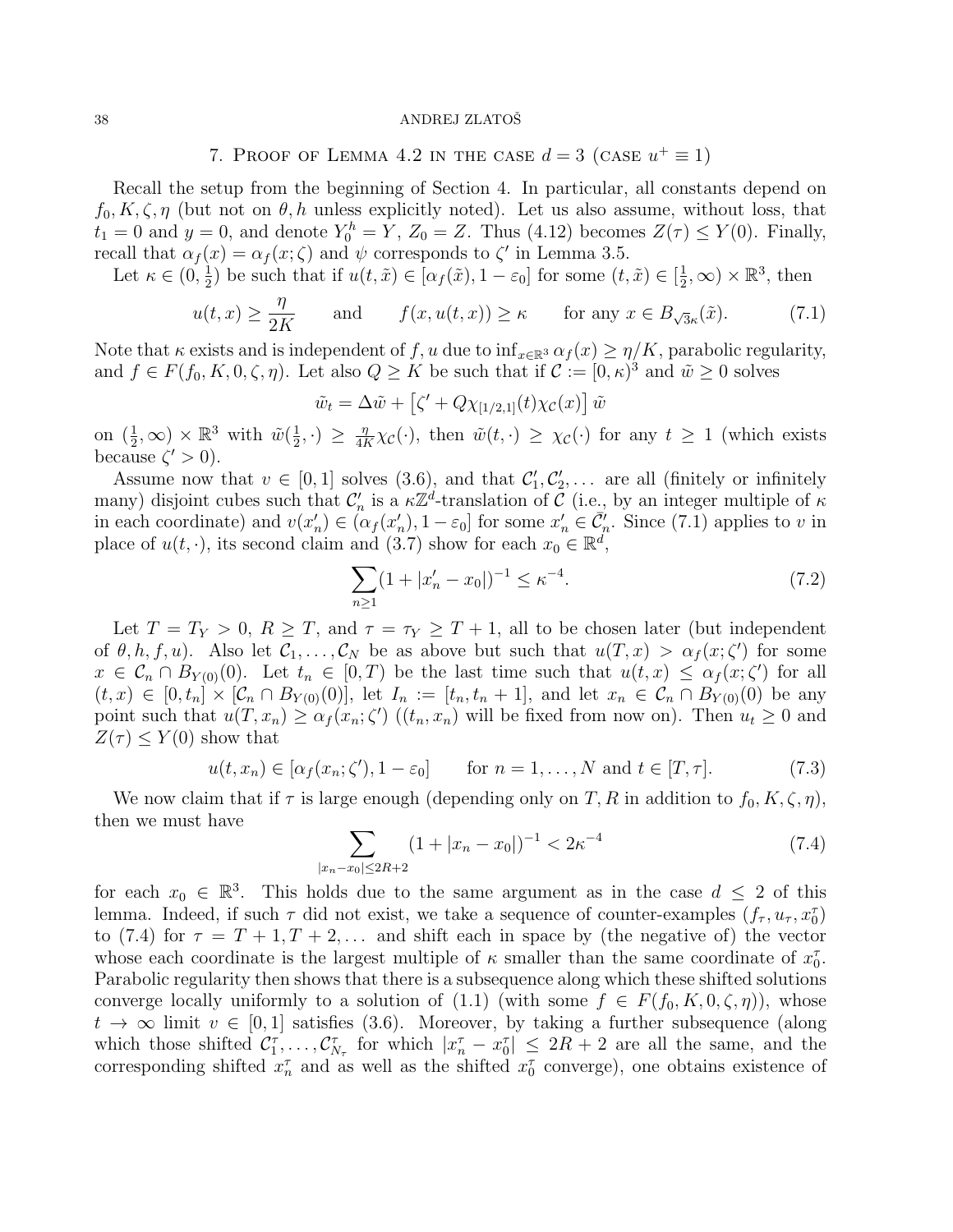## 7. Proof of Lemma 4.2 in the case $d = 3$ (case $u^+ \equiv 1$)

Recall the setup from the beginning of Section 4. In particular, all constants depend on $f_0, K, \zeta, \eta$ (but not on $\theta, h$ unless explicitly noted). Let us also assume, without loss, that $t_1 = 0$ and $y = 0$, and denote $Y_0^h = Y$, $Z_0 = Z$. Thus (4.12) becomes $Z(\tau) \le Y(0)$. Finally, recall that $\alpha_f(x) = \alpha_f(x;\zeta)$ and $\psi$ corresponds to $\zeta'$ in Lemma 3.5.

Let $\kappa \in (0, \frac{1}{2})$ be such that if $u(t, \tilde{x}) \in [\alpha_f(\tilde{x}), 1 - \varepsilon_0]$ for some $(t, \tilde{x}) \in [\frac{1}{2}, \infty) \times \mathbb{R}^3$, then

$$u(t,x) \ge \frac{\eta}{2K} \qquad \text{and} \qquad f(x, u(t,x)) \ge \kappa \qquad \text{for any } x \in B_{\sqrt{3}\kappa}(\tilde{x}). \tag{7.1}$$

Note that $\kappa$ exists and is independent of $f, u$ due to $\inf_{x\in\mathbb{R}^3} \alpha_f(x) \ge \eta/K$, parabolic regularity, and $f \in F(f_0, K, 0, \zeta, \eta)$. Let also $Q \ge K$ be such that if $\mathcal{C} := [0,\kappa)^3$ and $\tilde{w} \ge 0$ solves

$$\tilde{w}_t = \Delta \tilde{w} + \left[\zeta' + Q\chi_{[1/2,1]}(t)\chi_{\mathcal{C}}(x)\right]\tilde{w}$$

on $(\frac{1}{2}, \infty) \times \mathbb{R}^3$ with $\tilde{w}(\frac{1}{2}, \cdot) \ge \frac{\eta}{4K}\chi_{\mathcal{C}}(\cdot)$, then $\tilde{w}(t, \cdot) \ge \chi_{\mathcal{C}}(\cdot)$ for any $t \ge 1$ (which exists because $\zeta' > 0$).

Assume now that $v \in [0,1]$ solves (3.6), and that $\mathcal{C}_1', \mathcal{C}_2', \dots$ are all (finitely or infinitely many) disjoint cubes such that $\mathcal{C}_n'$ is a $\kappa\mathbb{Z}^d$-translation of $\mathcal{C}$ (i.e., by an integer multiple of $\kappa$ in each coordinate) and $v(x_n') \in (\alpha_f(x_n'), 1 - \varepsilon_0]$ for some $x_n' \in \bar{\mathcal{C}}_n'$. Since (7.1) applies to $v$ in place of $u(t, \cdot)$, its second claim and (3.7) show for each $x_0 \in \mathbb{R}^d$,

$$\sum_{n \ge 1} (1 + |x_n' - x_0|)^{-1} \le \kappa^{-4}. \tag{7.2}$$

Let $T = T_Y > 0$, $R \ge T$, and $\tau = \tau_Y \ge T + 1$, all to be chosen later (but independent of $\theta, h, f, u$). Also let $\mathcal{C}_1, \dots, \mathcal{C}_N$ be as above but such that $u(T, x) > \alpha_f(x; \zeta')$ for some $x \in \mathcal{C}_n \cap B_{Y(0)}(0)$. Let $t_n \in [0, T)$ be the last time such that $u(t,x) \le \alpha_f(x;\zeta')$ for all $(t,x) \in [0, t_n] \times [\mathcal{C}_n \cap B_{Y(0)}(0)]$, let $I_n := [t_n, t_n + 1]$, and let $x_n \in \mathcal{C}_n \cap B_{Y(0)}(0)$ be any point such that $u(T, x_n) \ge \alpha_f(x_n; \zeta')$ ($(t_n, x_n)$ will be fixed from now on). Then $u_t \ge 0$ and $Z(\tau) \le Y(0)$ show that

$$u(t, x_n) \in [\alpha_f(x_n; \zeta'), 1 - \varepsilon_0] \qquad \text{for } n = 1, \dots, N \text{ and } t \in [T, \tau]. \tag{7.3}$$

We now claim that if $\tau$ is large enough (depending only on $T, R$ in addition to $f_0, K, \zeta, \eta$), then we must have

$$\sum_{|x_n - x_0| \le 2R+2} (1 + |x_n - x_0|)^{-1} < 2\kappa^{-4} \tag{7.4}$$

for each $x_0 \in \mathbb{R}^3$. This holds due to the same argument as in the case $d \le 2$ of this lemma. Indeed, if such $\tau$ did not exist, we take a sequence of counter-examples $(f_\tau, u_\tau, x_0^\tau)$ to (7.4) for $\tau = T+1, T+2, \dots$ and shift each in space by (the negative of) the vector whose each coordinate is the largest multiple of $\kappa$ smaller than the same coordinate of $x_0^\tau$. Parabolic regularity then shows that there is a subsequence along which these shifted solutions converge locally uniformly to a solution of (1.1) (with some $f \in F(f_0, K, 0, \zeta, \eta)$), whose $t \to \infty$ limit $v \in [0,1]$ satisfies (3.6). Moreover, by taking a further subsequence (along which those shifted $\mathcal{C}_1^\tau, \dots, \mathcal{C}_{N_\tau}^\tau$ for which $|x_n^\tau - x_0^\tau| \le 2R + 2$ are all the same, and the corresponding shifted $x_n^\tau$ and as well as the shifted $x_0^\tau$ converge), one obtains existence of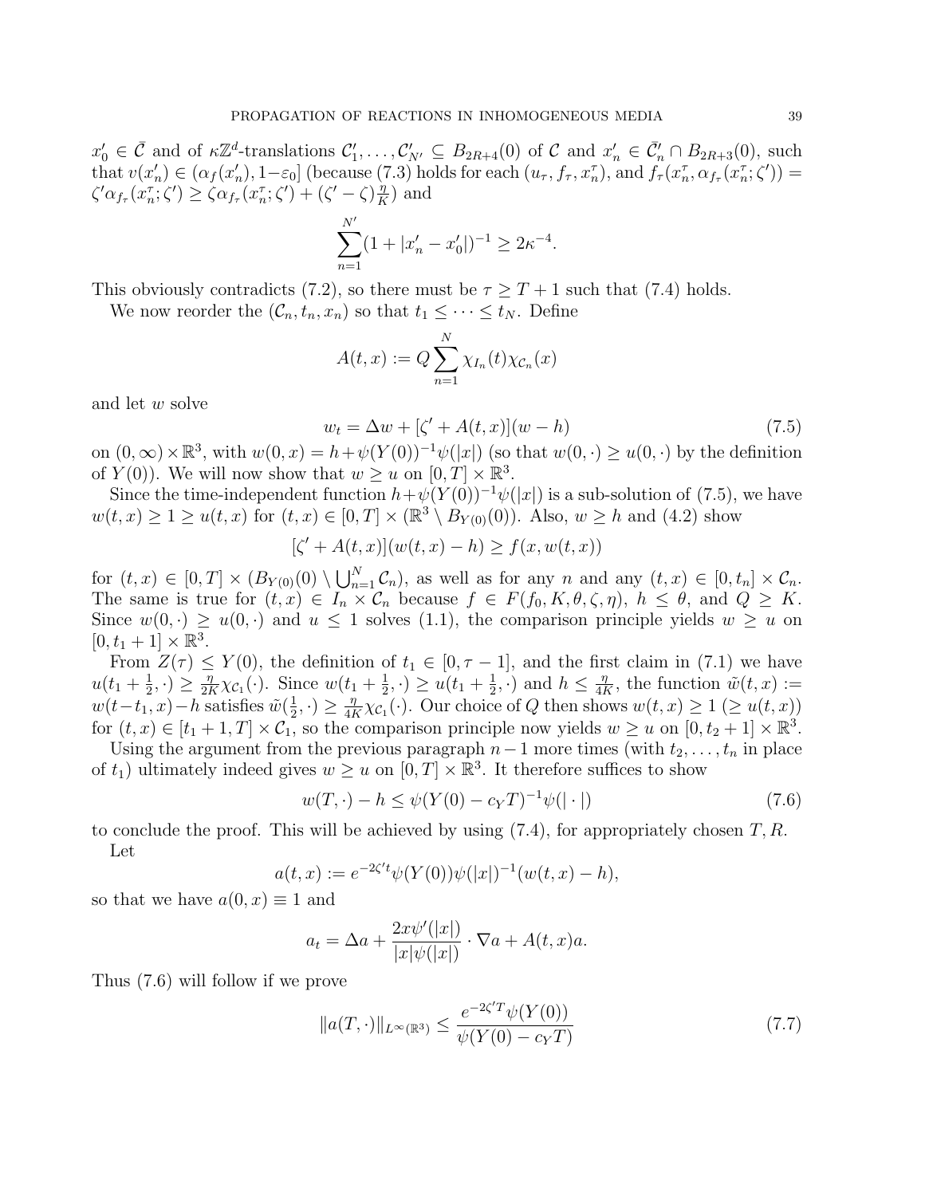$x_0' \in \bar{\mathcal{C}}$ and of $\kappa\mathbb{Z}^d$-translations $\mathcal{C}_1', \dots, \mathcal{C}_{N'}' \subseteq B_{2R+4}(0)$ of $\mathcal{C}$ and $x_n' \in \bar{\mathcal{C}}_n' \cap B_{2R+3}(0)$, such that $v(x_n') \in (\alpha_f(x_n'), 1-\varepsilon_0]$ (because (7.3) holds for each $(u_\tau, f_\tau, x_n^\tau)$, and $f_\tau(x_n^\tau, \alpha_{f_\tau}(x_n^\tau; \zeta')) = \zeta' \alpha_{f_\tau}(x_n^\tau; \zeta') \geq \zeta \alpha_{f_\tau}(x_n^\tau; \zeta') + (\zeta' - \zeta)\frac{\eta}{K}$) and

$$\sum_{n=1}^{N'} (1 + |x_n' - x_0'|)^{-1} \geq 2\kappa^{-4}.$$

This obviously contradicts (7.2), so there must be $\tau \geq T+1$ such that (7.4) holds.

We now reorder the $(\mathcal{C}_n, t_n, x_n)$ so that $t_1 \leq \cdots \leq t_N$. Define

$$A(t,x) := Q \sum_{n=1}^{N} \chi_{I_n}(t) \chi_{\mathcal{C}_n}(x)$$

and let $w$ solve

$$w_t = \Delta w + [\zeta' + A(t,x)](w - h) \tag{7.5}$$

on $(0,\infty) \times \mathbb{R}^3$, with $w(0,x) = h + \psi(Y(0))^{-1}\psi(|x|)$ (so that $w(0,\cdot) \geq u(0,\cdot)$ by the definition of $Y(0)$). We will now show that $w \geq u$ on $[0,T] \times \mathbb{R}^3$.

Since the time-independent function $h + \psi(Y(0))^{-1}\psi(|x|)$ is a sub-solution of (7.5), we have $w(t,x) \geq 1 \geq u(t,x)$ for $(t,x) \in [0,T] \times (\mathbb{R}^3 \setminus B_{Y(0)}(0))$. Also, $w \geq h$ and (4.2) show

$$[\zeta' + A(t,x)](w(t,x) - h) \geq f(x, w(t,x))$$

for $(t,x) \in [0,T] \times (B_{Y(0)}(0) \setminus \bigcup_{n=1}^N \mathcal{C}_n)$, as well as for any $n$ and any $(t,x) \in [0, t_n] \times \mathcal{C}_n$. The same is true for $(t,x) \in I_n \times \mathcal{C}_n$ because $f \in F(f_0, K, \theta, \zeta, \eta)$, $h \leq \theta$, and $Q \geq K$. Since $w(0,\cdot) \geq u(0,\cdot)$ and $u \leq 1$ solves (1.1), the comparison principle yields $w \geq u$ on $[0, t_1 + 1] \times \mathbb{R}^3$.

From $Z(\tau) \leq Y(0)$, the definition of $t_1 \in [0, \tau - 1]$, and the first claim in (7.1) we have $u(t_1 + \frac{1}{2}, \cdot) \geq \frac{\eta}{2K}\chi_{\mathcal{C}_1}(\cdot)$. Since $w(t_1 + \frac{1}{2}, \cdot) \geq u(t_1 + \frac{1}{2}, \cdot)$ and $h \leq \frac{\eta}{4K}$, the function $\tilde{w}(t,x) := w(t - t_1, x) - h$ satisfies $\tilde{w}(\frac{1}{2}, \cdot) \geq \frac{\eta}{4K}\chi_{\mathcal{C}_1}(\cdot)$. Our choice of $Q$ then shows $w(t,x) \geq 1$ $(\geq u(t,x))$ for $(t,x) \in [t_1 + 1, T] \times \mathcal{C}_1$, so the comparison principle now yields $w \geq u$ on $[0, t_2 + 1] \times \mathbb{R}^3$.

Using the argument from the previous paragraph $n-1$ more times (with $t_2, \dots, t_n$ in place of $t_1$) ultimately indeed gives $w \geq u$ on $[0,T] \times \mathbb{R}^3$. It therefore suffices to show

$$w(T,\cdot) - h \leq \psi(Y(0) - c_Y T)^{-1} \psi(|\cdot|) \tag{7.6}$$

to conclude the proof. This will be achieved by using (7.4), for appropriately chosen $T, R$.

Let

$$a(t,x) := e^{-2\zeta' t} \psi(Y(0)) \psi(|x|)^{-1} (w(t,x) - h),$$

so that we have $a(0,x) \equiv 1$ and

$$a_t = \Delta a + \frac{2x\psi'(|x|)}{|x|\psi(|x|)} \cdot \nabla a + A(t,x)a.$$

Thus (7.6) will follow if we prove

$$\|a(T,\cdot)\|_{L^\infty(\mathbb{R}^3)} \leq \frac{e^{-2\zeta' T}\psi(Y(0))}{\psi(Y(0) - c_Y T)} \tag{7.7}$$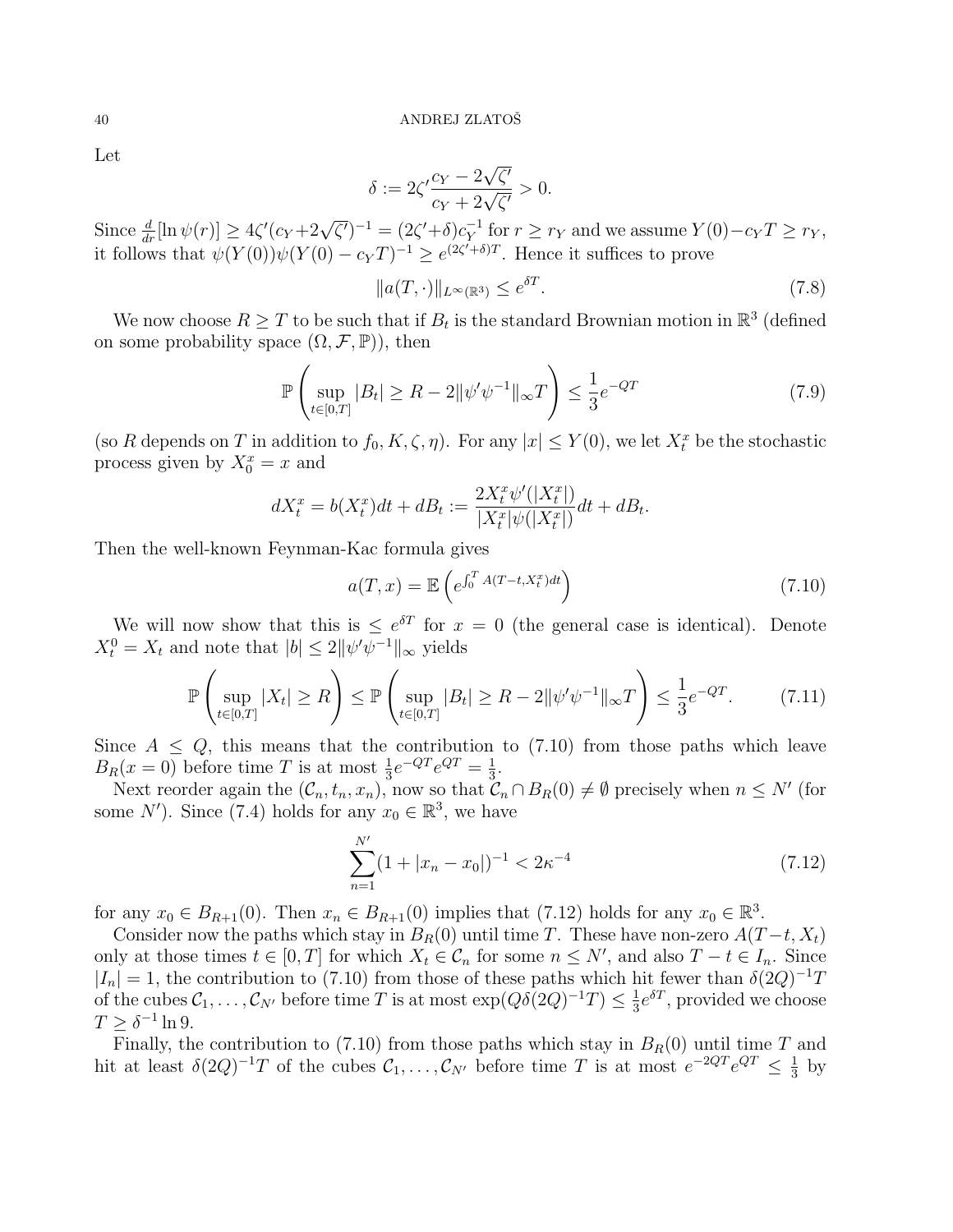Let

$$\delta := 2\zeta' \frac{c_Y - 2\sqrt{\zeta'}}{c_Y + 2\sqrt{\zeta'}} > 0.$$

Since $\frac{d}{dr}[\ln \psi(r)] \geq 4\zeta'(c_Y + 2\sqrt{\zeta'})^{-1} = (2\zeta' + \delta)c_Y^{-1}$ for $r \geq r_Y$ and we assume $Y(0) - c_Y T \geq r_Y$, it follows that $\psi(Y(0))\psi(Y(0) - c_Y T)^{-1} \geq e^{(2\zeta'+\delta)T}$. Hence it suffices to prove

$$\|a(T, \cdot)\|_{L^\infty(\mathbb{R}^3)} \leq e^{\delta T}. \tag{7.8}$$

We now choose $R \geq T$ to be such that if $B_t$ is the standard Brownian motion in $\mathbb{R}^3$ (defined on some probability space $(\Omega, \mathcal{F}, \mathbb{P})$), then

$$\mathbb{P}\left(\sup_{t\in[0,T]} |B_t| \geq R - 2\|\psi'\psi^{-1}\|_\infty T\right) \leq \frac{1}{3}e^{-QT} \tag{7.9}$$

(so $R$ depends on $T$ in addition to $f_0, K, \zeta, \eta$). For any $|x| \leq Y(0)$, we let $X_t^x$ be the stochastic process given by $X_0^x = x$ and

$$dX_t^x = b(X_t^x)dt + dB_t := \frac{2X_t^x \psi'(|X_t^x|)}{|X_t^x|\psi(|X_t^x|)}dt + dB_t.$$

Then the well-known Feynman-Kac formula gives

$$a(T, x) = \mathbb{E}\left(e^{\int_0^T A(T-t, X_t^x)dt}\right) \tag{7.10}$$

We will now show that this is $\leq e^{\delta T}$ for $x = 0$ (the general case is identical). Denote $X_t^0 = X_t$ and note that $|b| \leq 2\|\psi'\psi^{-1}\|_\infty$ yields

$$\mathbb{P}\left(\sup_{t\in[0,T]} |X_t| \geq R\right) \leq \mathbb{P}\left(\sup_{t\in[0,T]} |B_t| \geq R - 2\|\psi'\psi^{-1}\|_\infty T\right) \leq \frac{1}{3}e^{-QT}. \tag{7.11}$$

Since $A \leq Q$, this means that the contribution to (7.10) from those paths which leave $B_R(x = 0)$ before time $T$ is at most $\frac{1}{3}e^{-QT}e^{QT} = \frac{1}{3}$.

Next reorder again the $(\mathcal{C}_n, t_n, x_n)$, now so that $\mathcal{C}_n \cap B_R(0) \neq \emptyset$ precisely when $n \leq N'$ (for some $N'$). Since (7.4) holds for any $x_0 \in \mathbb{R}^3$, we have

$$\sum_{n=1}^{N'} (1 + |x_n - x_0|)^{-1} < 2\kappa^{-4} \tag{7.12}$$

for any $x_0 \in B_{R+1}(0)$. Then $x_n \in B_{R+1}(0)$ implies that (7.12) holds for any $x_0 \in \mathbb{R}^3$.

Consider now the paths which stay in $B_R(0)$ until time $T$. These have non-zero $A(T-t, X_t)$ only at those times $t \in [0, T]$ for which $X_t \in \mathcal{C}_n$ for some $n \leq N'$, and also $T - t \in I_n$. Since $|I_n| = 1$, the contribution to (7.10) from those of these paths which hit fewer than $\delta(2Q)^{-1}T$ of the cubes $\mathcal{C}_1, \ldots, \mathcal{C}_{N'}$ before time $T$ is at most $\exp(Q\delta(2Q)^{-1}T) \leq \frac{1}{3}e^{\delta T}$, provided we choose $T \geq \delta^{-1}\ln 9$.

Finally, the contribution to (7.10) from those paths which stay in $B_R(0)$ until time $T$ and hit at least $\delta(2Q)^{-1}T$ of the cubes $\mathcal{C}_1, \ldots, \mathcal{C}_{N'}$ before time $T$ is at most $e^{-2QT}e^{QT} \leq \frac{1}{3}$ by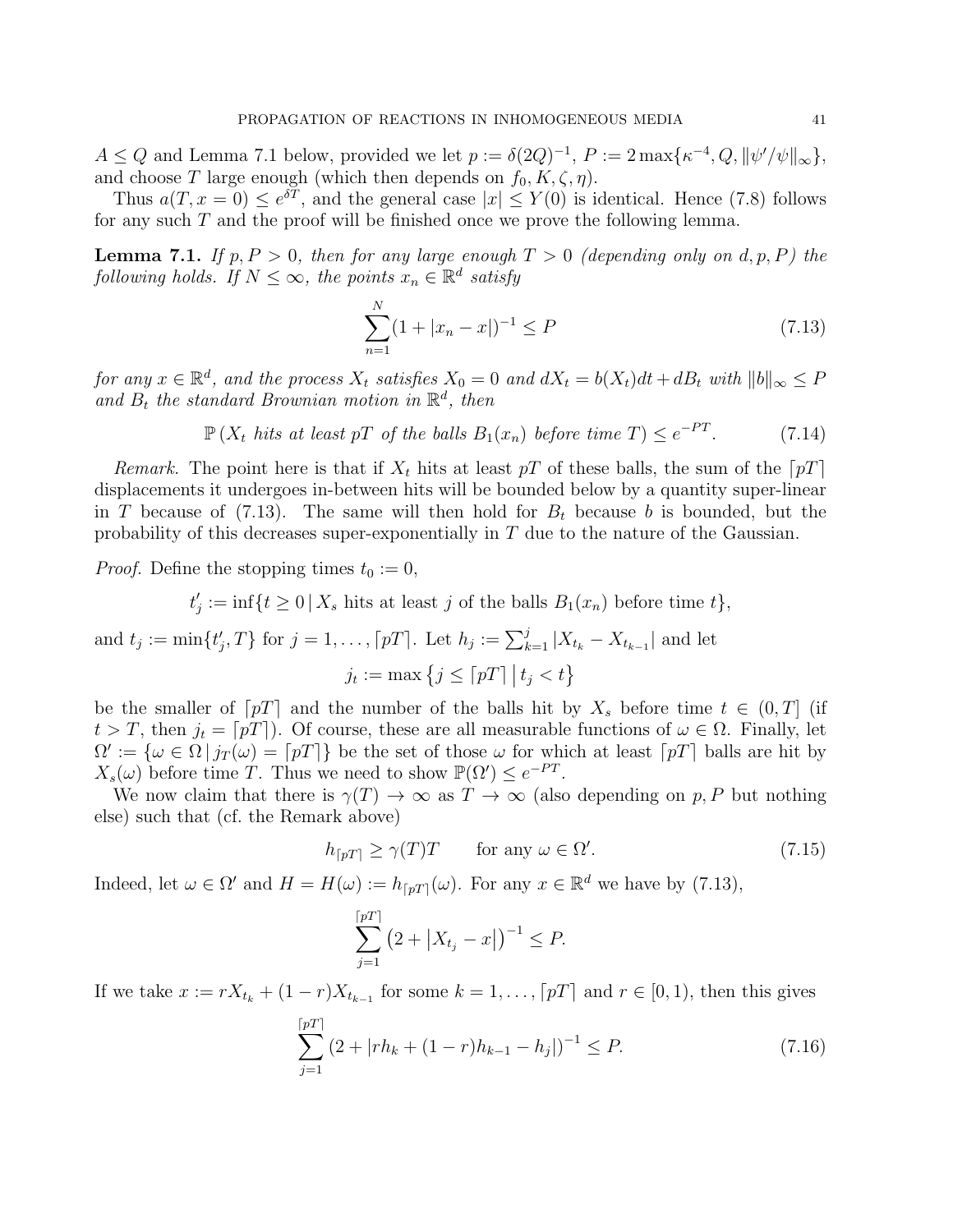$A \le Q$ and Lemma 7.1 below, provided we let $p := \delta(2Q)^{-1}$, $P := 2\max\{\kappa^{-4}, Q, \|\psi'/\psi\|_\infty\}$, and choose $T$ large enough (which then depends on $f_0, K, \zeta, \eta$).

Thus $a(T, x = 0) \le e^{\delta T}$, and the general case $|x| \le Y(0)$ is identical. Hence (7.8) follows for any such $T$ and the proof will be finished once we prove the following lemma.

**Lemma 7.1.** *If $p, P > 0$, then for any large enough $T > 0$ (depending only on $d, p, P$) the following holds. If $N \le \infty$, the points $x_n \in \mathbb{R}^d$ satisfy*

$$\sum_{n=1}^{N} (1 + |x_n - x|)^{-1} \le P \tag{7.13}$$

*for any $x \in \mathbb{R}^d$, and the process $X_t$ satisfies $X_0 = 0$ and $dX_t = b(X_t)dt + dB_t$ with $\|b\|_\infty \le P$ and $B_t$ the standard Brownian motion in $\mathbb{R}^d$, then*

$$\mathbb{P}\left(X_t \text{ hits at least } pT \text{ of the balls } B_1(x_n) \text{ before time } T\right) \le e^{-PT}. \tag{7.14}$$

*Remark.* The point here is that if $X_t$ hits at least $pT$ of these balls, the sum of the $\lceil pT \rceil$ displacements it undergoes in-between hits will be bounded below by a quantity super-linear in $T$ because of (7.13). The same will then hold for $B_t$ because $b$ is bounded, but the probability of this decreases super-exponentially in $T$ due to the nature of the Gaussian.

*Proof.* Define the stopping times $t_0 := 0$,

$$t'_j := \inf\{t \ge 0 \,|\, X_s \text{ hits at least } j \text{ of the balls } B_1(x_n) \text{ before time } t\},$$

and $t_j := \min\{t'_j, T\}$ for $j = 1, \dots, \lceil pT \rceil$. Let $h_j := \sum_{k=1}^{j} |X_{t_k} - X_{t_{k-1}}|$ and let

$$j_t := \max\left\{ j \le \lceil pT \rceil \,\middle|\, t_j < t \right\}$$

be the smaller of $\lceil pT \rceil$ and the number of the balls hit by $X_s$ before time $t \in (0, T]$ (if $t > T$, then $j_t = \lceil pT \rceil$). Of course, these are all measurable functions of $\omega \in \Omega$. Finally, let $\Omega' := \{\omega \in \Omega \,|\, j_T(\omega) = \lceil pT \rceil\}$ be the set of those $\omega$ for which at least $\lceil pT \rceil$ balls are hit by $X_s(\omega)$ before time $T$. Thus we need to show $\mathbb{P}(\Omega') \le e^{-PT}$.

We now claim that there is $\gamma(T) \to \infty$ as $T \to \infty$ (also depending on $p, P$ but nothing else) such that (cf. the Remark above)

$$h_{\lceil pT \rceil} \ge \gamma(T) T \qquad \text{for any } \omega \in \Omega'. \tag{7.15}$$

Indeed, let $\omega \in \Omega'$ and $H = H(\omega) := h_{\lceil pT \rceil}(\omega)$. For any $x \in \mathbb{R}^d$ we have by (7.13),

$$\sum_{j=1}^{\lceil pT \rceil} \left(2 + \left|X_{t_j} - x\right|\right)^{-1} \le P.$$

If we take $x := rX_{t_k} + (1 - r)X_{t_{k-1}}$ for some $k = 1, \dots, \lceil pT \rceil$ and $r \in [0, 1)$, then this gives

$$\sum_{j=1}^{\lceil pT \rceil} \left(2 + |rh_k + (1 - r)h_{k-1} - h_j|\right)^{-1} \le P. \tag{7.16}$$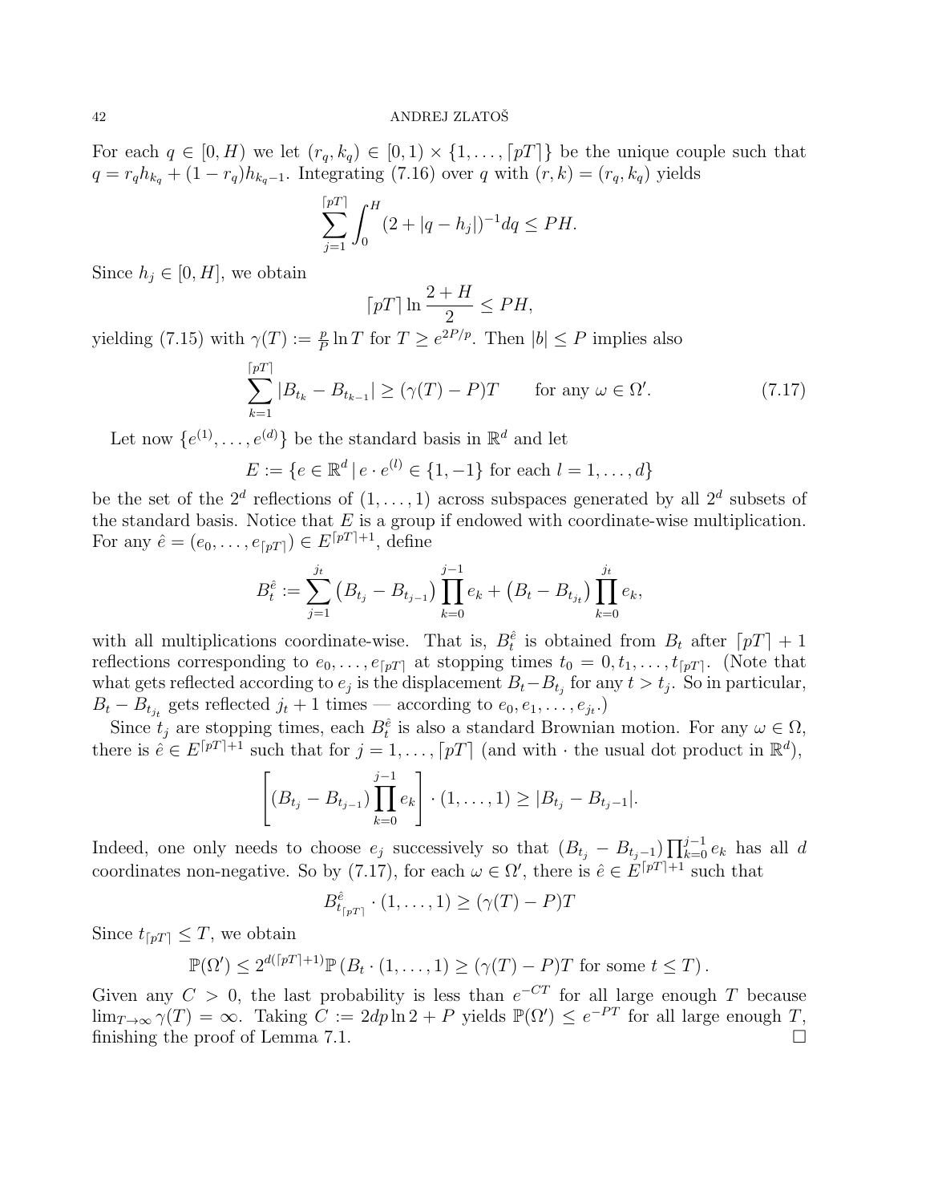For each $q \in [0, H)$ we let $(r_q, k_q) \in [0, 1) \times \{1, \dots, \lceil pT \rceil\}$ be the unique couple such that $q = r_q h_{k_q} + (1 - r_q) h_{k_q - 1}$. Integrating (7.16) over $q$ with $(r, k) = (r_q, k_q)$ yields

$$\sum_{j=1}^{\lceil pT \rceil} \int_0^H (2 + |q - h_j|)^{-1} dq \le PH.$$

Since $h_j \in [0, H]$, we obtain

$$\lceil pT \rceil \ln \frac{2 + H}{2} \le PH,$$

yielding (7.15) with $\gamma(T) := \frac{p}{P} \ln T$ for $T \ge e^{2P/p}$. Then $|b| \le P$ implies also

$$\sum_{k=1}^{\lceil pT \rceil} |B_{t_k} - B_{t_{k-1}}| \ge (\gamma(T) - P)T \qquad \text{for any } \omega \in \Omega'. \tag{7.17}$$

Let now $\{e^{(1)}, \dots, e^{(d)}\}$ be the standard basis in $\mathbb{R}^d$ and let

$$E := \{ e \in \mathbb{R}^d \,|\, e \cdot e^{(l)} \in \{1, -1\} \text{ for each } l = 1, \dots, d \}$$

be the set of the $2^d$ reflections of $(1, \dots, 1)$ across subspaces generated by all $2^d$ subsets of the standard basis. Notice that $E$ is a group if endowed with coordinate-wise multiplication. For any $\hat{e} = (e_0, \dots, e_{\lceil pT \rceil}) \in E^{\lceil pT \rceil + 1}$, define

$$B_t^{\hat{e}} := \sum_{j=1}^{j_t} \left( B_{t_j} - B_{t_{j-1}} \right) \prod_{k=0}^{j-1} e_k + \left( B_t - B_{t_{j_t}} \right) \prod_{k=0}^{j_t} e_k,$$

with all multiplications coordinate-wise. That is, $B_t^{\hat{e}}$ is obtained from $B_t$ after $\lceil pT \rceil + 1$ reflections corresponding to $e_0, \dots, e_{\lceil pT \rceil}$ at stopping times $t_0 = 0, t_1, \dots, t_{\lceil pT \rceil}$. (Note that what gets reflected according to $e_j$ is the displacement $B_t - B_{t_j}$ for any $t > t_j$. So in particular, $B_t - B_{t_{j_t}}$ gets reflected $j_t + 1$ times — according to $e_0, e_1, \dots, e_{j_t}$.)

Since $t_j$ are stopping times, each $B_t^{\hat{e}}$ is also a standard Brownian motion. For any $\omega \in \Omega$, there is $\hat{e} \in E^{\lceil pT \rceil + 1}$ such that for $j = 1, \dots, \lceil pT \rceil$ (and with $\cdot$ the usual dot product in $\mathbb{R}^d$),

$$\left[ (B_{t_j} - B_{t_{j-1}}) \prod_{k=0}^{j-1} e_k \right] \cdot (1, \dots, 1) \ge |B_{t_j} - B_{t_j - 1}|.$$

Indeed, one only needs to choose $e_j$ successively so that $(B_{t_j} - B_{t_j - 1}) \prod_{k=0}^{j-1} e_k$ has all $d$ coordinates non-negative. So by (7.17), for each $\omega \in \Omega'$, there is $\hat{e} \in E^{\lceil pT \rceil + 1}$ such that

$$B_{t_{\lceil pT \rceil}}^{\hat{e}} \cdot (1, \dots, 1) \ge (\gamma(T) - P)T$$

Since $t_{\lceil pT \rceil} \le T$, we obtain

$$\mathbb{P}(\Omega') \le 2^{d(\lceil pT \rceil + 1)} \mathbb{P} \left( B_t \cdot (1, \dots, 1) \ge (\gamma(T) - P)T \text{ for some } t \le T \right).$$

Given any $C > 0$, the last probability is less than $e^{-CT}$ for all large enough $T$ because $\lim_{T \to \infty} \gamma(T) = \infty$. Taking $C := 2dp \ln 2 + P$ yields $\mathbb{P}(\Omega') \le e^{-PT}$ for all large enough $T$, finishing the proof of Lemma 7.1. $\square$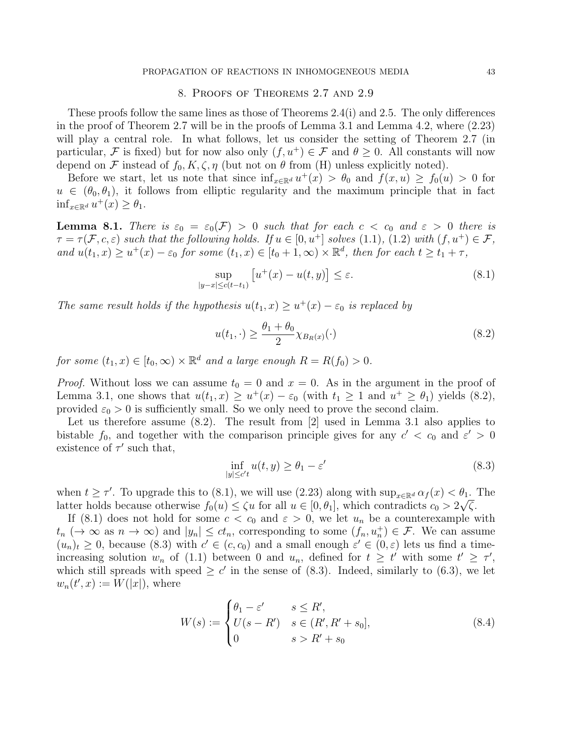## 8. Proofs of Theorems 2.7 and 2.9

These proofs follow the same lines as those of Theorems 2.4(i) and 2.5. The only differences in the proof of Theorem 2.7 will be in the proofs of Lemma 3.1 and Lemma 4.2, where (2.23) will play a central role. In what follows, let us consider the setting of Theorem 2.7 (in particular, $\mathcal{F}$ is fixed) but for now also only $(f, u^+) \in \mathcal{F}$ and $\theta \geq 0$. All constants will now depend on $\mathcal{F}$ instead of $f_0, K, \zeta, \eta$ (but not on $\theta$ from (H) unless explicitly noted).

Before we start, let us note that since $\inf_{x\in\mathbb{R}^d} u^+(x) > \theta_0$ and $f(x,u) \geq f_0(u) > 0$ for $u \in (\theta_0, \theta_1)$, it follows from elliptic regularity and the maximum principle that in fact $\inf_{x\in\mathbb{R}^d} u^+(x) \geq \theta_1$.

**Lemma 8.1.** *There is $\varepsilon_0 = \varepsilon_0(\mathcal{F}) > 0$ such that for each $c < c_0$ and $\varepsilon > 0$ there is $\tau = \tau(\mathcal{F}, c, \varepsilon)$ such that the following holds. If $u \in [0, u^+]$ solves (1.1), (1.2) with $(f, u^+) \in \mathcal{F}$, and $u(t_1, x) \geq u^+(x) - \varepsilon_0$ for some $(t_1, x) \in [t_0 + 1, \infty) \times \mathbb{R}^d$, then for each $t \geq t_1 + \tau$,*

$$\sup_{|y-x|\leq c(t-t_1)} \left[ u^+(x) - u(t,y) \right] \leq \varepsilon. \tag{8.1}$$

*The same result holds if the hypothesis $u(t_1, x) \geq u^+(x) - \varepsilon_0$ is replaced by*

$$u(t_1, \cdot) \geq \frac{\theta_1 + \theta_0}{2} \chi_{B_R(x)}(\cdot) \tag{8.2}$$

*for some $(t_1, x) \in [t_0, \infty) \times \mathbb{R}^d$ and a large enough $R = R(f_0) > 0$.*

*Proof.* Without loss we can assume $t_0 = 0$ and $x = 0$. As in the argument in the proof of Lemma 3.1, one shows that $u(t_1, x) \geq u^+(x) - \varepsilon_0$ (with $t_1 \geq 1$ and $u^+ \geq \theta_1$) yields (8.2), provided $\varepsilon_0 > 0$ is sufficiently small. So we only need to prove the second claim.

Let us therefore assume (8.2). The result from [2] used in Lemma 3.1 also applies to bistable $f_0$, and together with the comparison principle gives for any $c' < c_0$ and $\varepsilon' > 0$ existence of $\tau'$ such that,

$$\inf_{|y|\leq c't} u(t,y) \geq \theta_1 - \varepsilon' \tag{8.3}$$

when $t \geq \tau'$. To upgrade this to (8.1), we will use (2.23) along with $\sup_{x\in\mathbb{R}^d} \alpha_f(x) < \theta_1$. The latter holds because otherwise $f_0(u) \leq \zeta u$ for all $u \in [0, \theta_1]$, which contradicts $c_0 > 2\sqrt{\zeta}$.

If (8.1) does not hold for some $c < c_0$ and $\varepsilon > 0$, we let $u_n$ be a counterexample with $t_n$ ($\to \infty$ as $n \to \infty$) and $|y_n| \leq ct_n$, corresponding to some $(f_n, u_n^+) \in \mathcal{F}$. We can assume $(u_n)_t \geq 0$, because (8.3) with $c' \in (c, c_0)$ and a small enough $\varepsilon' \in (0, \varepsilon)$ lets us find a time-increasing solution $w_n$ of (1.1) between 0 and $u_n$, defined for $t \geq t'$ with some $t' \geq \tau'$, which still spreads with speed $\geq c'$ in the sense of (8.3). Indeed, similarly to (6.3), we let $w_n(t', x) := W(|x|)$, where

$$W(s) := \begin{cases} \theta_1 - \varepsilon' & s \leq R', \\ U(s - R') & s \in (R', R' + s_0], \\ 0 & s > R' + s_0 \end{cases} \tag{8.4}$$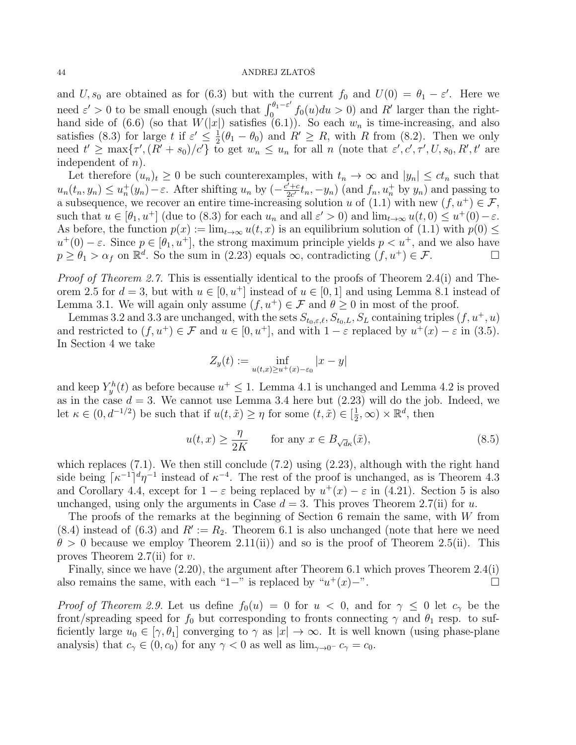and $U, s_0$ are obtained as for (6.3) but with the current $f_0$ and $U(0) = \theta_1 - \varepsilon'$. Here we need $\varepsilon' > 0$ to be small enough (such that $\int_0^{\theta_1-\varepsilon'} f_0(u)du > 0$) and $R'$ larger than the right-hand side of (6.6) (so that $W(|x|)$ satisfies (6.1)). So each $w_n$ is time-increasing, and also satisfies (8.3) for large $t$ if $\varepsilon' \le \frac{1}{2}(\theta_1 - \theta_0)$ and $R' \ge R$, with $R$ from (8.2). Then we only need $t' \ge \max\{\tau', (R' + s_0)/c'\}$ to get $w_n \le u_n$ for all $n$ (note that $\varepsilon', c', \tau', U, s_0, R', t'$ are independent of $n$).

Let therefore $(u_n)_t \ge 0$ be such counterexamples, with $t_n \to \infty$ and $|y_n| \le ct_n$ such that $u_n(t_n, y_n) \le u_n^+(y_n) - \varepsilon$. After shifting $u_n$ by $(-\frac{c'+c}{2c'}t_n, -y_n)$ (and $f_n, u_n^+$ by $y_n$) and passing to a subsequence, we recover an entire time-increasing solution $u$ of (1.1) with new $(f, u^+) \in \mathcal{F}$, such that $u \in [\theta_1, u^+]$ (due to (8.3) for each $u_n$ and all $\varepsilon' > 0$) and $\lim_{t\to\infty} u(t, 0) \le u^+(0) - \varepsilon$. As before, the function $p(x) := \lim_{t\to\infty} u(t, x)$ is an equilibrium solution of (1.1) with $p(0) \le u^+(0) - \varepsilon$. Since $p \in [\theta_1, u^+]$, the strong maximum principle yields $p < u^+$, and we also have $p \ge \theta_1 > \alpha_f$ on $\mathbb{R}^d$. So the sum in (2.23) equals $\infty$, contradicting $(f, u^+) \in \mathcal{F}$. $\square$

*Proof of Theorem 2.7.* This is essentially identical to the proofs of Theorem 2.4(i) and Theorem 2.5 for $d = 3$, but with $u \in [0, u^+]$ instead of $u \in [0, 1]$ and using Lemma 8.1 instead of Lemma 3.1. We will again only assume $(f, u^+) \in \mathcal{F}$ and $\theta \ge 0$ in most of the proof.

Lemmas 3.2 and 3.3 are unchanged, with the sets $S_{t_0,\varepsilon,\ell}, S_{t_0,L}, S_L$ containing triples $(f, u^+, u)$ and restricted to $(f, u^+) \in \mathcal{F}$ and $u \in [0, u^+]$, and with $1 - \varepsilon$ replaced by $u^+(x) - \varepsilon$ in (3.5). In Section 4 we take

$$Z_y(t) := \inf_{u(t,x) \ge u^+(x) - \varepsilon_0} |x - y|$$

and keep $Y_y^h(t)$ as before because $u^+ \le 1$. Lemma 4.1 is unchanged and Lemma 4.2 is proved as in the case $d = 3$. We cannot use Lemma 3.4 here but (2.23) will do the job. Indeed, we let $\kappa \in (0, d^{-1/2})$ be such that if $u(t, \tilde{x}) \ge \eta$ for some $(t, \tilde{x}) \in [\frac{1}{2}, \infty) \times \mathbb{R}^d$, then

$$u(t, x) \ge \frac{\eta}{2K} \qquad \text{for any } x \in B_{\sqrt{d}\kappa}(\tilde{x}), \tag{8.5}$$

which replaces (7.1). We then still conclude (7.2) using (2.23), although with the right hand side being $\lceil \kappa^{-1} \rceil^d \eta^{-1}$ instead of $\kappa^{-4}$. The rest of the proof is unchanged, as is Theorem 4.3 and Corollary 4.4, except for $1 - \varepsilon$ being replaced by $u^+(x) - \varepsilon$ in (4.21). Section 5 is also unchanged, using only the arguments in Case $d = 3$. This proves Theorem 2.7(ii) for $u$.

The proofs of the remarks at the beginning of Section 6 remain the same, with $W$ from (8.4) instead of (6.3) and $R' := R_2$. Theorem 6.1 is also unchanged (note that here we need $\theta > 0$ because we employ Theorem 2.11(ii)) and so is the proof of Theorem 2.5(ii). This proves Theorem 2.7(ii) for $v$.

Finally, since we have (2.20), the argument after Theorem 6.1 which proves Theorem 2.4(i) also remains the same, with each "$1-$" is replaced by "$u^+(x)-$". $\square$

*Proof of Theorem 2.9.* Let us define $f_0(u) = 0$ for $u < 0$, and for $\gamma \le 0$ let $c_\gamma$ be the front/spreading speed for $f_0$ but corresponding to fronts connecting $\gamma$ and $\theta_1$ resp. to sufficiently large $u_0 \in [\gamma, \theta_1]$ converging to $\gamma$ as $|x| \to \infty$. It is well known (using phase-plane analysis) that $c_\gamma \in (0, c_0)$ for any $\gamma < 0$ as well as $\lim_{\gamma\to 0^-} c_\gamma = c_0$.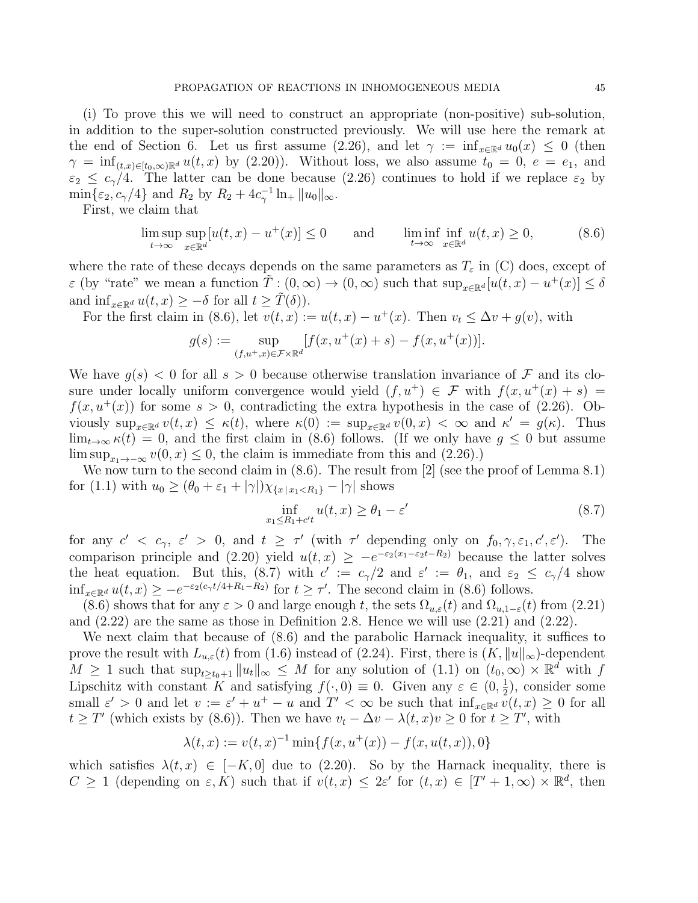(i) To prove this we will need to construct an appropriate (non-positive) sub-solution, in addition to the super-solution constructed previously. We will use here the remark at the end of Section 6. Let us first assume (2.26), and let $\gamma := \inf_{x\in\mathbb{R}^d} u_0(x) \le 0$ (then $\gamma = \inf_{(t,x)\in[t_0,\infty)\mathbb{R}^d} u(t,x)$ by (2.20)). Without loss, we also assume $t_0 = 0$, $e = e_1$, and $\varepsilon_2 \le c_\gamma/4$. The latter can be done because (2.26) continues to hold if we replace $\varepsilon_2$ by $\min\{\varepsilon_2, c_\gamma/4\}$ and $R_2$ by $R_2 + 4c_\gamma^{-1}\ln_+ \|u_0\|_\infty$.

First, we claim that

$$\limsup_{t\to\infty} \sup_{x\in\mathbb{R}^d} [u(t,x) - u^+(x)] \le 0 \qquad \text{and} \qquad \liminf_{t\to\infty} \inf_{x\in\mathbb{R}^d} u(t,x) \ge 0, \tag{8.6}$$

where the rate of these decays depends on the same parameters as $T_\varepsilon$ in (C) does, except of $\varepsilon$ (by "rate" we mean a function $\tilde{T} : (0,\infty) \to (0,\infty)$ such that $\sup_{x\in\mathbb{R}^d}[u(t,x) - u^+(x)] \le \delta$ and $\inf_{x\in\mathbb{R}^d} u(t,x) \ge -\delta$ for all $t \ge \tilde{T}(\delta)$).

For the first claim in (8.6), let $v(t,x) := u(t,x) - u^+(x)$. Then $v_t \le \Delta v + g(v)$, with

$$g(s) := \sup_{(f,u^+,x)\in\mathcal{F}\times\mathbb{R}^d} [f(x, u^+(x) + s) - f(x, u^+(x))].$$

We have $g(s) < 0$ for all $s > 0$ because otherwise translation invariance of $\mathcal{F}$ and its closure under locally uniform convergence would yield $(f, u^+) \in \mathcal{F}$ with $f(x, u^+(x) + s) = f(x, u^+(x))$ for some $s > 0$, contradicting the extra hypothesis in the case of (2.26). Obviously $\sup_{x\in\mathbb{R}^d} v(t,x) \le \kappa(t)$, where $\kappa(0) := \sup_{x\in\mathbb{R}^d} v(0,x) < \infty$ and $\kappa' = g(\kappa)$. Thus $\lim_{t\to\infty} \kappa(t) = 0$, and the first claim in (8.6) follows. (If we only have $g \le 0$ but assume $\limsup_{x_1\to-\infty} v(0,x) \le 0$, the claim is immediate from this and (2.26).)

We now turn to the second claim in (8.6). The result from [2] (see the proof of Lemma 8.1) for (1.1) with $u_0 \ge (\theta_0 + \varepsilon_1 + |\gamma|)\chi_{\{x\,|\,x_1<R_1\}} - |\gamma|$ shows

$$\inf_{x_1 \le R_1 + c't} u(t,x) \ge \theta_1 - \varepsilon' \tag{8.7}$$

for any $c' < c_\gamma$, $\varepsilon' > 0$, and $t \ge \tau'$ (with $\tau'$ depending only on $f_0, \gamma, \varepsilon_1, c', \varepsilon'$). The comparison principle and (2.20) yield $u(t,x) \ge -e^{-\varepsilon_2(x_1 - \varepsilon_2 t - R_2)}$ because the latter solves the heat equation. But this, (8.7) with $c' := c_\gamma/2$ and $\varepsilon' := \theta_1$, and $\varepsilon_2 \le c_\gamma/4$ show $\inf_{x\in\mathbb{R}^d} u(t,x) \ge -e^{-\varepsilon_2(c_\gamma t/4 + R_1 - R_2)}$ for $t \ge \tau'$. The second claim in (8.6) follows.

(8.6) shows that for any $\varepsilon > 0$ and large enough $t$, the sets $\Omega_{u,\varepsilon}(t)$ and $\Omega_{u,1-\varepsilon}(t)$ from (2.21) and (2.22) are the same as those in Definition 2.8. Hence we will use (2.21) and (2.22).

We next claim that because of (8.6) and the parabolic Harnack inequality, it suffices to prove the result with $L_{u,\varepsilon}(t)$ from (1.6) instead of (2.24). First, there is $(K, \|u\|_\infty)$-dependent $M \ge 1$ such that $\sup_{t\ge t_0+1} \|u_t\|_\infty \le M$ for any solution of (1.1) on $(t_0,\infty)\times\mathbb{R}^d$ with $f$ Lipschitz with constant $K$ and satisfying $f(\cdot, 0) \equiv 0$. Given any $\varepsilon \in (0, \frac{1}{2})$, consider some small $\varepsilon' > 0$ and let $v := \varepsilon' + u^+ - u$ and $T' < \infty$ be such that $\inf_{x\in\mathbb{R}^d} v(t,x) \ge 0$ for all $t \ge T'$ (which exists by (8.6)). Then we have $v_t - \Delta v - \lambda(t,x)v \ge 0$ for $t \ge T'$, with

$$\lambda(t,x) := v(t,x)^{-1} \min\{f(x, u^+(x)) - f(x, u(t,x)), 0\}$$

which satisfies $\lambda(t,x) \in [-K, 0]$ due to (2.20). So by the Harnack inequality, there is $C \ge 1$ (depending on $\varepsilon, K$) such that if $v(t,x) \le 2\varepsilon'$ for $(t,x) \in [T'+1,\infty)\times\mathbb{R}^d$, then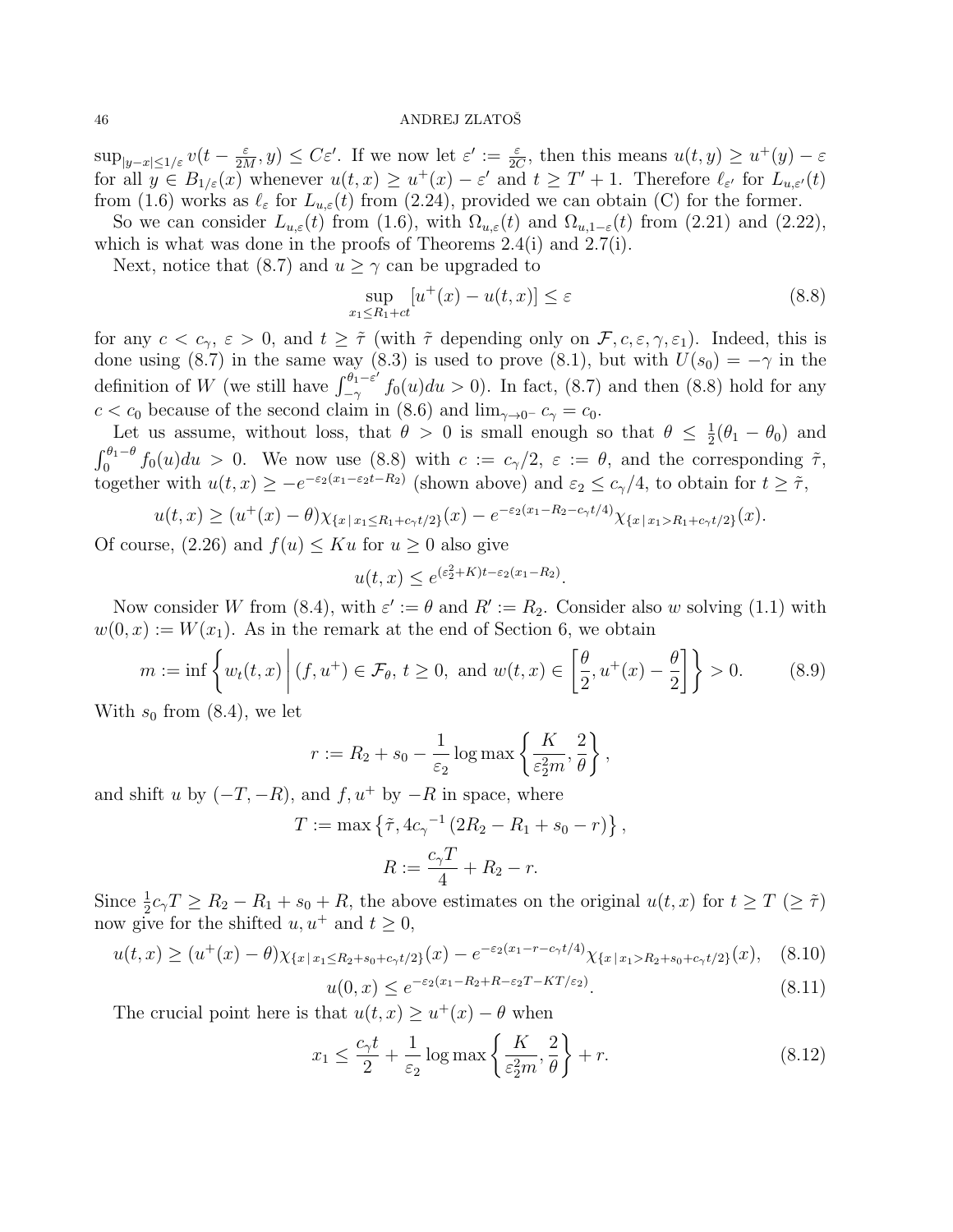$\sup_{|y-x|\le 1/\varepsilon} v(t-\frac{\varepsilon}{2M},y) \le C\varepsilon'$. If we now let $\varepsilon' := \frac{\varepsilon}{2C}$, then this means $u(t,y) \ge u^+(y) - \varepsilon$ for all $y \in B_{1/\varepsilon}(x)$ whenever $u(t,x) \ge u^+(x) - \varepsilon'$ and $t \ge T' + 1$. Therefore $\ell_{\varepsilon'}$ for $L_{u,\varepsilon'}(t)$ from (1.6) works as $\ell_\varepsilon$ for $L_{u,\varepsilon}(t)$ from (2.24), provided we can obtain (C) for the former.

So we can consider $L_{u,\varepsilon}(t)$ from (1.6), with $\Omega_{u,\varepsilon}(t)$ and $\Omega_{u,1-\varepsilon}(t)$ from (2.21) and (2.22), which is what was done in the proofs of Theorems 2.4(i) and 2.7(i).

Next, notice that (8.7) and $u \ge \gamma$ can be upgraded to

$$\sup_{x_1 \le R_1 + ct} [u^+(x) - u(t,x)] \le \varepsilon \tag{8.8}$$

for any $c < c_\gamma$, $\varepsilon > 0$, and $t \ge \tilde\tau$ (with $\tilde\tau$ depending only on $\mathcal{F}, c, \varepsilon, \gamma, \varepsilon_1$). Indeed, this is done using (8.7) in the same way (8.3) is used to prove (8.1), but with $U(s_0) = -\gamma$ in the definition of $W$ (we still have $\int_{-\gamma}^{\theta_1-\varepsilon'} f_0(u)du > 0$). In fact, (8.7) and then (8.8) hold for any $c < c_0$ because of the second claim in (8.6) and $\lim_{\gamma\to 0^-} c_\gamma = c_0$.

Let us assume, without loss, that $\theta > 0$ is small enough so that $\theta \le \frac{1}{2}(\theta_1 - \theta_0)$ and $\int_0^{\theta_1-\theta} f_0(u)du > 0$. We now use (8.8) with $c := c_\gamma/2$, $\varepsilon := \theta$, and the corresponding $\tilde\tau$, together with $u(t,x) \ge -e^{-\varepsilon_2(x_1-\varepsilon_2 t - R_2)}$ (shown above) and $\varepsilon_2 \le c_\gamma/4$, to obtain for $t \ge \tilde\tau$,

$$u(t,x) \ge (u^+(x) - \theta)\chi_{\{x\,|\,x_1 \le R_1 + c_\gamma t/2\}}(x) - e^{-\varepsilon_2(x_1 - R_2 - c_\gamma t/4)}\chi_{\{x\,|\,x_1 > R_1 + c_\gamma t/2\}}(x).$$

Of course, (2.26) and $f(u) \le Ku$ for $u \ge 0$ also give

$$u(t,x) \le e^{(\varepsilon_2^2 + K)t - \varepsilon_2(x_1 - R_2)}.$$

Now consider $W$ from (8.4), with $\varepsilon' := \theta$ and $R' := R_2$. Consider also $w$ solving (1.1) with $w(0,x) := W(x_1)$. As in the remark at the end of Section 6, we obtain

$$m := \inf\left\{ w_t(t,x) \,\middle|\, (f,u^+) \in \mathcal{F}_\theta,\ t \ge 0, \text{ and } w(t,x) \in \left[\frac{\theta}{2}, u^+(x) - \frac{\theta}{2}\right] \right\} > 0. \tag{8.9}$$

With $s_0$ from (8.4), we let

$$r := R_2 + s_0 - \frac{1}{\varepsilon_2}\log\max\left\{\frac{K}{\varepsilon_2^2 m}, \frac{2}{\theta}\right\},$$

and shift $u$ by $(-T,-R)$, and $f, u^+$ by $-R$ in space, where

$$T := \max\left\{\tilde\tau, 4{c_\gamma}^{-1}(2R_2 - R_1 + s_0 - r)\right\},$$

$$R := \frac{c_\gamma T}{4} + R_2 - r.$$

Since $\frac{1}{2}c_\gamma T \ge R_2 - R_1 + s_0 + R$, the above estimates on the original $u(t,x)$ for $t \ge T$ ($\ge \tilde\tau$) now give for the shifted $u, u^+$ and $t \ge 0$,

$$u(t,x) \ge (u^+(x) - \theta)\chi_{\{x\,|\,x_1 \le R_2 + s_0 + c_\gamma t/2\}}(x) - e^{-\varepsilon_2(x_1 - r - c_\gamma t/4)}\chi_{\{x\,|\,x_1 > R_2 + s_0 + c_\gamma t/2\}}(x), \tag{8.10}$$

$$u(0,x) \le e^{-\varepsilon_2(x_1 - R_2 + R - \varepsilon_2 T - KT/\varepsilon_2)}. \tag{8.11}$$

The crucial point here is that $u(t,x) \ge u^+(x) - \theta$ when

$$x_1 \le \frac{c_\gamma t}{2} + \frac{1}{\varepsilon_2}\log\max\left\{\frac{K}{\varepsilon_2^2 m}, \frac{2}{\theta}\right\} + r. \tag{8.12}$$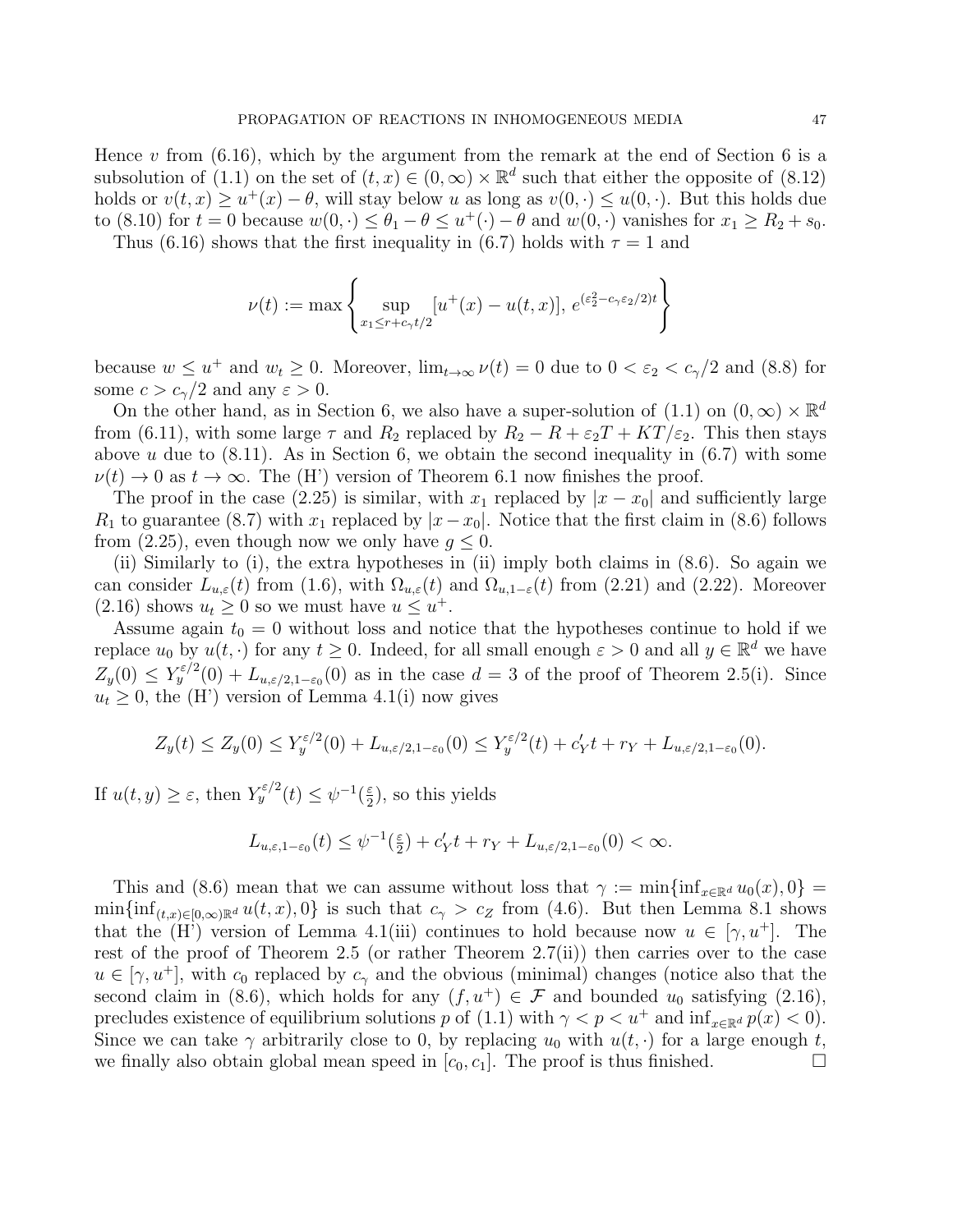Hence $v$ from (6.16), which by the argument from the remark at the end of Section 6 is a subsolution of (1.1) on the set of $(t,x) \in (0,\infty) \times \mathbb{R}^d$ such that either the opposite of (8.12) holds or $v(t,x) \geq u^+(x) - \theta$, will stay below $u$ as long as $v(0,\cdot) \leq u(0,\cdot)$. But this holds due to (8.10) for $t = 0$ because $w(0,\cdot) \leq \theta_1 - \theta \leq u^+(\cdot) - \theta$ and $w(0,\cdot)$ vanishes for $x_1 \geq R_2 + s_0$.

Thus (6.16) shows that the first inequality in (6.7) holds with $\tau = 1$ and

$$\nu(t) := \max\left\{ \sup_{x_1 \leq r + c_\gamma t/2} [u^+(x) - u(t,x)],\, e^{(\varepsilon_2^2 - c_\gamma \varepsilon_2/2)t} \right\}$$

because $w \leq u^+$ and $w_t \geq 0$. Moreover, $\lim_{t\to\infty} \nu(t) = 0$ due to $0 < \varepsilon_2 < c_\gamma/2$ and (8.8) for some $c > c_\gamma/2$ and any $\varepsilon > 0$.

On the other hand, as in Section 6, we also have a super-solution of (1.1) on $(0,\infty) \times \mathbb{R}^d$ from (6.11), with some large $\tau$ and $R_2$ replaced by $R_2 - R + \varepsilon_2 T + KT/\varepsilon_2$. This then stays above $u$ due to (8.11). As in Section 6, we obtain the second inequality in (6.7) with some $\nu(t) \to 0$ as $t \to \infty$. The (H') version of Theorem 6.1 now finishes the proof.

The proof in the case (2.25) is similar, with $x_1$ replaced by $|x - x_0|$ and sufficiently large $R_1$ to guarantee (8.7) with $x_1$ replaced by $|x - x_0|$. Notice that the first claim in (8.6) follows from (2.25), even though now we only have $g \leq 0$.

(ii) Similarly to (i), the extra hypotheses in (ii) imply both claims in (8.6). So again we can consider $L_{u,\varepsilon}(t)$ from (1.6), with $\Omega_{u,\varepsilon}(t)$ and $\Omega_{u,1-\varepsilon}(t)$ from (2.21) and (2.22). Moreover (2.16) shows $u_t \geq 0$ so we must have $u \leq u^+$.

Assume again $t_0 = 0$ without loss and notice that the hypotheses continue to hold if we replace $u_0$ by $u(t,\cdot)$ for any $t \geq 0$. Indeed, for all small enough $\varepsilon > 0$ and all $y \in \mathbb{R}^d$ we have $Z_y(0) \leq Y_y^{\varepsilon/2}(0) + L_{u,\varepsilon/2,1-\varepsilon_0}(0)$ as in the case $d = 3$ of the proof of Theorem 2.5(i). Since $u_t \geq 0$, the (H') version of Lemma 4.1(i) now gives

$$Z_y(t) \leq Z_y(0) \leq Y_y^{\varepsilon/2}(0) + L_{u,\varepsilon/2,1-\varepsilon_0}(0) \leq Y_y^{\varepsilon/2}(t) + c_Y' t + r_Y + L_{u,\varepsilon/2,1-\varepsilon_0}(0).$$

If $u(t,y) \geq \varepsilon$, then $Y_y^{\varepsilon/2}(t) \leq \psi^{-1}(\frac{\varepsilon}{2})$, so this yields

$$L_{u,\varepsilon,1-\varepsilon_0}(t) \leq \psi^{-1}(\tfrac{\varepsilon}{2}) + c_Y' t + r_Y + L_{u,\varepsilon/2,1-\varepsilon_0}(0) < \infty.$$

This and (8.6) mean that we can assume without loss that $\gamma := \min\{\inf_{x\in\mathbb{R}^d} u_0(x), 0\} = \min\{\inf_{(t,x)\in[0,\infty)\mathbb{R}^d} u(t,x), 0\}$ is such that $c_\gamma > c_Z$ from (4.6). But then Lemma 8.1 shows that the (H') version of Lemma 4.1(iii) continues to hold because now $u \in [\gamma, u^+]$. The rest of the proof of Theorem 2.5 (or rather Theorem 2.7(ii)) then carries over to the case $u \in [\gamma, u^+]$, with $c_0$ replaced by $c_\gamma$ and the obvious (minimal) changes (notice also that the second claim in (8.6), which holds for any $(f, u^+) \in \mathcal{F}$ and bounded $u_0$ satisfying (2.16), precludes existence of equilibrium solutions $p$ of (1.1) with $\gamma < p < u^+$ and $\inf_{x\in\mathbb{R}^d} p(x) < 0$). Since we can take $\gamma$ arbitrarily close to 0, by replacing $u_0$ with $u(t,\cdot)$ for a large enough $t$, we finally also obtain global mean speed in $[c_0, c_1]$. The proof is thus finished. $\square$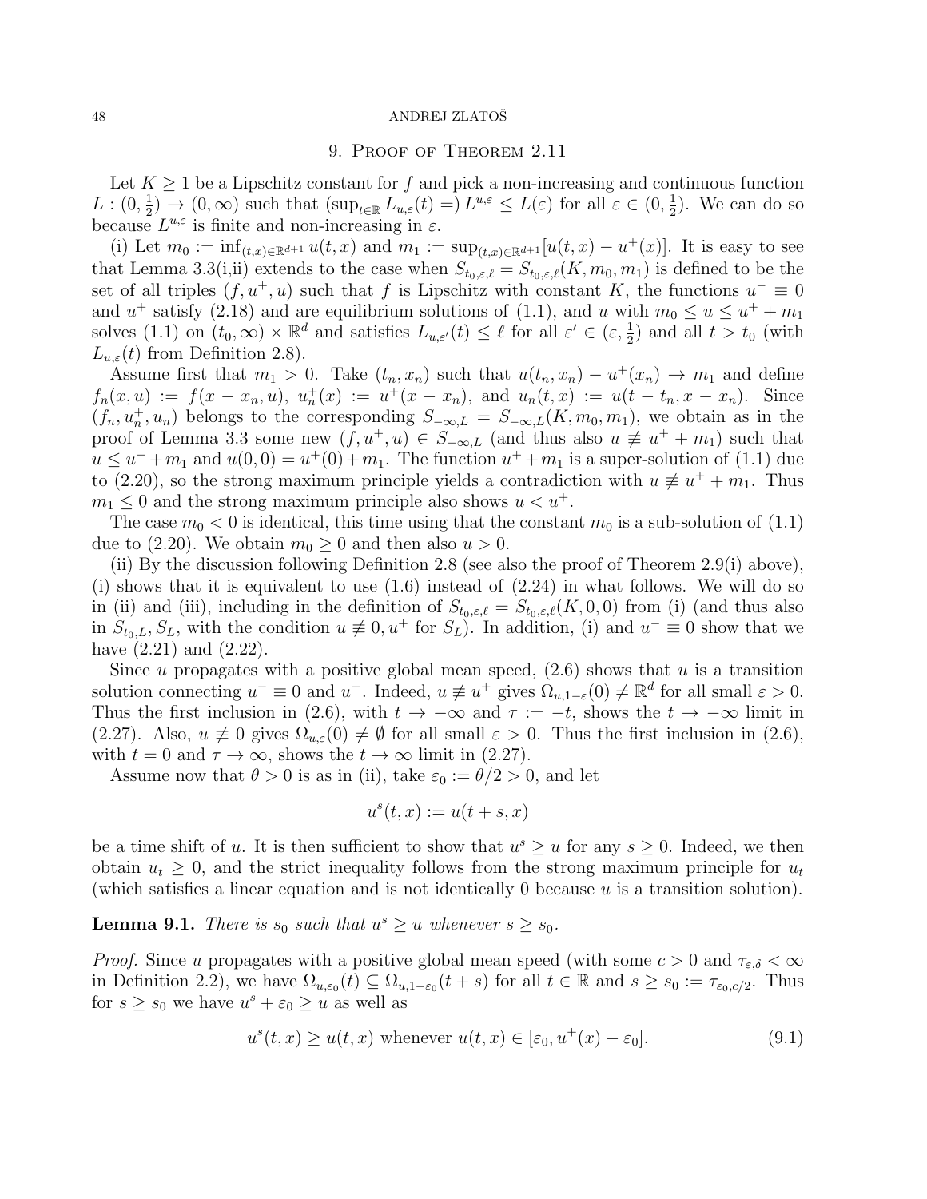## 9. Proof of Theorem 2.11

Let $K \geq 1$ be a Lipschitz constant for $f$ and pick a non-increasing and continuous function $L : (0, \frac{1}{2}) \to (0, \infty)$ such that $(\sup_{t\in\mathbb{R}} L_{u,\varepsilon}(t) =)\, L^{u,\varepsilon} \leq L(\varepsilon)$ for all $\varepsilon \in (0, \frac{1}{2})$. We can do so because $L^{u,\varepsilon}$ is finite and non-increasing in $\varepsilon$.

(i) Let $m_0 := \inf_{(t,x)\in\mathbb{R}^{d+1}} u(t,x)$ and $m_1 := \sup_{(t,x)\in\mathbb{R}^{d+1}} [u(t,x) - u^+(x)]$. It is easy to see that Lemma 3.3(i,ii) extends to the case when $S_{t_0,\varepsilon,\ell} = S_{t_0,\varepsilon,\ell}(K, m_0, m_1)$ is defined to be the set of all triples $(f, u^+, u)$ such that $f$ is Lipschitz with constant $K$, the functions $u^- \equiv 0$ and $u^+$ satisfy (2.18) and are equilibrium solutions of (1.1), and $u$ with $m_0 \leq u \leq u^+ + m_1$ solves (1.1) on $(t_0, \infty) \times \mathbb{R}^d$ and satisfies $L_{u,\varepsilon'}(t) \leq \ell$ for all $\varepsilon' \in (\varepsilon, \frac{1}{2})$ and all $t > t_0$ (with $L_{u,\varepsilon}(t)$ from Definition 2.8).

Assume first that $m_1 > 0$. Take $(t_n, x_n)$ such that $u(t_n, x_n) - u^+(x_n) \to m_1$ and define $f_n(x, u) := f(x - x_n, u)$, $u_n^+(x) := u^+(x - x_n)$, and $u_n(t, x) := u(t - t_n, x - x_n)$. Since $(f_n, u_n^+, u_n)$ belongs to the corresponding $S_{-\infty,L} = S_{-\infty,L}(K, m_0, m_1)$, we obtain as in the proof of Lemma 3.3 some new $(f, u^+, u) \in S_{-\infty,L}$ (and thus also $u \not\equiv u^+ + m_1$) such that $u \leq u^+ + m_1$ and $u(0, 0) = u^+(0) + m_1$. The function $u^+ + m_1$ is a super-solution of (1.1) due to (2.20), so the strong maximum principle yields a contradiction with $u \not\equiv u^+ + m_1$. Thus $m_1 \leq 0$ and the strong maximum principle also shows $u < u^+$.

The case $m_0 < 0$ is identical, this time using that the constant $m_0$ is a sub-solution of (1.1) due to (2.20). We obtain $m_0 \geq 0$ and then also $u > 0$.

(ii) By the discussion following Definition 2.8 (see also the proof of Theorem 2.9(i) above), (i) shows that it is equivalent to use (1.6) instead of (2.24) in what follows. We will do so in (ii) and (iii), including in the definition of $S_{t_0,\varepsilon,\ell} = S_{t_0,\varepsilon,\ell}(K, 0, 0)$ from (i) (and thus also in $S_{t_0,L}, S_L$, with the condition $u \not\equiv 0, u^+$ for $S_L$). In addition, (i) and $u^- \equiv 0$ show that we have (2.21) and (2.22).

Since $u$ propagates with a positive global mean speed, (2.6) shows that $u$ is a transition solution connecting $u^- \equiv 0$ and $u^+$. Indeed, $u \not\equiv u^+$ gives $\Omega_{u,1-\varepsilon}(0) \neq \mathbb{R}^d$ for all small $\varepsilon > 0$. Thus the first inclusion in (2.6), with $t \to -\infty$ and $\tau := -t$, shows the $t \to -\infty$ limit in (2.27). Also, $u \not\equiv 0$ gives $\Omega_{u,\varepsilon}(0) \neq \emptyset$ for all small $\varepsilon > 0$. Thus the first inclusion in (2.6), with $t = 0$ and $\tau \to \infty$, shows the $t \to \infty$ limit in (2.27).

Assume now that $\theta > 0$ is as in (ii), take $\varepsilon_0 := \theta/2 > 0$, and let

$$u^s(t, x) := u(t + s, x)$$

be a time shift of $u$. It is then sufficient to show that $u^s \geq u$ for any $s \geq 0$. Indeed, we then obtain $u_t \geq 0$, and the strict inequality follows from the strong maximum principle for $u_t$ (which satisfies a linear equation and is not identically 0 because $u$ is a transition solution).

**Lemma 9.1.** *There is $s_0$ such that $u^s \geq u$ whenever $s \geq s_0$.*

*Proof.* Since $u$ propagates with a positive global mean speed (with some $c > 0$ and $\tau_{\varepsilon,\delta} < \infty$ in Definition 2.2), we have $\Omega_{u,\varepsilon_0}(t) \subseteq \Omega_{u,1-\varepsilon_0}(t + s)$ for all $t \in \mathbb{R}$ and $s \geq s_0 := \tau_{\varepsilon_0,c/2}$. Thus for $s \geq s_0$ we have $u^s + \varepsilon_0 \geq u$ as well as

$$u^s(t, x) \geq u(t, x) \text{ whenever } u(t, x) \in [\varepsilon_0, u^+(x) - \varepsilon_0]. \tag{9.1}$$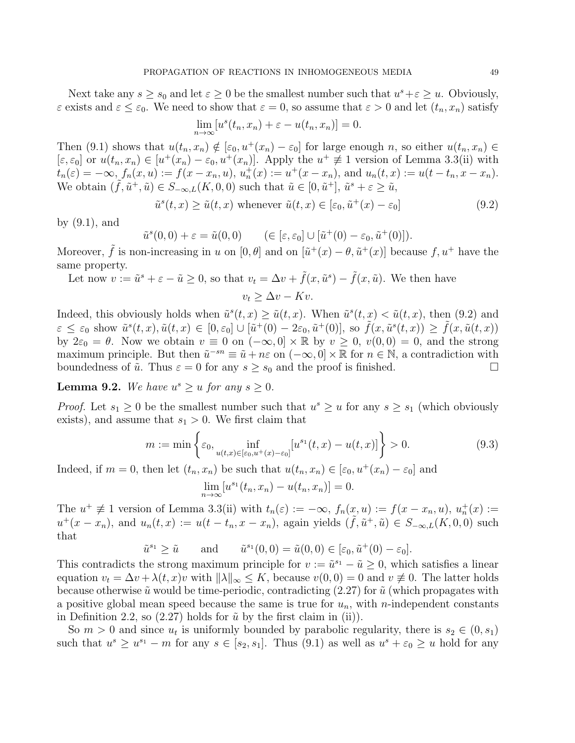Next take any $s \geq s_0$ and let $\varepsilon \geq 0$ be the smallest number such that $u^s + \varepsilon \geq u$. Obviously, $\varepsilon$ exists and $\varepsilon \leq \varepsilon_0$. We need to show that $\varepsilon = 0$, so assume that $\varepsilon > 0$ and let $(t_n, x_n)$ satisfy

$$\lim_{n\to\infty} [u^s(t_n, x_n) + \varepsilon - u(t_n, x_n)] = 0.$$

Then (9.1) shows that $u(t_n, x_n) \notin [\varepsilon_0, u^+(x_n) - \varepsilon_0]$ for large enough $n$, so either $u(t_n, x_n) \in [\varepsilon, \varepsilon_0]$ or $u(t_n, x_n) \in [u^+(x_n) - \varepsilon_0, u^+(x_n)]$. Apply the $u^+ \not\equiv 1$ version of Lemma 3.3(ii) with $t_n(\varepsilon) = -\infty$, $f_n(x, u) := f(x - x_n, u)$, $u_n^+(x) := u^+(x - x_n)$, and $u_n(t, x) := u(t - t_n, x - x_n)$. We obtain $(\tilde{f}, \tilde{u}^+, \tilde{u}) \in S_{-\infty,L}(K, 0, 0)$ such that $\tilde{u} \in [0, \tilde{u}^+]$, $\tilde{u}^s + \varepsilon \geq \tilde{u}$,

$$\tilde{u}^s(t, x) \geq \tilde{u}(t, x) \text{ whenever } \tilde{u}(t, x) \in [\varepsilon_0, \tilde{u}^+(x) - \varepsilon_0] \tag{9.2}$$

by (9.1), and

$$\tilde{u}^s(0, 0) + \varepsilon = \tilde{u}(0, 0) \qquad (\in [\varepsilon, \varepsilon_0] \cup [\tilde{u}^+(0) - \varepsilon_0, \tilde{u}^+(0)]).$$

Moreover, $\tilde{f}$ is non-increasing in $u$ on $[0, \theta]$ and on $[\tilde{u}^+(x) - \theta, \tilde{u}^+(x)]$ because $f, u^+$ have the same property.

Let now $v := \tilde{u}^s + \varepsilon - \tilde{u} \geq 0$, so that $v_t = \Delta v + \tilde{f}(x, \tilde{u}^s) - \tilde{f}(x, \tilde{u})$. We then have

$$v_t \geq \Delta v - Kv.$$

Indeed, this obviously holds when $\tilde{u}^s(t, x) \geq \tilde{u}(t, x)$. When $\tilde{u}^s(t, x) < \tilde{u}(t, x)$, then (9.2) and $\varepsilon \leq \varepsilon_0$ show $\tilde{u}^s(t, x), \tilde{u}(t, x) \in [0, \varepsilon_0] \cup [\tilde{u}^+(0) - 2\varepsilon_0, \tilde{u}^+(0)]$, so $\tilde{f}(x, \tilde{u}^s(t, x)) \geq \tilde{f}(x, \tilde{u}(t, x))$ by $2\varepsilon_0 = \theta$. Now we obtain $v \equiv 0$ on $(-\infty, 0] \times \mathbb{R}$ by $v \geq 0$, $v(0, 0) = 0$, and the strong maximum principle. But then $\tilde{u}^{-sn} \equiv \tilde{u} + n\varepsilon$ on $(-\infty, 0] \times \mathbb{R}$ for $n \in \mathbb{N}$, a contradiction with boundedness of $\tilde{u}$. Thus $\varepsilon = 0$ for any $s \geq s_0$ and the proof is finished. $\square$

**Lemma 9.2.** *We have $u^s \geq u$ for any $s \geq 0$.*

*Proof.* Let $s_1 \geq 0$ be the smallest number such that $u^s \geq u$ for any $s \geq s_1$ (which obviously exists), and assume that $s_1 > 0$. We first claim that

$$m := \min \left\{ \varepsilon_0, \inf_{u(t,x) \in [\varepsilon_0, u^+(x) - \varepsilon_0]} [u^{s_1}(t, x) - u(t, x)] \right\} > 0. \tag{9.3}$$

Indeed, if $m = 0$, then let $(t_n, x_n)$ be such that $u(t_n, x_n) \in [\varepsilon_0, u^+(x_n) - \varepsilon_0]$ and

$$\lim_{n\to\infty} [u^{s_1}(t_n, x_n) - u(t_n, x_n)] = 0.$$

The $u^+ \not\equiv 1$ version of Lemma 3.3(ii) with $t_n(\varepsilon) := -\infty$, $f_n(x, u) := f(x - x_n, u)$, $u_n^+(x) := u^+(x - x_n)$, and $u_n(t, x) := u(t - t_n, x - x_n)$, again yields $(\tilde{f}, \tilde{u}^+, \tilde{u}) \in S_{-\infty,L}(K, 0, 0)$ such that

$$\tilde{u}^{s_1} \geq \tilde{u} \qquad \text{and} \qquad \tilde{u}^{s_1}(0, 0) = \tilde{u}(0, 0) \in [\varepsilon_0, \tilde{u}^+(0) - \varepsilon_0].$$

This contradicts the strong maximum principle for $v := \tilde{u}^{s_1} - \tilde{u} \geq 0$, which satisfies a linear equation $v_t = \Delta v + \lambda(t, x)v$ with $\|\lambda\|_\infty \leq K$, because $v(0, 0) = 0$ and $v \not\equiv 0$. The latter holds because otherwise $\tilde{u}$ would be time-periodic, contradicting (2.27) for $\tilde{u}$ (which propagates with a positive global mean speed because the same is true for $u_n$, with $n$-independent constants in Definition 2.2, so (2.27) holds for $\tilde{u}$ by the first claim in (ii)).

So $m > 0$ and since $u_t$ is uniformly bounded by parabolic regularity, there is $s_2 \in (0, s_1)$ such that $u^s \geq u^{s_1} - m$ for any $s \in [s_2, s_1]$. Thus (9.1) as well as $u^s + \varepsilon_0 \geq u$ hold for any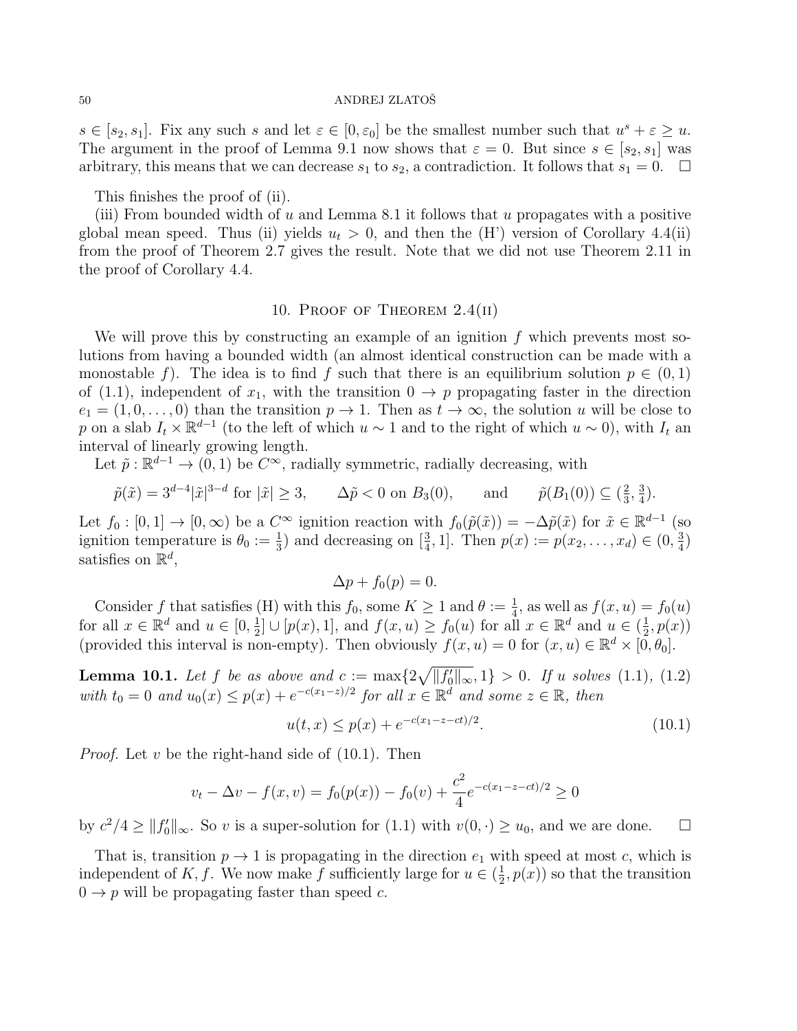$s \in [s_2, s_1]$. Fix any such $s$ and let $\varepsilon \in [0, \varepsilon_0]$ be the smallest number such that $u^s + \varepsilon \geq u$. The argument in the proof of Lemma 9.1 now shows that $\varepsilon = 0$. But since $s \in [s_2, s_1]$ was arbitrary, this means that we can decrease $s_1$ to $s_2$, a contradiction. It follows that $s_1 = 0$. $\square$

This finishes the proof of (ii).

(iii) From bounded width of $u$ and Lemma 8.1 it follows that $u$ propagates with a positive global mean speed. Thus (ii) yields $u_t > 0$, and then the (H') version of Corollary 4.4(ii) from the proof of Theorem 2.7 gives the result. Note that we did not use Theorem 2.11 in the proof of Corollary 4.4.

## 10. Proof of Theorem 2.4(ii)

We will prove this by constructing an example of an ignition $f$ which prevents most solutions from having a bounded width (an almost identical construction can be made with a monostable $f$). The idea is to find $f$ such that there is an equilibrium solution $p \in (0, 1)$ of (1.1), independent of $x_1$, with the transition $0 \to p$ propagating faster in the direction $e_1 = (1, 0, \ldots, 0)$ than the transition $p \to 1$. Then as $t \to \infty$, the solution $u$ will be close to $p$ on a slab $I_t \times \mathbb{R}^{d-1}$ (to the left of which $u \sim 1$ and to the right of which $u \sim 0$), with $I_t$ an interval of linearly growing length.

Let $\tilde{p} : \mathbb{R}^{d-1} \to (0, 1)$ be $C^\infty$, radially symmetric, radially decreasing, with

$$\tilde{p}(\tilde{x}) = 3^{d-4}|\tilde{x}|^{3-d} \text{ for } |\tilde{x}| \geq 3, \qquad \Delta\tilde{p} < 0 \text{ on } B_3(0), \qquad \text{and} \qquad \tilde{p}(B_1(0)) \subseteq (\tfrac{2}{3}, \tfrac{3}{4}).$$

Let $f_0 : [0, 1] \to [0, \infty)$ be a $C^\infty$ ignition reaction with $f_0(\tilde{p}(\tilde{x})) = -\Delta\tilde{p}(\tilde{x})$ for $\tilde{x} \in \mathbb{R}^{d-1}$ (so ignition temperature is $\theta_0 := \frac{1}{3}$) and decreasing on $[\frac{3}{4}, 1]$. Then $p(x) := p(x_2, \ldots, x_d) \in (0, \frac{3}{4})$ satisfies on $\mathbb{R}^d$,

$$\Delta p + f_0(p) = 0.$$

Consider $f$ that satisfies (H) with this $f_0$, some $K \geq 1$ and $\theta := \frac{1}{4}$, as well as $f(x, u) = f_0(u)$ for all $x \in \mathbb{R}^d$ and $u \in [0, \frac{1}{2}] \cup [p(x), 1]$, and $f(x, u) \geq f_0(u)$ for all $x \in \mathbb{R}^d$ and $u \in (\frac{1}{2}, p(x))$ (provided this interval is non-empty). Then obviously $f(x, u) = 0$ for $(x, u) \in \mathbb{R}^d \times [0, \theta_0]$.

**Lemma 10.1.** *Let $f$ be as above and $c := \max\{2\sqrt{\|f_0'\|_\infty}, 1\} > 0$. If $u$ solves (1.1), (1.2) with $t_0 = 0$ and $u_0(x) \leq p(x) + e^{-c(x_1 - z)/2}$ for all $x \in \mathbb{R}^d$ and some $z \in \mathbb{R}$, then*

$$u(t, x) \leq p(x) + e^{-c(x_1 - z - ct)/2}. \tag{10.1}$$

*Proof.* Let $v$ be the right-hand side of (10.1). Then

$$v_t - \Delta v - f(x, v) = f_0(p(x)) - f_0(v) + \frac{c^2}{4} e^{-c(x_1 - z - ct)/2} \geq 0$$

by $c^2/4 \geq \|f_0'\|_\infty$. So $v$ is a super-solution for (1.1) with $v(0, \cdot) \geq u_0$, and we are done. $\square$

That is, transition $p \to 1$ is propagating in the direction $e_1$ with speed at most $c$, which is independent of $K, f$. We now make $f$ sufficiently large for $u \in (\frac{1}{2}, p(x))$ so that the transition $0 \to p$ will be propagating faster than speed $c$.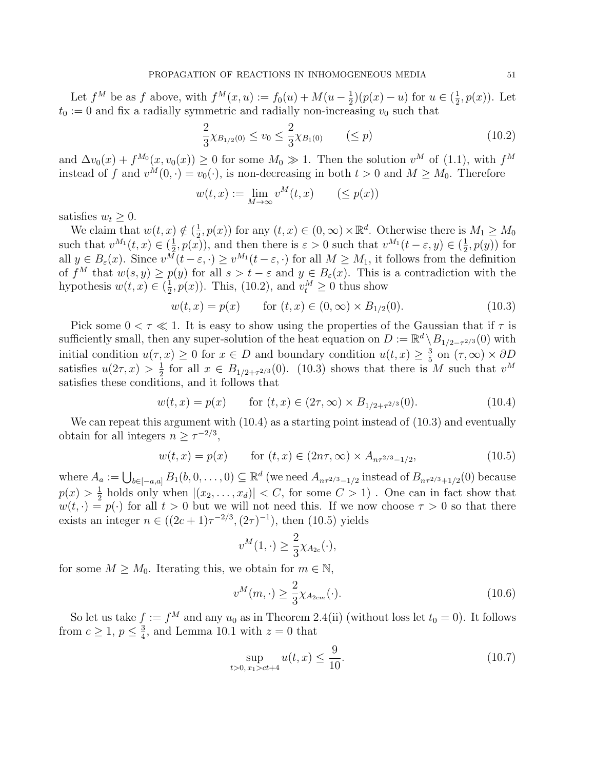Let $f^M$ be as $f$ above, with $f^M(x,u) := f_0(u) + M(u - \frac{1}{2})(p(x) - u)$ for $u \in (\frac{1}{2}, p(x))$. Let $t_0 := 0$ and fix a radially symmetric and radially non-increasing $v_0$ such that

$$\frac{2}{3}\chi_{B_{1/2}(0)} \le v_0 \le \frac{2}{3}\chi_{B_1(0)} \qquad (\le p) \tag{10.2}$$

and $\Delta v_0(x) + f^{M_0}(x, v_0(x)) \ge 0$ for some $M_0 \gg 1$. Then the solution $v^M$ of (1.1), with $f^M$ instead of $f$ and $v^M(0,\cdot) = v_0(\cdot)$, is non-decreasing in both $t > 0$ and $M \ge M_0$. Therefore

$$w(t,x) := \lim_{M\to\infty} v^M(t,x) \qquad (\le p(x))$$

satisfies $w_t \ge 0$.

We claim that $w(t,x) \notin (\frac{1}{2}, p(x))$ for any $(t,x) \in (0,\infty)\times\mathbb{R}^d$. Otherwise there is $M_1 \ge M_0$ such that $v^{M_1}(t,x) \in (\frac{1}{2}, p(x))$, and then there is $\varepsilon > 0$ such that $v^{M_1}(t-\varepsilon, y) \in (\frac{1}{2}, p(y))$ for all $y \in B_\varepsilon(x)$. Since $v^M(t-\varepsilon,\cdot) \ge v^{M_1}(t-\varepsilon,\cdot)$ for all $M \ge M_1$, it follows from the definition of $f^M$ that $w(s,y) \ge p(y)$ for all $s > t-\varepsilon$ and $y \in B_\varepsilon(x)$. This is a contradiction with the hypothesis $w(t,x) \in (\frac{1}{2}, p(x))$. This, (10.2), and $v_t^M \ge 0$ thus show

$$w(t,x) = p(x) \qquad \text{for } (t,x) \in (0,\infty)\times B_{1/2}(0). \tag{10.3}$$

Pick some $0 < \tau \ll 1$. It is easy to show using the properties of the Gaussian that if $\tau$ is sufficiently small, then any super-solution of the heat equation on $D := \mathbb{R}^d \setminus B_{1/2-\tau^{2/3}}(0)$ with initial condition $u(\tau,x) \ge 0$ for $x \in D$ and boundary condition $u(t,x) \ge \frac{3}{5}$ on $(\tau,\infty)\times\partial D$ satisfies $u(2\tau,x) > \frac{1}{2}$ for all $x \in B_{1/2+\tau^{2/3}}(0)$. (10.3) shows that there is $M$ such that $v^M$ satisfies these conditions, and it follows that

$$w(t,x) = p(x) \qquad \text{for } (t,x) \in (2\tau,\infty)\times B_{1/2+\tau^{2/3}}(0). \tag{10.4}$$

We can repeat this argument with (10.4) as a starting point instead of (10.3) and eventually obtain for all integers $n \ge \tau^{-2/3}$,

$$w(t,x) = p(x) \qquad \text{for } (t,x) \in (2n\tau,\infty)\times A_{n\tau^{2/3}-1/2}, \tag{10.5}$$

where $A_a := \bigcup_{b\in[-a,a]} B_1(b,0,\dots,0) \subseteq \mathbb{R}^d$ (we need $A_{n\tau^{2/3}-1/2}$ instead of $B_{n\tau^{2/3}+1/2}(0)$ because $p(x) > \frac{1}{2}$ holds only when $|(x_2,\dots,x_d)| < C$, for some $C > 1$) . One can in fact show that $w(t,\cdot) = p(\cdot)$ for all $t > 0$ but we will not need this. If we now choose $\tau > 0$ so that there exists an integer $n \in ((2c+1)\tau^{-2/3}, (2\tau)^{-1})$, then (10.5) yields

$$v^M(1,\cdot) \ge \frac{2}{3}\chi_{A_{2c}}(\cdot),$$

for some $M \ge M_0$. Iterating this, we obtain for $m \in \mathbb{N}$,

$$v^M(m,\cdot) \ge \frac{2}{3}\chi_{A_{2cm}}(\cdot). \tag{10.6}$$

So let us take $f := f^M$ and any $u_0$ as in Theorem 2.4(ii) (without loss let $t_0 = 0$). It follows from $c \ge 1$, $p \le \frac{3}{4}$, and Lemma 10.1 with $z = 0$ that

$$\sup_{t>0,\, x_1 > ct+4} u(t,x) \le \frac{9}{10}. \tag{10.7}$$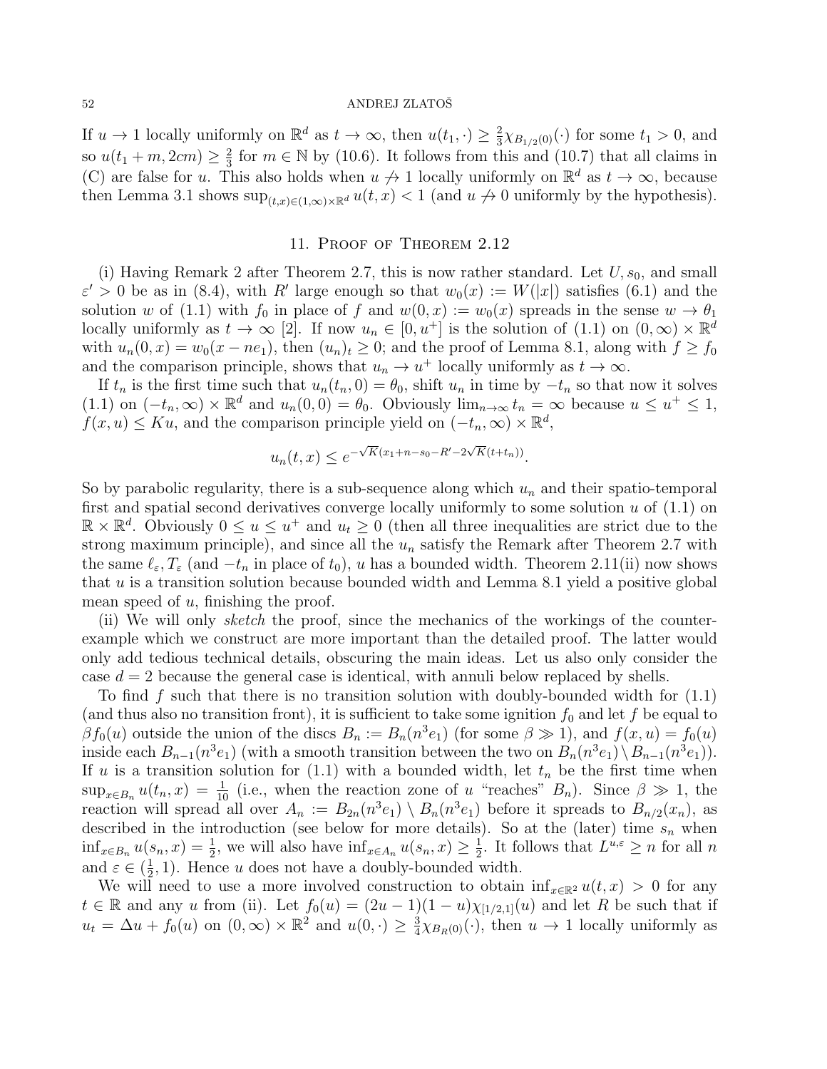If $u \to 1$ locally uniformly on $\mathbb{R}^d$ as $t \to \infty$, then $u(t_1, \cdot) \geq \frac{2}{3}\chi_{B_{1/2}(0)}(\cdot)$ for some $t_1 > 0$, and so $u(t_1 + m, 2cm) \geq \frac{2}{3}$ for $m \in \mathbb{N}$ by (10.6). It follows from this and (10.7) that all claims in (C) are false for $u$. This also holds when $u \not\to 1$ locally uniformly on $\mathbb{R}^d$ as $t \to \infty$, because then Lemma 3.1 shows $\sup_{(t,x)\in(1,\infty)\times\mathbb{R}^d} u(t,x) < 1$ (and $u \not\to 0$ uniformly by the hypothesis).

## 11. Proof of Theorem 2.12

(i) Having Remark 2 after Theorem 2.7, this is now rather standard. Let $U, s_0$, and small $\varepsilon' > 0$ be as in (8.4), with $R'$ large enough so that $w_0(x) := W(|x|)$ satisfies (6.1) and the solution $w$ of (1.1) with $f_0$ in place of $f$ and $w(0,x) := w_0(x)$ spreads in the sense $w \to \theta_1$ locally uniformly as $t \to \infty$ [2]. If now $u_n \in [0, u^+]$ is the solution of (1.1) on $(0,\infty) \times \mathbb{R}^d$ with $u_n(0,x) = w_0(x - ne_1)$, then $(u_n)_t \geq 0$; and the proof of Lemma 8.1, along with $f \geq f_0$ and the comparison principle, shows that $u_n \to u^+$ locally uniformly as $t \to \infty$.

If $t_n$ is the first time such that $u_n(t_n, 0) = \theta_0$, shift $u_n$ in time by $-t_n$ so that now it solves (1.1) on $(-t_n, \infty) \times \mathbb{R}^d$ and $u_n(0,0) = \theta_0$. Obviously $\lim_{n\to\infty} t_n = \infty$ because $u \leq u^+ \leq 1$, $f(x,u) \leq Ku$, and the comparison principle yield on $(-t_n, \infty) \times \mathbb{R}^d$,

$$u_n(t,x) \leq e^{-\sqrt{K}(x_1 + n - s_0 - R' - 2\sqrt{K}(t+t_n))}.$$

So by parabolic regularity, there is a sub-sequence along which $u_n$ and their spatio-temporal first and spatial second derivatives converge locally uniformly to some solution $u$ of (1.1) on $\mathbb{R} \times \mathbb{R}^d$. Obviously $0 \leq u \leq u^+$ and $u_t \geq 0$ (then all three inequalities are strict due to the strong maximum principle), and since all the $u_n$ satisfy the Remark after Theorem 2.7 with the same $\ell_\varepsilon, T_\varepsilon$ (and $-t_n$ in place of $t_0$), $u$ has a bounded width. Theorem 2.11(ii) now shows that $u$ is a transition solution because bounded width and Lemma 8.1 yield a positive global mean speed of $u$, finishing the proof.

(ii) We will only *sketch* the proof, since the mechanics of the workings of the counter-example which we construct are more important than the detailed proof. The latter would only add tedious technical details, obscuring the main ideas. Let us also only consider the case $d = 2$ because the general case is identical, with annuli below replaced by shells.

To find $f$ such that there is no transition solution with doubly-bounded width for (1.1) (and thus also no transition front), it is sufficient to take some ignition $f_0$ and let $f$ be equal to $\beta f_0(u)$ outside the union of the discs $B_n := B_n(n^3 e_1)$ (for some $\beta \gg 1$), and $f(x,u) = f_0(u)$ inside each $B_{n-1}(n^3 e_1)$ (with a smooth transition between the two on $B_n(n^3 e_1) \setminus B_{n-1}(n^3 e_1)$). If $u$ is a transition solution for (1.1) with a bounded width, let $t_n$ be the first time when $\sup_{x\in B_n} u(t_n, x) = \frac{1}{10}$ (i.e., when the reaction zone of $u$ "reaches" $B_n$). Since $\beta \gg 1$, the reaction will spread all over $A_n := B_{2n}(n^3 e_1) \setminus B_n(n^3 e_1)$ before it spreads to $B_{n/2}(x_n)$, as described in the introduction (see below for more details). So at the (later) time $s_n$ when $\inf_{x\in B_n} u(s_n, x) = \frac{1}{2}$, we will also have $\inf_{x\in A_n} u(s_n, x) \geq \frac{1}{2}$. It follows that $L^{u,\varepsilon} \geq n$ for all $n$ and $\varepsilon \in (\frac{1}{2}, 1)$. Hence $u$ does not have a doubly-bounded width.

We will need to use a more involved construction to obtain $\inf_{x\in\mathbb{R}^2} u(t,x) > 0$ for any $t \in \mathbb{R}$ and any $u$ from (ii). Let $f_0(u) = (2u-1)(1-u)\chi_{[1/2,1]}(u)$ and let $R$ be such that if $u_t = \Delta u + f_0(u)$ on $(0,\infty) \times \mathbb{R}^2$ and $u(0,\cdot) \geq \frac{3}{4}\chi_{B_R(0)}(\cdot)$, then $u \to 1$ locally uniformly as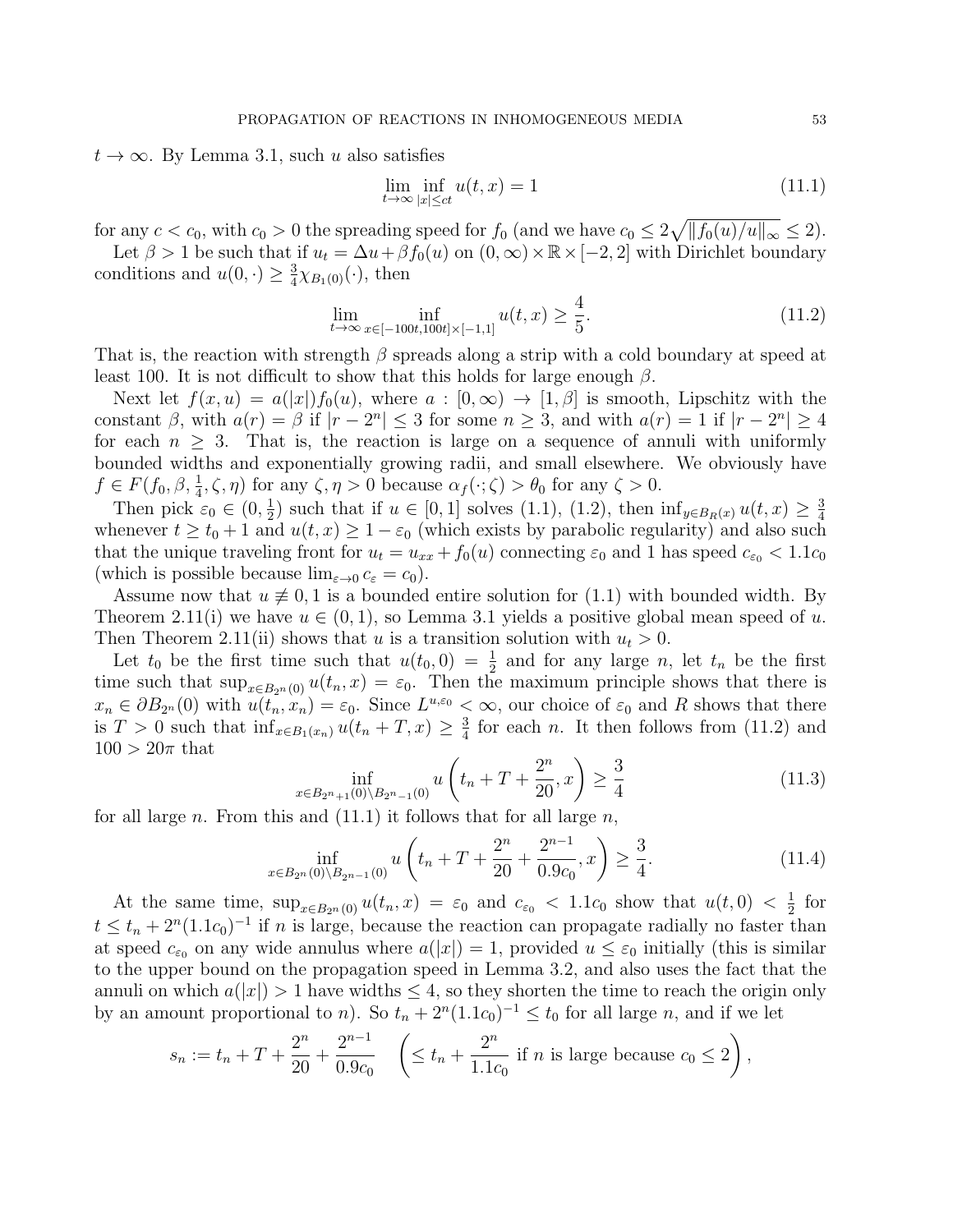$t \to \infty$. By Lemma 3.1, such $u$ also satisfies

$$\lim_{t\to\infty} \inf_{|x|\le ct} u(t,x) = 1 \tag{11.1}$$

for any $c < c_0$, with $c_0 > 0$ the spreading speed for $f_0$ (and we have $c_0 \le 2\sqrt{\|f_0(u)/u\|_\infty} \le 2$).

Let $\beta > 1$ be such that if $u_t = \Delta u + \beta f_0(u)$ on $(0,\infty)\times\mathbb{R}\times[-2,2]$ with Dirichlet boundary conditions and $u(0,\cdot) \ge \frac{3}{4}\chi_{B_1(0)}(\cdot)$, then

$$\lim_{t\to\infty} \inf_{x\in[-100t,100t]\times[-1,1]} u(t,x) \ge \frac{4}{5}. \tag{11.2}$$

That is, the reaction with strength $\beta$ spreads along a strip with a cold boundary at speed at least 100. It is not difficult to show that this holds for large enough $\beta$.

Next let $f(x,u) = a(|x|)f_0(u)$, where $a : [0,\infty) \to [1,\beta]$ is smooth, Lipschitz with the constant $\beta$, with $a(r) = \beta$ if $|r - 2^n| \le 3$ for some $n \ge 3$, and with $a(r) = 1$ if $|r - 2^n| \ge 4$ for each $n \ge 3$. That is, the reaction is large on a sequence of annuli with uniformly bounded widths and exponentially growing radii, and small elsewhere. We obviously have $f \in F(f_0, \beta, \frac{1}{4}, \zeta, \eta)$ for any $\zeta, \eta > 0$ because $\alpha_f(\cdot;\zeta) > \theta_0$ for any $\zeta > 0$.

Then pick $\varepsilon_0 \in (0, \frac{1}{2})$ such that if $u \in [0,1]$ solves (1.1), (1.2), then $\inf_{y\in B_R(x)} u(t,x) \ge \frac{3}{4}$ whenever $t \ge t_0 + 1$ and $u(t,x) \ge 1 - \varepsilon_0$ (which exists by parabolic regularity) and also such that the unique traveling front for $u_t = u_{xx} + f_0(u)$ connecting $\varepsilon_0$ and 1 has speed $c_{\varepsilon_0} < 1.1c_0$ (which is possible because $\lim_{\varepsilon\to 0} c_\varepsilon = c_0$).

Assume now that $u \not\equiv 0, 1$ is a bounded entire solution for (1.1) with bounded width. By Theorem 2.11(i) we have $u \in (0,1)$, so Lemma 3.1 yields a positive global mean speed of $u$. Then Theorem 2.11(ii) shows that $u$ is a transition solution with $u_t > 0$.

Let $t_0$ be the first time such that $u(t_0, 0) = \frac{1}{2}$ and for any large $n$, let $t_n$ be the first time such that $\sup_{x\in B_{2^n}(0)} u(t_n, x) = \varepsilon_0$. Then the maximum principle shows that there is $x_n \in \partial B_{2^n}(0)$ with $u(t_n, x_n) = \varepsilon_0$. Since $L^{u,\varepsilon_0} < \infty$, our choice of $\varepsilon_0$ and $R$ shows that there is $T > 0$ such that $\inf_{x\in B_1(x_n)} u(t_n + T, x) \ge \frac{3}{4}$ for each $n$. It then follows from (11.2) and $100 > 20\pi$ that

$$\inf_{x\in B_{2^{n+1}}(0)\setminus B_{2^{n-1}}(0)} u\left(t_n + T + \frac{2^n}{20}, x\right) \ge \frac{3}{4} \tag{11.3}$$

for all large $n$. From this and (11.1) it follows that for all large $n$,

$$\inf_{x\in B_{2^n}(0)\setminus B_{2^{n-1}}(0)} u\left(t_n + T + \frac{2^n}{20} + \frac{2^{n-1}}{0.9c_0}, x\right) \ge \frac{3}{4}. \tag{11.4}$$

At the same time, $\sup_{x\in B_{2^n}(0)} u(t_n, x) = \varepsilon_0$ and $c_{\varepsilon_0} < 1.1c_0$ show that $u(t,0) < \frac{1}{2}$ for $t \le t_n + 2^n(1.1c_0)^{-1}$ if $n$ is large, because the reaction can propagate radially no faster than at speed $c_{\varepsilon_0}$ on any wide annulus where $a(|x|) = 1$, provided $u \le \varepsilon_0$ initially (this is similar to the upper bound on the propagation speed in Lemma 3.2, and also uses the fact that the annuli on which $a(|x|) > 1$ have widths $\le 4$, so they shorten the time to reach the origin only by an amount proportional to $n$). So $t_n + 2^n(1.1c_0)^{-1} \le t_0$ for all large $n$, and if we let

$$s_n := t_n + T + \frac{2^n}{20} + \frac{2^{n-1}}{0.9c_0} \quad \left(\le t_n + \frac{2^n}{1.1c_0} \text{ if } n \text{ is large because } c_0 \le 2\right),$$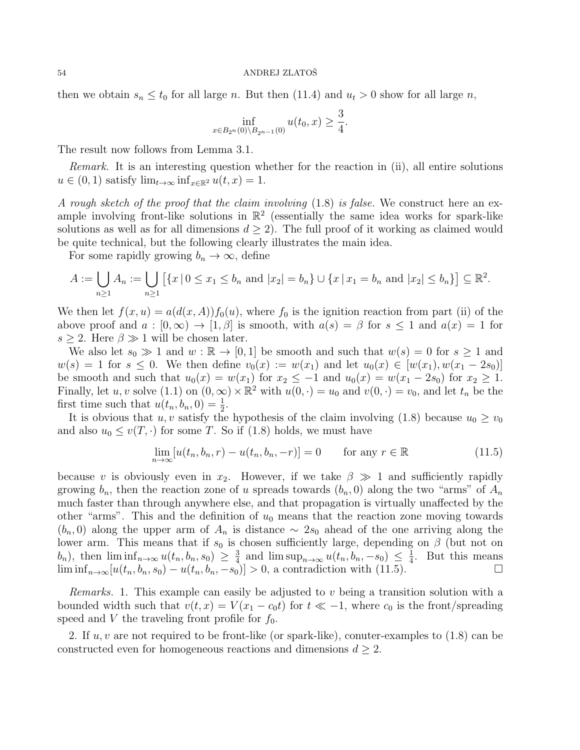then we obtain $s_n \le t_0$ for all large $n$. But then (11.4) and $u_t > 0$ show for all large $n$,

$$\inf_{x \in B_{2^n}(0) \setminus B_{2^{n-1}}(0)} u(t_0, x) \ge \frac{3}{4}.$$

The result now follows from Lemma 3.1.

*Remark.* It is an interesting question whether for the reaction in (ii), all entire solutions $u \in (0,1)$ satisfy $\lim_{t\to\infty} \inf_{x \in \mathbb{R}^2} u(t,x) = 1$.

*A rough sketch of the proof that the claim involving* (1.8) *is false.* We construct here an example involving front-like solutions in $\mathbb{R}^2$ (essentially the same idea works for spark-like solutions as well as for all dimensions $d \ge 2$). The full proof of it working as claimed would be quite technical, but the following clearly illustrates the main idea.

For some rapidly growing $b_n \to \infty$, define

$$A := \bigcup_{n\ge 1} A_n := \bigcup_{n \ge 1} \left[ \{x \,|\, 0 \le x_1 \le b_n \text{ and } |x_2| = b_n\} \cup \{x \,|\, x_1 = b_n \text{ and } |x_2| \le b_n\} \right] \subseteq \mathbb{R}^2.$$

We then let $f(x,u) = a(d(x,A)) f_0(u)$, where $f_0$ is the ignition reaction from part (ii) of the above proof and $a : [0,\infty) \to [1,\beta]$ is smooth, with $a(s) = \beta$ for $s \le 1$ and $a(x) = 1$ for $s \ge 2$. Here $\beta \gg 1$ will be chosen later.

We also let $s_0 \gg 1$ and $w : \mathbb{R} \to [0,1]$ be smooth and such that $w(s) = 0$ for $s \ge 1$ and $w(s) = 1$ for $s \le 0$. We then define $v_0(x) := w(x_1)$ and let $u_0(x) \in [w(x_1), w(x_1 - 2s_0)]$ be smooth and such that $u_0(x) = w(x_1)$ for $x_2 \le -1$ and $u_0(x) = w(x_1 - 2s_0)$ for $x_2 \ge 1$. Finally, let $u, v$ solve (1.1) on $(0,\infty) \times \mathbb{R}^2$ with $u(0,\cdot) = u_0$ and $v(0,\cdot) = v_0$, and let $t_n$ be the first time such that $u(t_n, b_n, 0) = \frac{1}{2}$.

It is obvious that $u, v$ satisfy the hypothesis of the claim involving (1.8) because $u_0 \ge v_0$ and also $u_0 \le v(T,\cdot)$ for some $T$. So if (1.8) holds, we must have

$$\lim_{n\to\infty} [u(t_n, b_n, r) - u(t_n, b_n, -r)] = 0 \qquad \text{for any } r \in \mathbb{R} \tag{11.5}$$

because $v$ is obviously even in $x_2$. However, if we take $\beta \gg 1$ and sufficiently rapidly growing $b_n$, then the reaction zone of $u$ spreads towards $(b_n, 0)$ along the two "arms" of $A_n$ much faster than through anywhere else, and that propagation is virtually unaffected by the other "arms". This and the definition of $u_0$ means that the reaction zone moving towards $(b_n, 0)$ along the upper arm of $A_n$ is distance $\sim 2s_0$ ahead of the one arriving along the lower arm. This means that if $s_0$ is chosen sufficiently large, depending on $\beta$ (but not on $b_n$), then $\liminf_{n\to\infty} u(t_n, b_n, s_0) \ge \frac{3}{4}$ and $\limsup_{n\to\infty} u(t_n, b_n, -s_0) \le \frac{1}{4}$. But this means $\liminf_{n\to\infty} [u(t_n, b_n, s_0) - u(t_n, b_n, -s_0)] > 0$, a contradiction with (11.5). $\square$

*Remarks.* 1. This example can easily be adjusted to $v$ being a transition solution with a bounded width such that $v(t,x) = V(x_1 - c_0 t)$ for $t \ll -1$, where $c_0$ is the front/spreading speed and $V$ the traveling front profile for $f_0$.

2. If $u, v$ are not required to be front-like (or spark-like), conuter-examples to (1.8) can be constructed even for homogeneous reactions and dimensions $d \ge 2$.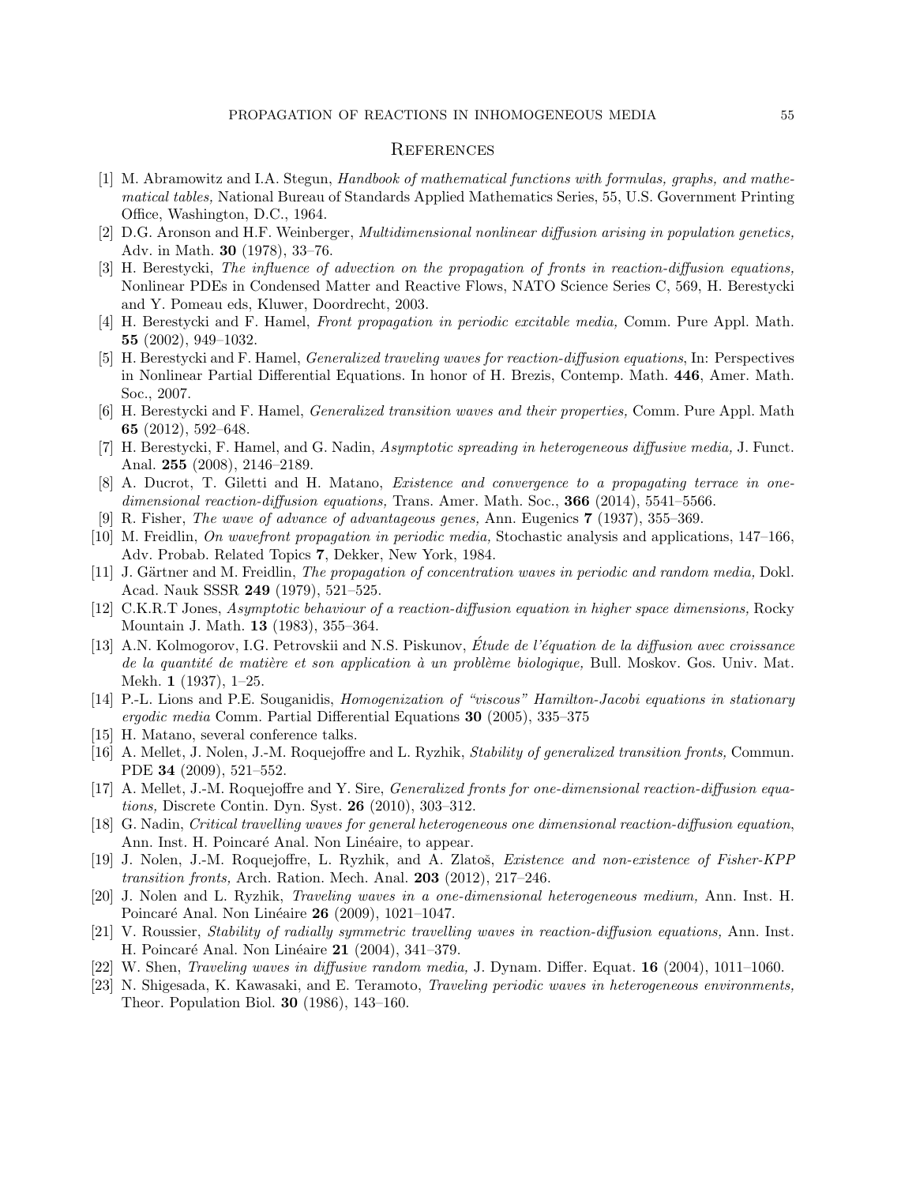## References

[1] M. Abramowitz and I.A. Stegun, *Handbook of mathematical functions with formulas, graphs, and mathematical tables,* National Bureau of Standards Applied Mathematics Series, 55, U.S. Government Printing Office, Washington, D.C., 1964.

[2] D.G. Aronson and H.F. Weinberger, *Multidimensional nonlinear diffusion arising in population genetics,* Adv. in Math. **30** (1978), 33–76.

[3] H. Berestycki, *The influence of advection on the propagation of fronts in reaction-diffusion equations,* Nonlinear PDEs in Condensed Matter and Reactive Flows, NATO Science Series C, 569, H. Berestycki and Y. Pomeau eds, Kluwer, Doordrecht, 2003.

[4] H. Berestycki and F. Hamel, *Front propagation in periodic excitable media,* Comm. Pure Appl. Math. **55** (2002), 949–1032.

[5] H. Berestycki and F. Hamel, *Generalized traveling waves for reaction-diffusion equations*, In: Perspectives in Nonlinear Partial Differential Equations. In honor of H. Brezis, Contemp. Math. **446**, Amer. Math. Soc., 2007.

[6] H. Berestycki and F. Hamel, *Generalized transition waves and their properties,* Comm. Pure Appl. Math **65** (2012), 592–648.

[7] H. Berestycki, F. Hamel, and G. Nadin, *Asymptotic spreading in heterogeneous diffusive media,* J. Funct. Anal. **255** (2008), 2146–2189.

[8] A. Ducrot, T. Giletti and H. Matano, *Existence and convergence to a propagating terrace in one-dimensional reaction-diffusion equations,* Trans. Amer. Math. Soc., **366** (2014), 5541–5566.

[9] R. Fisher, *The wave of advance of advantageous genes,* Ann. Eugenics **7** (1937), 355–369.

[10] M. Freidlin, *On wavefront propagation in periodic media,* Stochastic analysis and applications, 147–166, Adv. Probab. Related Topics **7**, Dekker, New York, 1984.

[11] J. Gärtner and M. Freidlin, *The propagation of concentration waves in periodic and random media,* Dokl. Acad. Nauk SSSR **249** (1979), 521–525.

[12] C.K.R.T Jones, *Asymptotic behaviour of a reaction-diffusion equation in higher space dimensions,* Rocky Mountain J. Math. **13** (1983), 355–364.

[13] A.N. Kolmogorov, I.G. Petrovskii and N.S. Piskunov, *Étude de l'équation de la diffusion avec croissance de la quantité de matière et son application à un problème biologique,* Bull. Moskov. Gos. Univ. Mat. Mekh. **1** (1937), 1–25.

[14] P.-L. Lions and P.E. Souganidis, *Homogenization of "viscous" Hamilton-Jacobi equations in stationary ergodic media* Comm. Partial Differential Equations **30** (2005), 335–375

[15] H. Matano, several conference talks.

[16] A. Mellet, J. Nolen, J.-M. Roquejoffre and L. Ryzhik, *Stability of generalized transition fronts,* Commun. PDE **34** (2009), 521–552.

[17] A. Mellet, J.-M. Roquejoffre and Y. Sire, *Generalized fronts for one-dimensional reaction-diffusion equations,* Discrete Contin. Dyn. Syst. **26** (2010), 303–312.

[18] G. Nadin, *Critical travelling waves for general heterogeneous one dimensional reaction-diffusion equation*, Ann. Inst. H. Poincaré Anal. Non Linéaire, to appear.

[19] J. Nolen, J.-M. Roquejoffre, L. Ryzhik, and A. Zlatoš, *Existence and non-existence of Fisher-KPP transition fronts,* Arch. Ration. Mech. Anal. **203** (2012), 217–246.

[20] J. Nolen and L. Ryzhik, *Traveling waves in a one-dimensional heterogeneous medium,* Ann. Inst. H. Poincaré Anal. Non Linéaire **26** (2009), 1021–1047.

[21] V. Roussier, *Stability of radially symmetric travelling waves in reaction-diffusion equations,* Ann. Inst. H. Poincaré Anal. Non Linéaire **21** (2004), 341–379.

[22] W. Shen, *Traveling waves in diffusive random media,* J. Dynam. Differ. Equat. **16** (2004), 1011–1060.

[23] N. Shigesada, K. Kawasaki, and E. Teramoto, *Traveling periodic waves in heterogeneous environments,* Theor. Population Biol. **30** (1986), 143–160.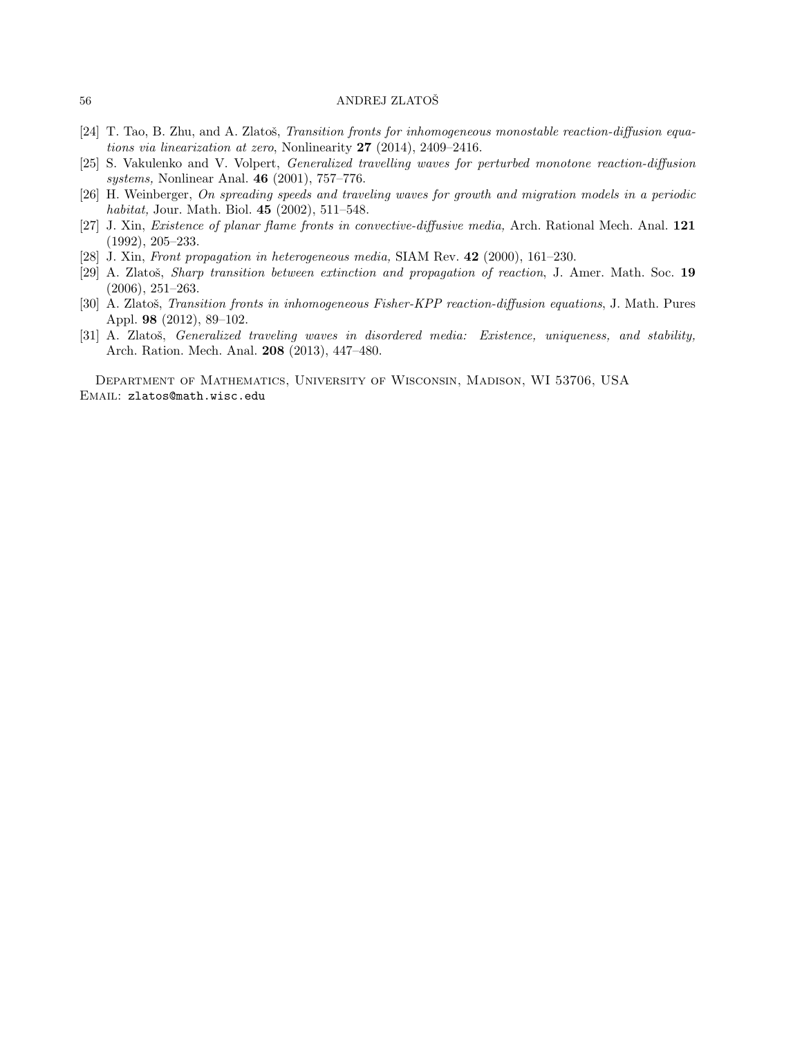[24] T. Tao, B. Zhu, and A. Zlatoš, *Transition fronts for inhomogeneous monostable reaction-diffusion equations via linearization at zero*, Nonlinearity **27** (2014), 2409–2416.

[25] S. Vakulenko and V. Volpert, *Generalized travelling waves for perturbed monotone reaction-diffusion systems,* Nonlinear Anal. **46** (2001), 757–776.

[26] H. Weinberger, *On spreading speeds and traveling waves for growth and migration models in a periodic habitat,* Jour. Math. Biol. **45** (2002), 511–548.

[27] J. Xin, *Existence of planar flame fronts in convective-diffusive media,* Arch. Rational Mech. Anal. **121** (1992), 205–233.

[28] J. Xin, *Front propagation in heterogeneous media,* SIAM Rev. **42** (2000), 161–230.

[29] A. Zlatoš, *Sharp transition between extinction and propagation of reaction*, J. Amer. Math. Soc. **19** (2006), 251–263.

[30] A. Zlatoš, *Transition fronts in inhomogeneous Fisher-KPP reaction-diffusion equations*, J. Math. Pures Appl. **98** (2012), 89–102.

[31] A. Zlatoš, *Generalized traveling waves in disordered media: Existence, uniqueness, and stability,* Arch. Ration. Mech. Anal. **208** (2013), 447–480.

Department of Mathematics, University of Wisconsin, Madison, WI 53706, USA
Email: zlatos@math.wisc.edu